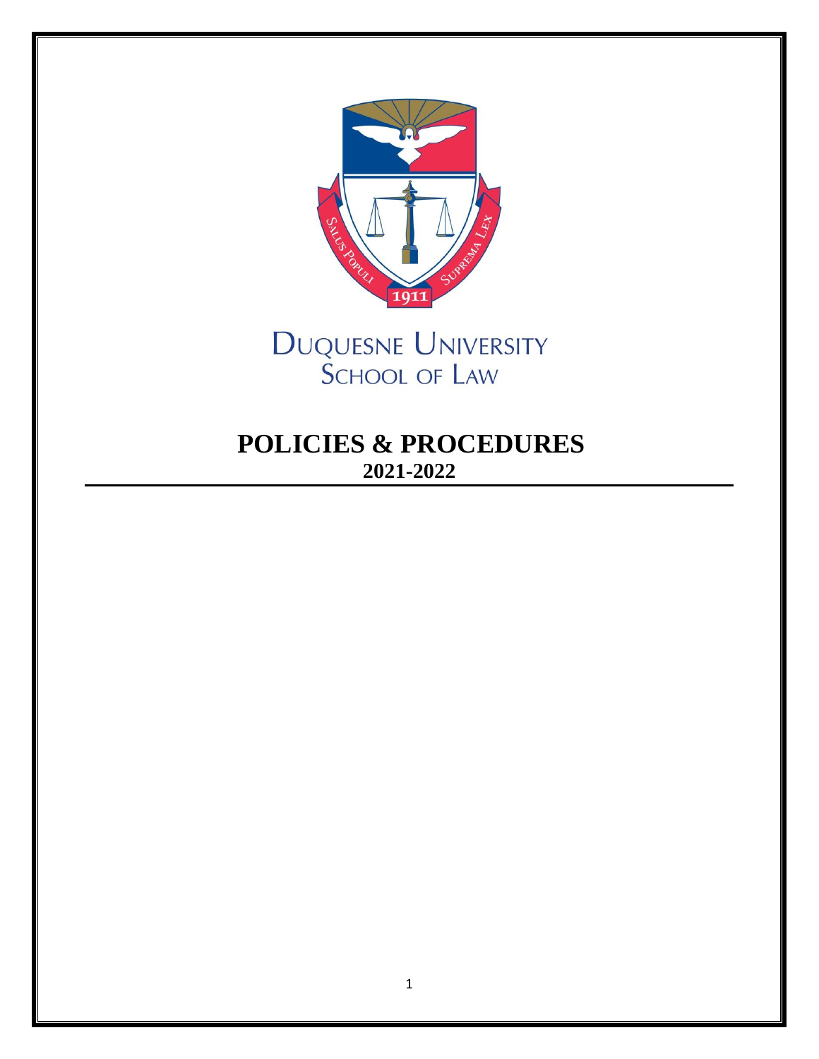DUQUESNE UNIVERSITY
SCHOOL OF LAW

# POLICIES & PROCEDURES

**2021-2022**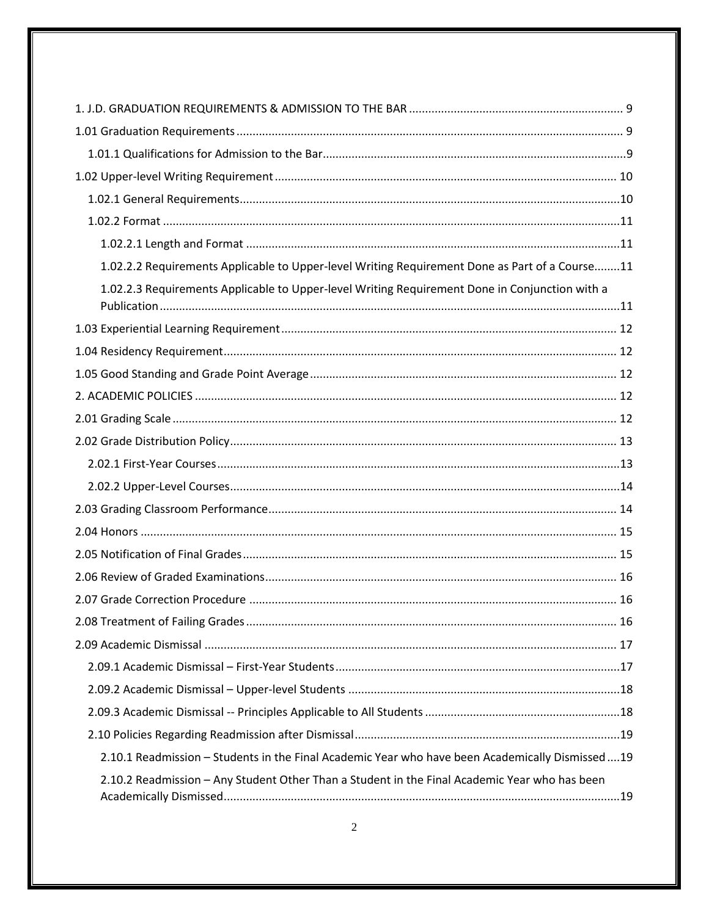1. J.D. GRADUATION REQUIREMENTS & ADMISSION TO THE BAR .................................................................. 9

1.01 Graduation Requirements ........................................................................................................ 9

1.01.1 Qualifications for Admission to the Bar ..............................................................................9

1.02 Upper-level Writing Requirement ........................................................................................... 10

1.02.1 General Requirements ......................................................................................................10

1.02.2 Format ...............................................................................................................................11

1.02.2.1 Length and Format ......................................................................................................11

1.02.2.2 Requirements Applicable to Upper-level Writing Requirement Done as Part of a Course........11

1.02.2.3 Requirements Applicable to Upper-level Writing Requirement Done in Conjunction with a Publication .................................................................................................................11

1.03 Experiential Learning Requirement ........................................................................................ 12

1.04 Residency Requirement .......................................................................................................... 12

1.05 Good Standing and Grade Point Average ............................................................................... 12

2. ACADEMIC POLICIES ................................................................................................................ 12

2.01 Grading Scale .......................................................................................................................... 12

2.02 Grade Distribution Policy ........................................................................................................ 13

2.02.1 First-Year Courses .............................................................................................................13

2.02.2 Upper-Level Courses .........................................................................................................14

2.03 Grading Classroom Performance ............................................................................................ 14

2.04 Honors .................................................................................................................................... 15

2.05 Notification of Final Grades .................................................................................................... 15

2.06 Review of Graded Examinations ............................................................................................. 16

2.07 Grade Correction Procedure ................................................................................................... 16

2.08 Treatment of Failing Grades ................................................................................................... 16

2.09 Academic Dismissal ................................................................................................................ 17

2.09.1 Academic Dismissal – First-Year Students ........................................................................17

2.09.2 Academic Dismissal – Upper-level Students .....................................................................18

2.09.3 Academic Dismissal -- Principles Applicable to All Students .............................................18

2.10 Policies Regarding Readmission after Dismissal ...................................................................19

2.10.1 Readmission – Students in the Final Academic Year who have been Academically Dismissed ....19

2.10.2 Readmission – Any Student Other Than a Student in the Final Academic Year who has been Academically Dismissed ...........................................................................................................19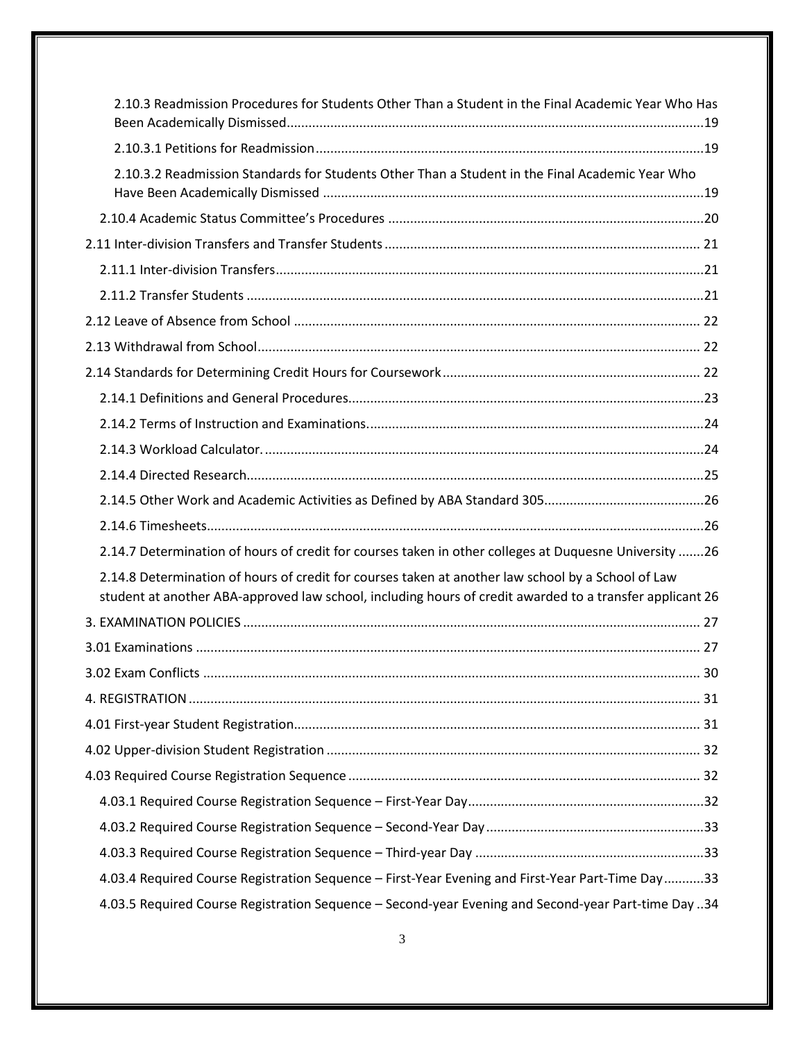2.10.3 Readmission Procedures for Students Other Than a Student in the Final Academic Year Who Has Been Academically Dismissed....................................................................................................19

2.10.3.1 Petitions for Readmission..........................................................................................19

2.10.3.2 Readmission Standards for Students Other Than a Student in the Final Academic Year Who Have Been Academically Dismissed ........................................................................................19

2.10.4 Academic Status Committee's Procedures ......................................................................20

2.11 Inter-division Transfers and Transfer Students ...................................................................... 21

2.11.1 Inter-division Transfers.....................................................................................................21

2.11.2 Transfer Students .............................................................................................................21

2.12 Leave of Absence from School ............................................................................................... 22

2.13 Withdrawal from School......................................................................................................... 22

2.14 Standards for Determining Credit Hours for Coursework ...................................................... 22

2.14.1 Definitions and General Procedures.................................................................................23

2.14.2 Terms of Instruction and Examinations............................................................................24

2.14.3 Workload Calculator. ........................................................................................................24

2.14.4 Directed Research.............................................................................................................25

2.14.5 Other Work and Academic Activities as Defined by ABA Standard 305............................26

2.14.6 Timesheets........................................................................................................................26

2.14.7 Determination of hours of credit for courses taken in other colleges at Duquesne University .......26

2.14.8 Determination of hours of credit for courses taken at another law school by a School of Law student at another ABA-approved law school, including hours of credit awarded to a transfer applicant 26

3. EXAMINATION POLICIES ............................................................................................................. 27

3.01 Examinations .......................................................................................................................... 27

3.02 Exam Conflicts ........................................................................................................................ 30

4. REGISTRATION ............................................................................................................................ 31

4.01 First-year Student Registration............................................................................................... 31

4.02 Upper-division Student Registration ...................................................................................... 32

4.03 Required Course Registration Sequence ................................................................................ 32

4.03.1 Required Course Registration Sequence – First-Year Day.................................................32

4.03.2 Required Course Registration Sequence – Second-Year Day............................................33

4.03.3 Required Course Registration Sequence – Third-year Day ...............................................33

4.03.4 Required Course Registration Sequence – First-Year Evening and First-Year Part-Time Day...........33

4.03.5 Required Course Registration Sequence – Second-year Evening and Second-year Part-time Day ..34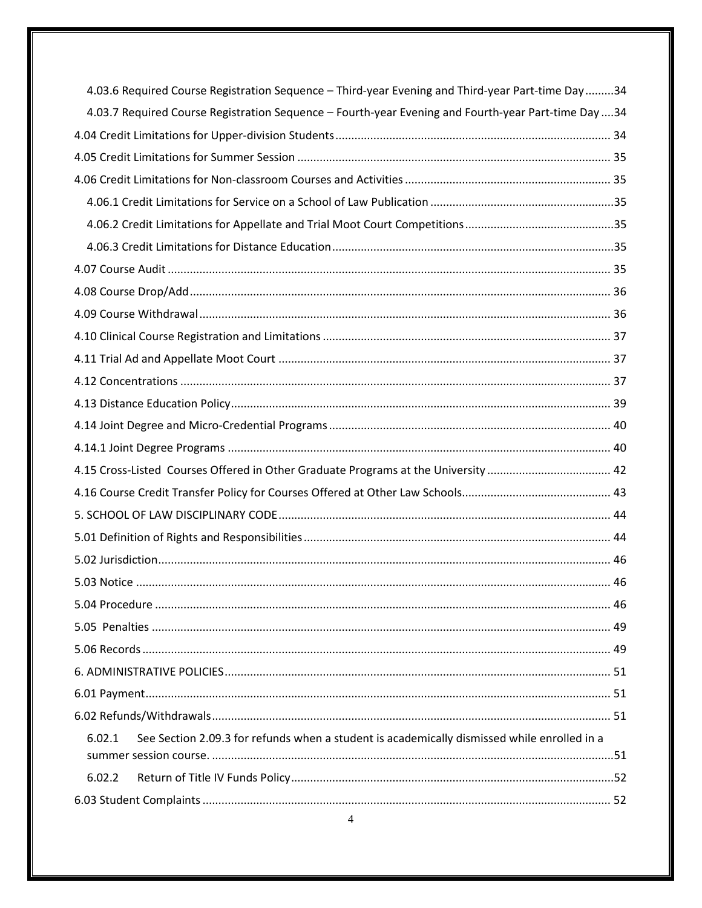4.03.6 Required Course Registration Sequence – Third-year Evening and Third-year Part-time Day .........34

4.03.7 Required Course Registration Sequence – Fourth-year Evening and Fourth-year Part-time Day ....34

4.04 Credit Limitations for Upper-division Students ...................................................................................... 34

4.05 Credit Limitations for Summer Session .................................................................................................. 35

4.06 Credit Limitations for Non-classroom Courses and Activities ................................................................ 35

4.06.1 Credit Limitations for Service on a School of Law Publication ..........................................................35

4.06.2 Credit Limitations for Appellate and Trial Moot Court Competitions...............................................35

4.06.3 Credit Limitations for Distance Education........................................................................................35

4.07 Course Audit ........................................................................................................................................... 35

4.08 Course Drop/Add.................................................................................................................................... 36

4.09 Course Withdrawal................................................................................................................................. 36

4.10 Clinical Course Registration and Limitations .......................................................................................... 37

4.11 Trial Ad and Appellate Moot Court ........................................................................................................ 37

4.12 Concentrations ....................................................................................................................................... 37

4.13 Distance Education Policy....................................................................................................................... 39

4.14 Joint Degree and Micro-Credential Programs ........................................................................................ 40

4.14.1 Joint Degree Programs ........................................................................................................................ 40

4.15 Cross-Listed Courses Offered in Other Graduate Programs at the University ....................................... 42

4.16 Course Credit Transfer Policy for Courses Offered at Other Law Schools.............................................. 43

5. SCHOOL OF LAW DISCIPLINARY CODE........................................................................................................ 44

5.01 Definition of Rights and Responsibilities................................................................................................ 44

5.02 Jurisdiction............................................................................................................................................. 46

5.03 Notice ..................................................................................................................................................... 46

5.04 Procedure .............................................................................................................................................. 46

5.05 Penalties ................................................................................................................................................ 49

5.06 Records................................................................................................................................................... 49

6. ADMINISTRATIVE POLICIES......................................................................................................................... 51

6.01 Payment................................................................................................................................................. 51

6.02 Refunds/Withdrawals............................................................................................................................. 51

6.02.1 See Section 2.09.3 for refunds when a student is academically dismissed while enrolled in a summer session course. ..............................................................................................................................51

6.02.2 Return of Title IV Funds Policy.....................................................................................................52

6.03 Student Complaints ................................................................................................................................ 52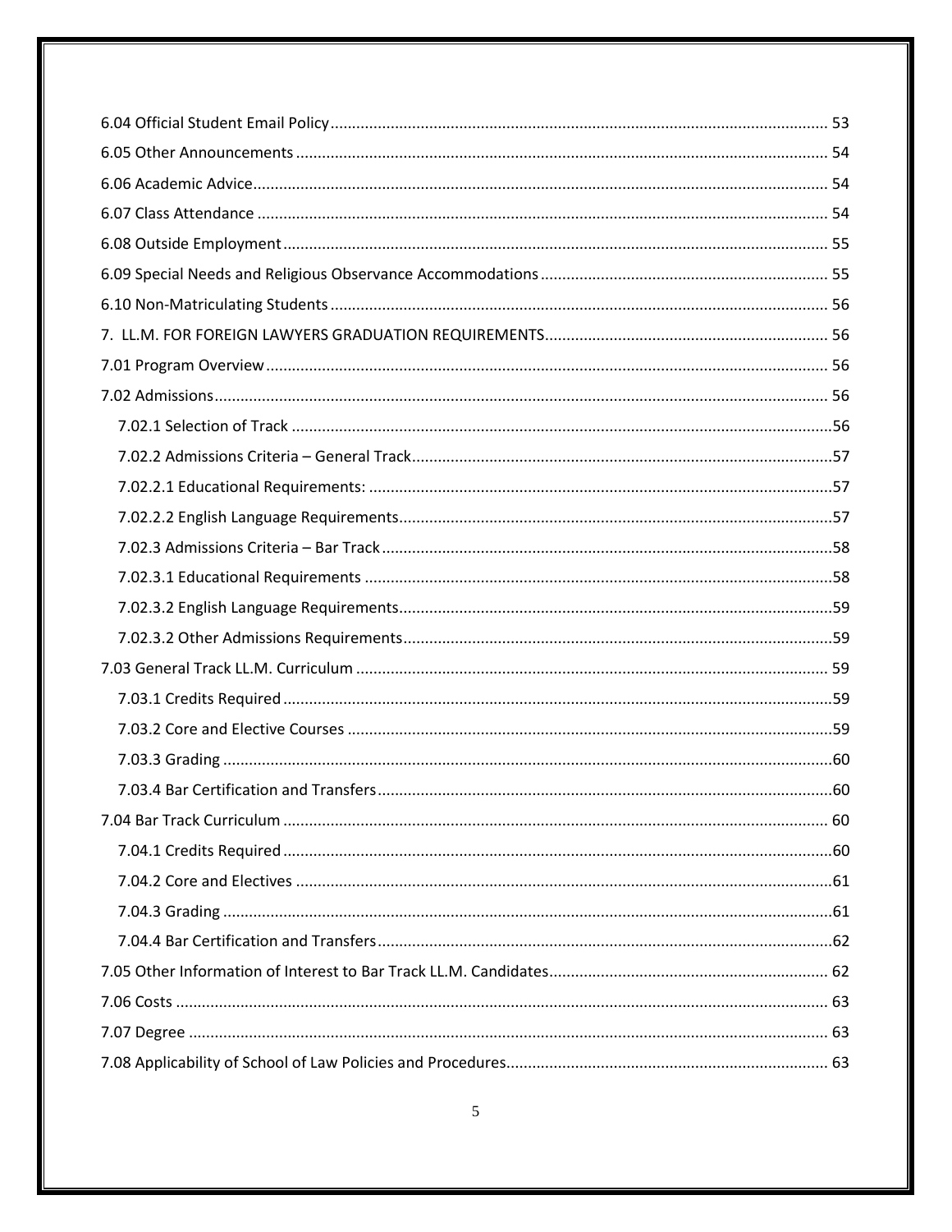6.04 Official Student Email Policy ........ 53

6.05 Other Announcements ........ 54

6.06 Academic Advice ........ 54

6.07 Class Attendance ........ 54

6.08 Outside Employment ........ 55

6.09 Special Needs and Religious Observance Accommodations ........ 55

6.10 Non-Matriculating Students ........ 56

7. LL.M. FOR FOREIGN LAWYERS GRADUATION REQUIREMENTS ........ 56

7.01 Program Overview ........ 56

7.02 Admissions ........ 56

- 7.02.1 Selection of Track ........ 56
- 7.02.2 Admissions Criteria – General Track ........ 57
- 7.02.2.1 Educational Requirements: ........ 57
- 7.02.2.2 English Language Requirements ........ 57
- 7.02.3 Admissions Criteria – Bar Track ........ 58
- 7.02.3.1 Educational Requirements ........ 58
- 7.02.3.2 English Language Requirements ........ 59
- 7.02.3.2 Other Admissions Requirements ........ 59

7.03 General Track LL.M. Curriculum ........ 59

- 7.03.1 Credits Required ........ 59
- 7.03.2 Core and Elective Courses ........ 59
- 7.03.3 Grading ........ 60
- 7.03.4 Bar Certification and Transfers ........ 60

7.04 Bar Track Curriculum ........ 60

- 7.04.1 Credits Required ........ 60
- 7.04.2 Core and Electives ........ 61
- 7.04.3 Grading ........ 61
- 7.04.4 Bar Certification and Transfers ........ 62

7.05 Other Information of Interest to Bar Track LL.M. Candidates ........ 62

7.06 Costs ........ 63

7.07 Degree ........ 63

7.08 Applicability of School of Law Policies and Procedures ........ 63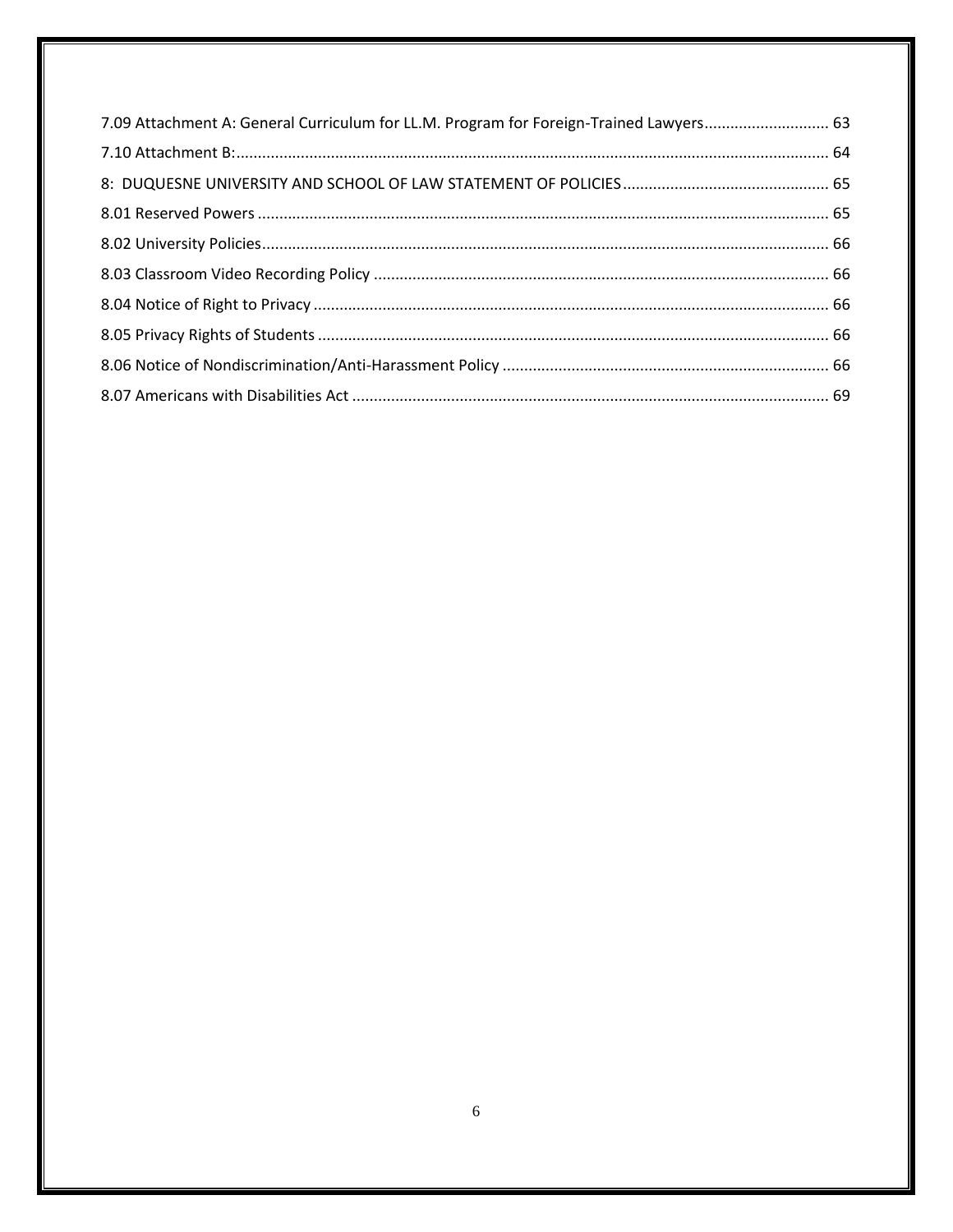7.09 Attachment A: General Curriculum for LL.M. Program for Foreign-Trained Lawyers ............................ 63

7.10 Attachment B: ......................................................................................................................... 64

8: DUQUESNE UNIVERSITY AND SCHOOL OF LAW STATEMENT OF POLICIES ................................................ 65

8.01 Reserved Powers ..................................................................................................................... 65

8.02 University Policies .................................................................................................................... 66

8.03 Classroom Video Recording Policy .......................................................................................... 66

8.04 Notice of Right to Privacy ........................................................................................................ 66

8.05 Privacy Rights of Students ....................................................................................................... 66

8.06 Notice of Nondiscrimination/Anti-Harassment Policy ............................................................ 66

8.07 Americans with Disabilities Act ............................................................................................... 69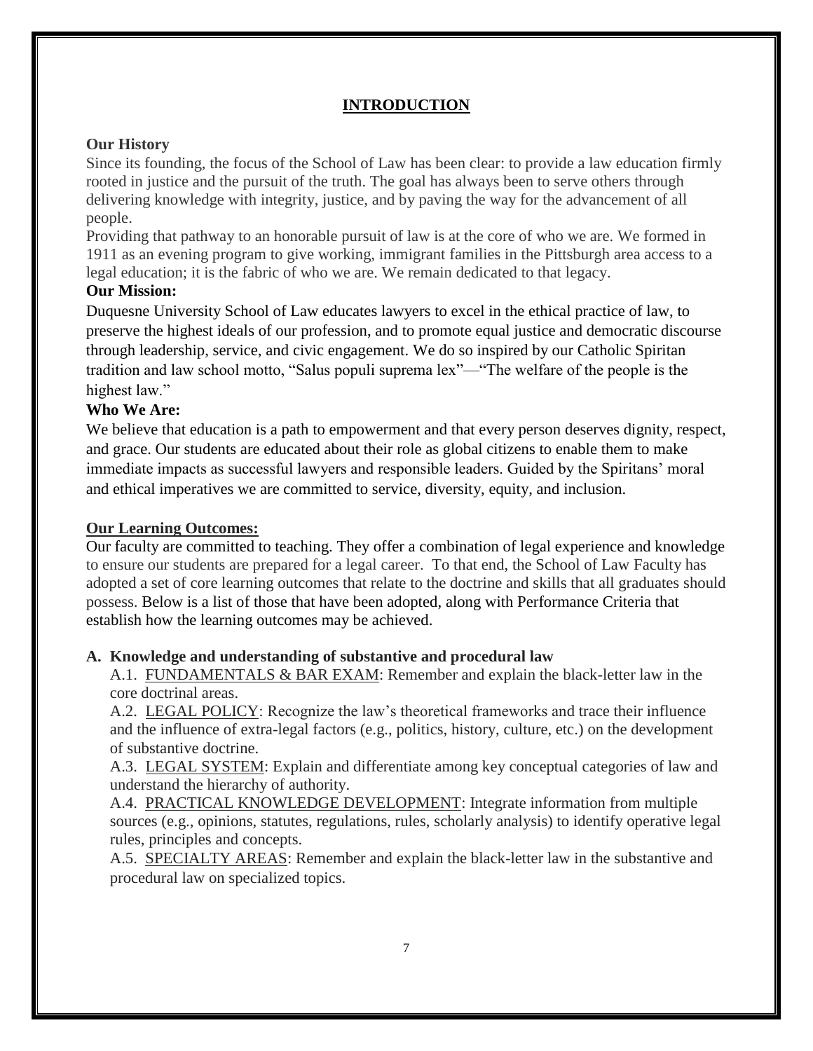# INTRODUCTION

**Our History**

Since its founding, the focus of the School of Law has been clear: to provide a law education firmly rooted in justice and the pursuit of the truth. The goal has always been to serve others through delivering knowledge with integrity, justice, and by paving the way for the advancement of all people.

Providing that pathway to an honorable pursuit of law is at the core of who we are. We formed in 1911 as an evening program to give working, immigrant families in the Pittsburgh area access to a legal education; it is the fabric of who we are. We remain dedicated to that legacy.

**Our Mission:**

Duquesne University School of Law educates lawyers to excel in the ethical practice of law, to preserve the highest ideals of our profession, and to promote equal justice and democratic discourse through leadership, service, and civic engagement. We do so inspired by our Catholic Spiritan tradition and law school motto, "Salus populi suprema lex"—"The welfare of the people is the highest law."

**Who We Are:**

We believe that education is a path to empowerment and that every person deserves dignity, respect, and grace. Our students are educated about their role as global citizens to enable them to make immediate impacts as successful lawyers and responsible leaders. Guided by the Spiritans' moral and ethical imperatives we are committed to service, diversity, equity, and inclusion.

**Our Learning Outcomes:**

Our faculty are committed to teaching. They offer a combination of legal experience and knowledge to ensure our students are prepared for a legal career. To that end, the School of Law Faculty has adopted a set of core learning outcomes that relate to the doctrine and skills that all graduates should possess. Below is a list of those that have been adopted, along with Performance Criteria that establish how the learning outcomes may be achieved.

**A. Knowledge and understanding of substantive and procedural law**

A.1. FUNDAMENTALS & BAR EXAM: Remember and explain the black-letter law in the core doctrinal areas.

A.2. LEGAL POLICY: Recognize the law's theoretical frameworks and trace their influence and the influence of extra-legal factors (e.g., politics, history, culture, etc.) on the development of substantive doctrine.

A.3. LEGAL SYSTEM: Explain and differentiate among key conceptual categories of law and understand the hierarchy of authority.

A.4. PRACTICAL KNOWLEDGE DEVELOPMENT: Integrate information from multiple sources (e.g., opinions, statutes, regulations, rules, scholarly analysis) to identify operative legal rules, principles and concepts.

A.5. SPECIALTY AREAS: Remember and explain the black-letter law in the substantive and procedural law on specialized topics.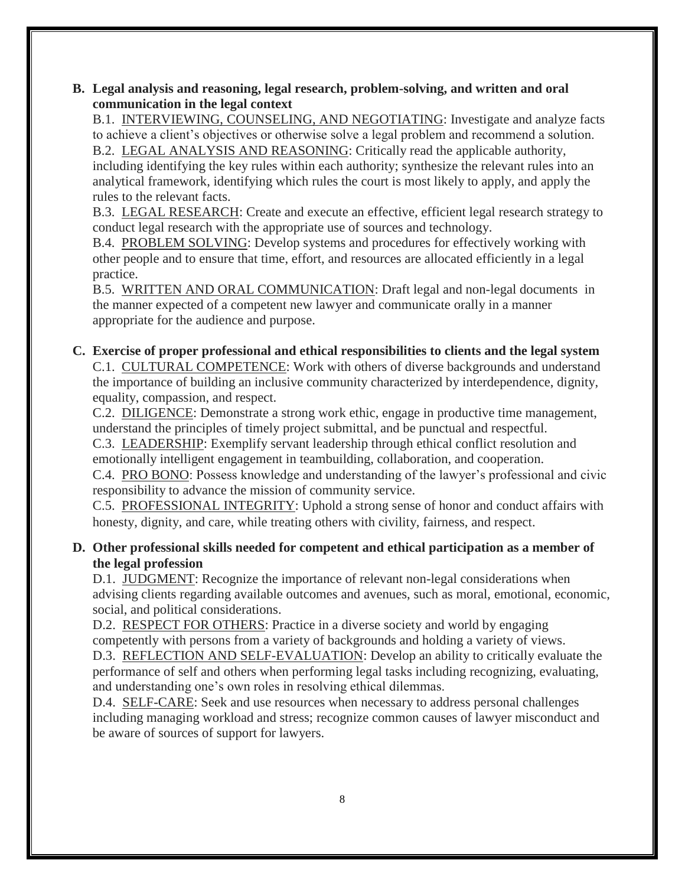**B. Legal analysis and reasoning, legal research, problem-solving, and written and oral communication in the legal context**

B.1. <u>INTERVIEWING, COUNSELING, AND NEGOTIATING</u>: Investigate and analyze facts to achieve a client's objectives or otherwise solve a legal problem and recommend a solution.

B.2. <u>LEGAL ANALYSIS AND REASONING</u>: Critically read the applicable authority, including identifying the key rules within each authority; synthesize the relevant rules into an analytical framework, identifying which rules the court is most likely to apply, and apply the rules to the relevant facts.

B.3. <u>LEGAL RESEARCH</u>: Create and execute an effective, efficient legal research strategy to conduct legal research with the appropriate use of sources and technology.

B.4. <u>PROBLEM SOLVING</u>: Develop systems and procedures for effectively working with other people and to ensure that time, effort, and resources are allocated efficiently in a legal practice.

B.5. <u>WRITTEN AND ORAL COMMUNICATION</u>: Draft legal and non-legal documents in the manner expected of a competent new lawyer and communicate orally in a manner appropriate for the audience and purpose.

**C. Exercise of proper professional and ethical responsibilities to clients and the legal system**

C.1. <u>CULTURAL COMPETENCE</u>: Work with others of diverse backgrounds and understand the importance of building an inclusive community characterized by interdependence, dignity, equality, compassion, and respect.

C.2. <u>DILIGENCE</u>: Demonstrate a strong work ethic, engage in productive time management, understand the principles of timely project submittal, and be punctual and respectful.

C.3. <u>LEADERSHIP</u>: Exemplify servant leadership through ethical conflict resolution and emotionally intelligent engagement in teambuilding, collaboration, and cooperation.

C.4. <u>PRO BONO</u>: Possess knowledge and understanding of the lawyer's professional and civic responsibility to advance the mission of community service.

C.5. <u>PROFESSIONAL INTEGRITY</u>: Uphold a strong sense of honor and conduct affairs with honesty, dignity, and care, while treating others with civility, fairness, and respect.

**D. Other professional skills needed for competent and ethical participation as a member of the legal profession**

D.1. <u>JUDGMENT</u>: Recognize the importance of relevant non-legal considerations when advising clients regarding available outcomes and avenues, such as moral, emotional, economic, social, and political considerations.

D.2. <u>RESPECT FOR OTHERS</u>: Practice in a diverse society and world by engaging competently with persons from a variety of backgrounds and holding a variety of views.

D.3. <u>REFLECTION AND SELF-EVALUATION</u>: Develop an ability to critically evaluate the performance of self and others when performing legal tasks including recognizing, evaluating, and understanding one's own roles in resolving ethical dilemmas.

D.4. <u>SELF-CARE</u>: Seek and use resources when necessary to address personal challenges including managing workload and stress; recognize common causes of lawyer misconduct and be aware of sources of support for lawyers.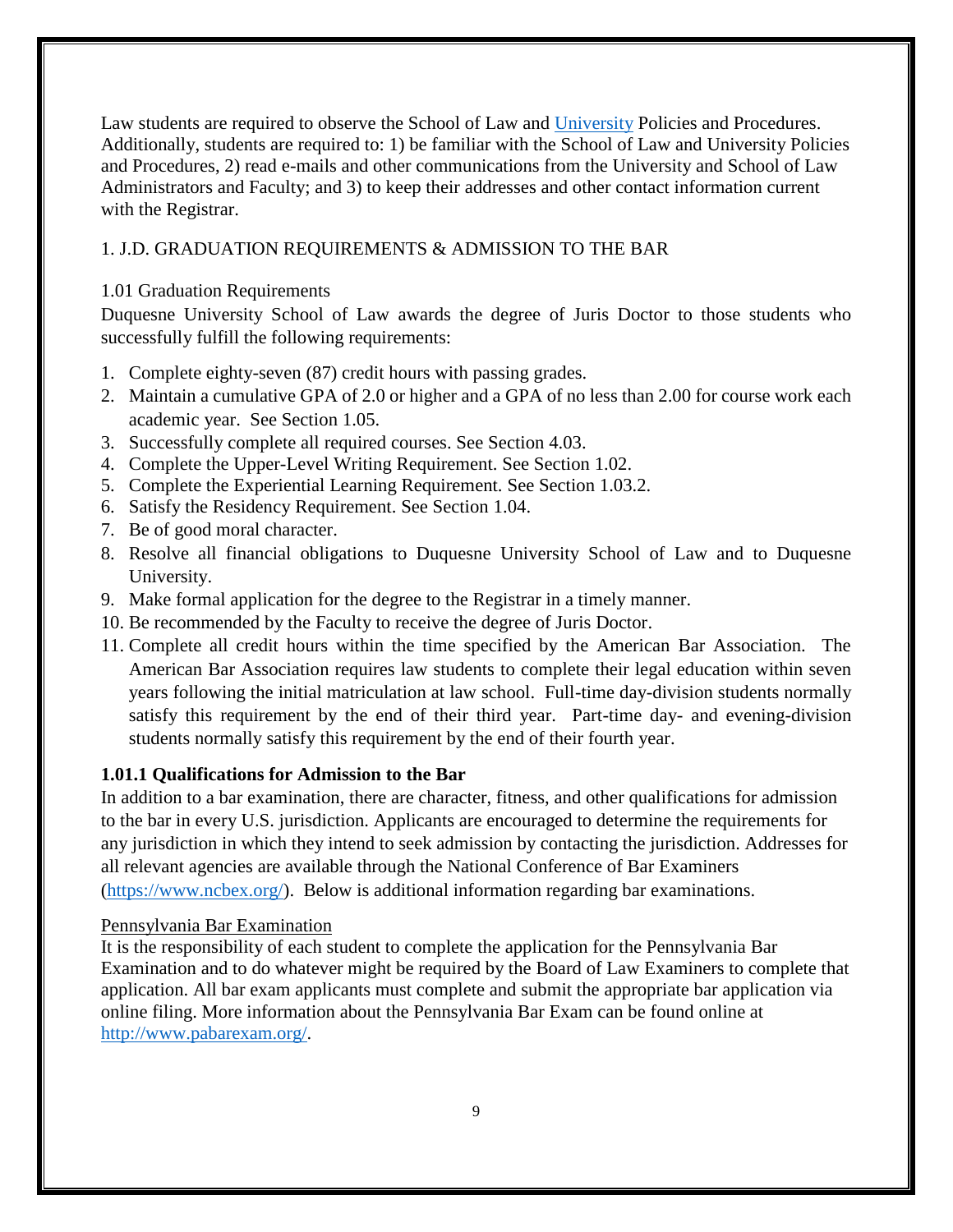Law students are required to observe the School of Law and University Policies and Procedures. Additionally, students are required to: 1) be familiar with the School of Law and University Policies and Procedures, 2) read e-mails and other communications from the University and School of Law Administrators and Faculty; and 3) to keep their addresses and other contact information current with the Registrar.

## 1. J.D. GRADUATION REQUIREMENTS & ADMISSION TO THE BAR

### 1.01 Graduation Requirements

Duquesne University School of Law awards the degree of Juris Doctor to those students who successfully fulfill the following requirements:

1. Complete eighty-seven (87) credit hours with passing grades.
2. Maintain a cumulative GPA of 2.0 or higher and a GPA of no less than 2.00 for course work each academic year. See Section 1.05.
3. Successfully complete all required courses. See Section 4.03.
4. Complete the Upper-Level Writing Requirement. See Section 1.02.
5. Complete the Experiential Learning Requirement. See Section 1.03.2.
6. Satisfy the Residency Requirement. See Section 1.04.
7. Be of good moral character.
8. Resolve all financial obligations to Duquesne University School of Law and to Duquesne University.
9. Make formal application for the degree to the Registrar in a timely manner.
10. Be recommended by the Faculty to receive the degree of Juris Doctor.
11. Complete all credit hours within the time specified by the American Bar Association. The American Bar Association requires law students to complete their legal education within seven years following the initial matriculation at law school. Full-time day-division students normally satisfy this requirement by the end of their third year. Part-time day- and evening-division students normally satisfy this requirement by the end of their fourth year.

#### **1.01.1 Qualifications for Admission to the Bar**

In addition to a bar examination, there are character, fitness, and other qualifications for admission to the bar in every U.S. jurisdiction. Applicants are encouraged to determine the requirements for any jurisdiction in which they intend to seek admission by contacting the jurisdiction. Addresses for all relevant agencies are available through the National Conference of Bar Examiners (https://www.ncbex.org/). Below is additional information regarding bar examinations.

Pennsylvania Bar Examination

It is the responsibility of each student to complete the application for the Pennsylvania Bar Examination and to do whatever might be required by the Board of Law Examiners to complete that application. All bar exam applicants must complete and submit the appropriate bar application via online filing. More information about the Pennsylvania Bar Exam can be found online at http://www.pabarexam.org/.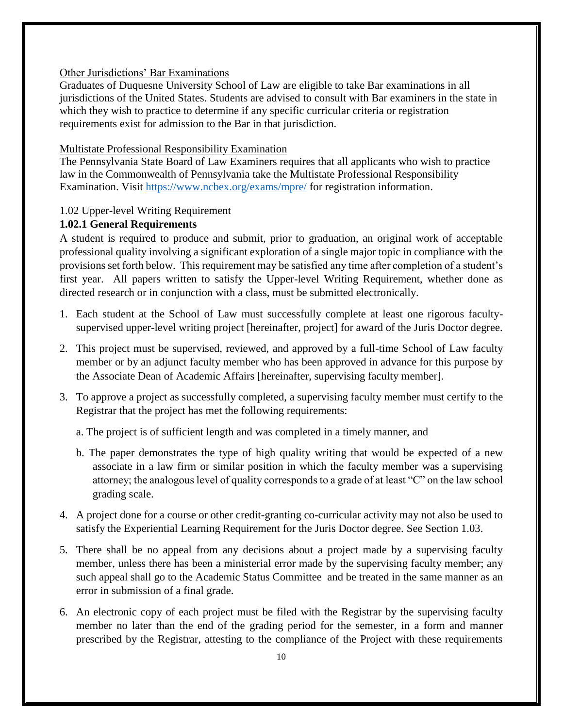Other Jurisdictions' Bar Examinations

Graduates of Duquesne University School of Law are eligible to take Bar examinations in all jurisdictions of the United States. Students are advised to consult with Bar examiners in the state in which they wish to practice to determine if any specific curricular criteria or registration requirements exist for admission to the Bar in that jurisdiction.

Multistate Professional Responsibility Examination

The Pennsylvania State Board of Law Examiners requires that all applicants who wish to practice law in the Commonwealth of Pennsylvania take the Multistate Professional Responsibility Examination. Visit https://www.ncbex.org/exams/mpre/ for registration information.

1.02 Upper-level Writing Requirement

**1.02.1 General Requirements**

A student is required to produce and submit, prior to graduation, an original work of acceptable professional quality involving a significant exploration of a single major topic in compliance with the provisions set forth below. This requirement may be satisfied any time after completion of a student's first year. All papers written to satisfy the Upper-level Writing Requirement, whether done as directed research or in conjunction with a class, must be submitted electronically.

1. Each student at the School of Law must successfully complete at least one rigorous faculty-supervised upper-level writing project [hereinafter, project] for award of the Juris Doctor degree.
2. This project must be supervised, reviewed, and approved by a full-time School of Law faculty member or by an adjunct faculty member who has been approved in advance for this purpose by the Associate Dean of Academic Affairs [hereinafter, supervising faculty member].
3. To approve a project as successfully completed, a supervising faculty member must certify to the Registrar that the project has met the following requirements:

   a. The project is of sufficient length and was completed in a timely manner, and

   b. The paper demonstrates the type of high quality writing that would be expected of a new associate in a law firm or similar position in which the faculty member was a supervising attorney; the analogous level of quality corresponds to a grade of at least "C" on the law school grading scale.
4. A project done for a course or other credit-granting co-curricular activity may not also be used to satisfy the Experiential Learning Requirement for the Juris Doctor degree. See Section 1.03.
5. There shall be no appeal from any decisions about a project made by a supervising faculty member, unless there has been a ministerial error made by the supervising faculty member; any such appeal shall go to the Academic Status Committee and be treated in the same manner as an error in submission of a final grade.
6. An electronic copy of each project must be filed with the Registrar by the supervising faculty member no later than the end of the grading period for the semester, in a form and manner prescribed by the Registrar, attesting to the compliance of the Project with these requirements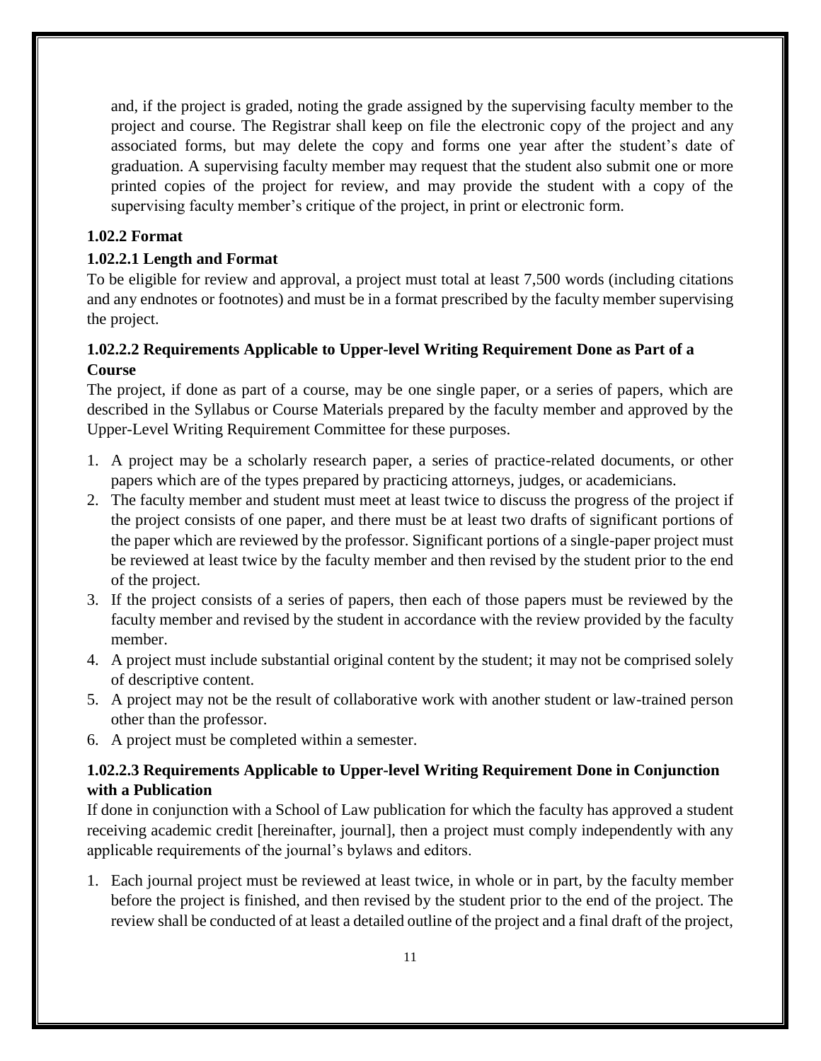and, if the project is graded, noting the grade assigned by the supervising faculty member to the project and course. The Registrar shall keep on file the electronic copy of the project and any associated forms, but may delete the copy and forms one year after the student's date of graduation. A supervising faculty member may request that the student also submit one or more printed copies of the project for review, and may provide the student with a copy of the supervising faculty member's critique of the project, in print or electronic form.

### 1.02.2 Format

#### 1.02.2.1 Length and Format

To be eligible for review and approval, a project must total at least 7,500 words (including citations and any endnotes or footnotes) and must be in a format prescribed by the faculty member supervising the project.

#### 1.02.2.2 Requirements Applicable to Upper-level Writing Requirement Done as Part of a Course

The project, if done as part of a course, may be one single paper, or a series of papers, which are described in the Syllabus or Course Materials prepared by the faculty member and approved by the Upper-Level Writing Requirement Committee for these purposes.

1. A project may be a scholarly research paper, a series of practice-related documents, or other papers which are of the types prepared by practicing attorneys, judges, or academicians.
2. The faculty member and student must meet at least twice to discuss the progress of the project if the project consists of one paper, and there must be at least two drafts of significant portions of the paper which are reviewed by the professor. Significant portions of a single-paper project must be reviewed at least twice by the faculty member and then revised by the student prior to the end of the project.
3. If the project consists of a series of papers, then each of those papers must be reviewed by the faculty member and revised by the student in accordance with the review provided by the faculty member.
4. A project must include substantial original content by the student; it may not be comprised solely of descriptive content.
5. A project may not be the result of collaborative work with another student or law-trained person other than the professor.
6. A project must be completed within a semester.

#### 1.02.2.3 Requirements Applicable to Upper-level Writing Requirement Done in Conjunction with a Publication

If done in conjunction with a School of Law publication for which the faculty has approved a student receiving academic credit [hereinafter, journal], then a project must comply independently with any applicable requirements of the journal's bylaws and editors.

1. Each journal project must be reviewed at least twice, in whole or in part, by the faculty member before the project is finished, and then revised by the student prior to the end of the project. The review shall be conducted of at least a detailed outline of the project and a final draft of the project,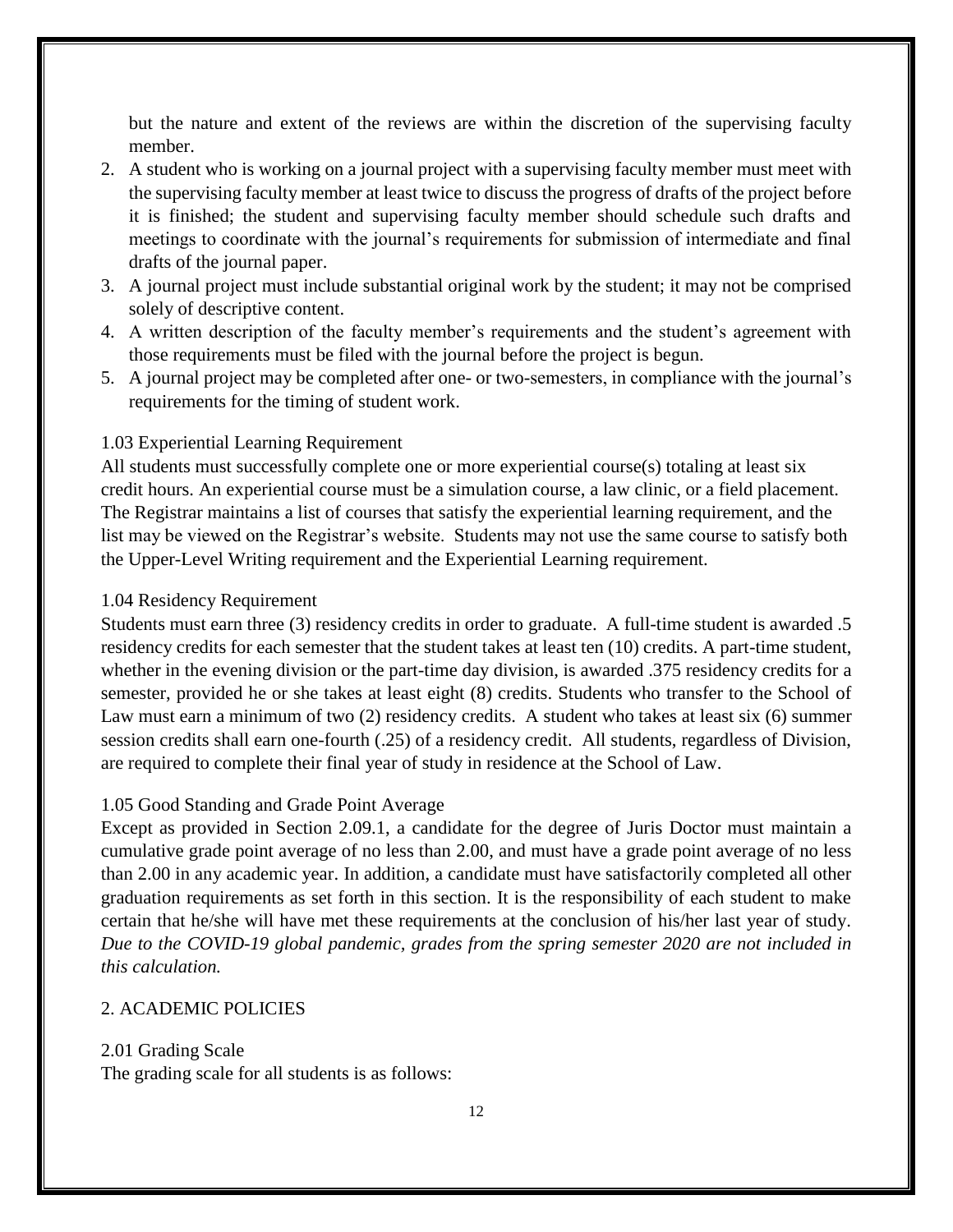but the nature and extent of the reviews are within the discretion of the supervising faculty member.

2. A student who is working on a journal project with a supervising faculty member must meet with the supervising faculty member at least twice to discuss the progress of drafts of the project before it is finished; the student and supervising faculty member should schedule such drafts and meetings to coordinate with the journal's requirements for submission of intermediate and final drafts of the journal paper.
3. A journal project must include substantial original work by the student; it may not be comprised solely of descriptive content.
4. A written description of the faculty member's requirements and the student's agreement with those requirements must be filed with the journal before the project is begun.
5. A journal project may be completed after one- or two-semesters, in compliance with the journal's requirements for the timing of student work.

### 1.03 Experiential Learning Requirement

All students must successfully complete one or more experiential course(s) totaling at least six credit hours. An experiential course must be a simulation course, a law clinic, or a field placement. The Registrar maintains a list of courses that satisfy the experiential learning requirement, and the list may be viewed on the Registrar's website. Students may not use the same course to satisfy both the Upper-Level Writing requirement and the Experiential Learning requirement.

### 1.04 Residency Requirement

Students must earn three (3) residency credits in order to graduate. A full-time student is awarded .5 residency credits for each semester that the student takes at least ten (10) credits. A part-time student, whether in the evening division or the part-time day division, is awarded .375 residency credits for a semester, provided he or she takes at least eight (8) credits. Students who transfer to the School of Law must earn a minimum of two (2) residency credits. A student who takes at least six (6) summer session credits shall earn one-fourth (.25) of a residency credit. All students, regardless of Division, are required to complete their final year of study in residence at the School of Law.

### 1.05 Good Standing and Grade Point Average

Except as provided in Section 2.09.1, a candidate for the degree of Juris Doctor must maintain a cumulative grade point average of no less than 2.00, and must have a grade point average of no less than 2.00 in any academic year. In addition, a candidate must have satisfactorily completed all other graduation requirements as set forth in this section. It is the responsibility of each student to make certain that he/she will have met these requirements at the conclusion of his/her last year of study. *Due to the COVID-19 global pandemic, grades from the spring semester 2020 are not included in this calculation.*

## 2. ACADEMIC POLICIES

### 2.01 Grading Scale

The grading scale for all students is as follows: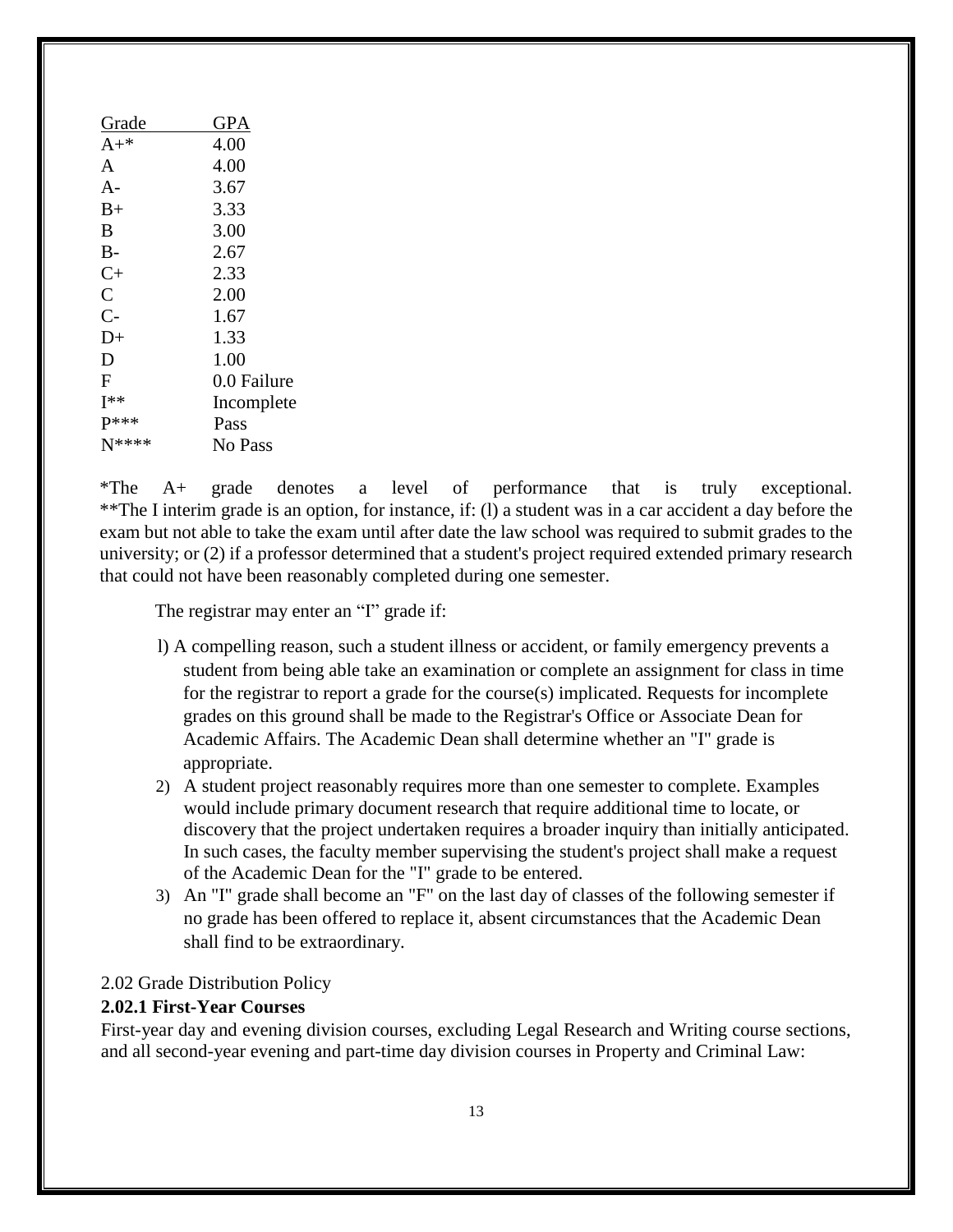| Grade | GPA |
|---|---|
| A+* | 4.00 |
| A | 4.00 |
| A- | 3.67 |
| B+ | 3.33 |
| B | 3.00 |
| B- | 2.67 |
| C+ | 2.33 |
| C | 2.00 |
| C- | 1.67 |
| D+ | 1.33 |
| D | 1.00 |
| F | 0.0 Failure |
| I** | Incomplete |
| P*** | Pass |
| N**** | No Pass |

*The A+ grade denotes a level of performance that is truly exceptional.
**The I interim grade is an option, for instance, if: (l) a student was in a car accident a day before the exam but not able to take the exam until after date the law school was required to submit grades to the university; or (2) if a professor determined that a student's project required extended primary research that could not have been reasonably completed during one semester.

The registrar may enter an "I" grade if:

l) A compelling reason, such a student illness or accident, or family emergency prevents a student from being able take an examination or complete an assignment for class in time for the registrar to report a grade for the course(s) implicated. Requests for incomplete grades on this ground shall be made to the Registrar's Office or Associate Dean for Academic Affairs. The Academic Dean shall determine whether an "I" grade is appropriate.

2) A student project reasonably requires more than one semester to complete. Examples would include primary document research that require additional time to locate, or discovery that the project undertaken requires a broader inquiry than initially anticipated. In such cases, the faculty member supervising the student's project shall make a request of the Academic Dean for the "I" grade to be entered.

3) An "I" grade shall become an "F" on the last day of classes of the following semester if no grade has been offered to replace it, absent circumstances that the Academic Dean shall find to be extraordinary.

2.02 Grade Distribution Policy

**2.02.1 First-Year Courses**

First-year day and evening division courses, excluding Legal Research and Writing course sections, and all second-year evening and part-time day division courses in Property and Criminal Law: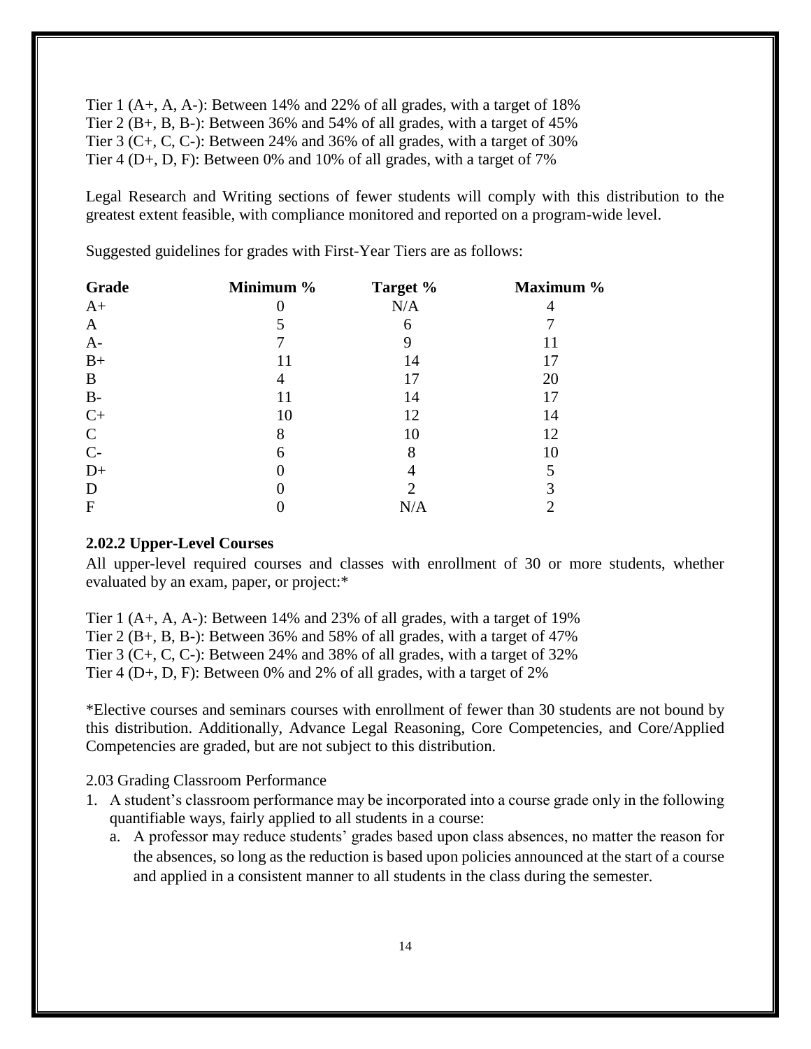Tier 1 (A+, A, A-): Between 14% and 22% of all grades, with a target of 18%
Tier 2 (B+, B, B-): Between 36% and 54% of all grades, with a target of 45%
Tier 3 (C+, C, C-): Between 24% and 36% of all grades, with a target of 30%
Tier 4 (D+, D, F): Between 0% and 10% of all grades, with a target of 7%

Legal Research and Writing sections of fewer students will comply with this distribution to the greatest extent feasible, with compliance monitored and reported on a program-wide level.

Suggested guidelines for grades with First-Year Tiers are as follows:

| Grade | Minimum % | Target % | Maximum % |
|---|---|---|---|
| A+ | 0 | N/A | 4 |
| A | 5 | 6 | 7 |
| A- | 7 | 9 | 11 |
| B+ | 11 | 14 | 17 |
| B | 4 | 17 | 20 |
| B- | 11 | 14 | 17 |
| C+ | 10 | 12 | 14 |
| C | 8 | 10 | 12 |
| C- | 6 | 8 | 10 |
| D+ | 0 | 4 | 5 |
| D | 0 | 2 | 3 |
| F | 0 | N/A | 2 |

### 2.02.2 Upper-Level Courses

All upper-level required courses and classes with enrollment of 30 or more students, whether evaluated by an exam, paper, or project:*

Tier 1 (A+, A, A-): Between 14% and 23% of all grades, with a target of 19%
Tier 2 (B+, B, B-): Between 36% and 58% of all grades, with a target of 47%
Tier 3 (C+, C, C-): Between 24% and 38% of all grades, with a target of 32%
Tier 4 (D+, D, F): Between 0% and 2% of all grades, with a target of 2%

*Elective courses and seminars courses with enrollment of fewer than 30 students are not bound by this distribution. Additionally, Advance Legal Reasoning, Core Competencies, and Core/Applied Competencies are graded, but are not subject to this distribution.

2.03 Grading Classroom Performance

1. A student's classroom performance may be incorporated into a course grade only in the following quantifiable ways, fairly applied to all students in a course:
   a. A professor may reduce students' grades based upon class absences, no matter the reason for the absences, so long as the reduction is based upon policies announced at the start of a course and applied in a consistent manner to all students in the class during the semester.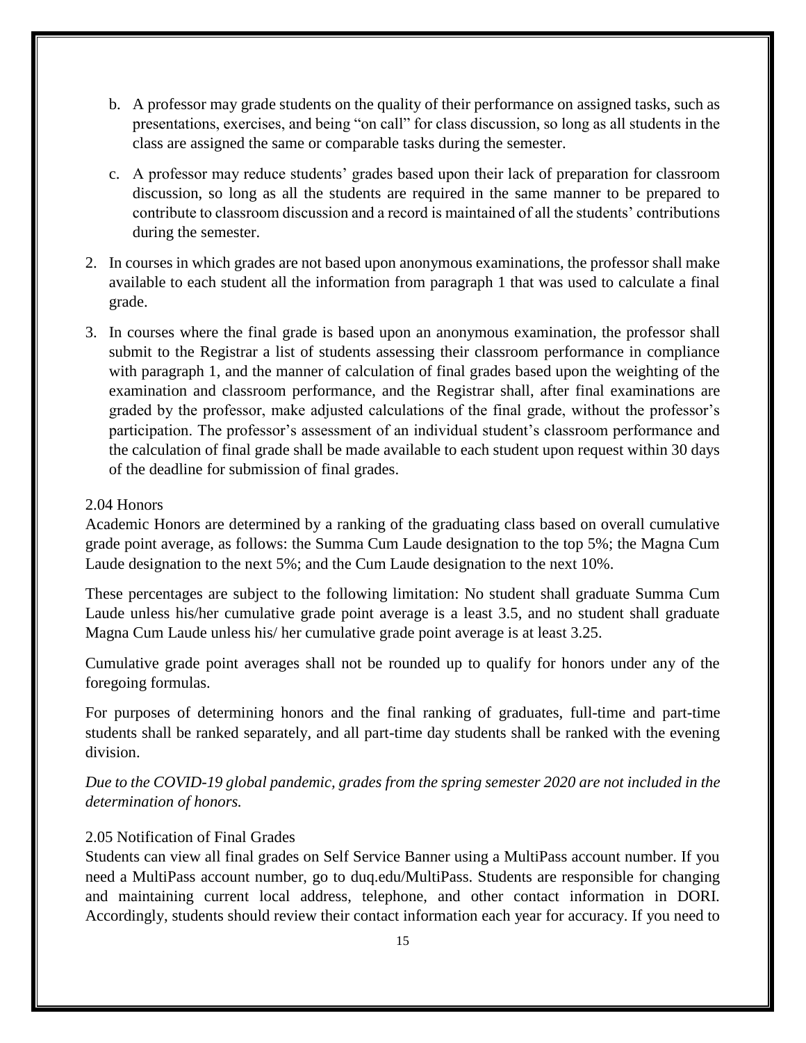b. A professor may grade students on the quality of their performance on assigned tasks, such as presentations, exercises, and being "on call" for class discussion, so long as all students in the class are assigned the same or comparable tasks during the semester.

c. A professor may reduce students' grades based upon their lack of preparation for classroom discussion, so long as all the students are required in the same manner to be prepared to contribute to classroom discussion and a record is maintained of all the students' contributions during the semester.

2. In courses in which grades are not based upon anonymous examinations, the professor shall make available to each student all the information from paragraph 1 that was used to calculate a final grade.

3. In courses where the final grade is based upon an anonymous examination, the professor shall submit to the Registrar a list of students assessing their classroom performance in compliance with paragraph 1, and the manner of calculation of final grades based upon the weighting of the examination and classroom performance, and the Registrar shall, after final examinations are graded by the professor, make adjusted calculations of the final grade, without the professor's participation. The professor's assessment of an individual student's classroom performance and the calculation of final grade shall be made available to each student upon request within 30 days of the deadline for submission of final grades.

### 2.04 Honors

Academic Honors are determined by a ranking of the graduating class based on overall cumulative grade point average, as follows: the Summa Cum Laude designation to the top 5%; the Magna Cum Laude designation to the next 5%; and the Cum Laude designation to the next 10%.

These percentages are subject to the following limitation: No student shall graduate Summa Cum Laude unless his/her cumulative grade point average is a least 3.5, and no student shall graduate Magna Cum Laude unless his/ her cumulative grade point average is at least 3.25.

Cumulative grade point averages shall not be rounded up to qualify for honors under any of the foregoing formulas.

For purposes of determining honors and the final ranking of graduates, full-time and part-time students shall be ranked separately, and all part-time day students shall be ranked with the evening division.

*Due to the COVID-19 global pandemic, grades from the spring semester 2020 are not included in the determination of honors.*

### 2.05 Notification of Final Grades

Students can view all final grades on Self Service Banner using a MultiPass account number. If you need a MultiPass account number, go to duq.edu/MultiPass. Students are responsible for changing and maintaining current local address, telephone, and other contact information in DORI. Accordingly, students should review their contact information each year for accuracy. If you need to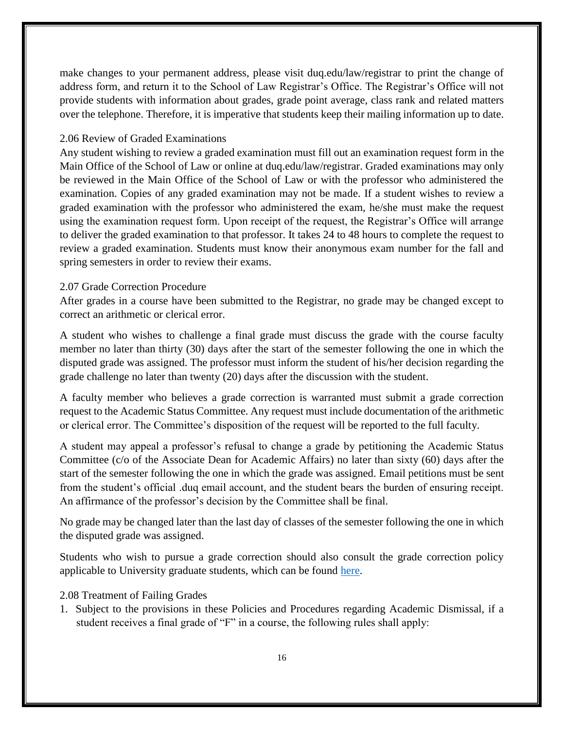make changes to your permanent address, please visit duq.edu/law/registrar to print the change of address form, and return it to the School of Law Registrar's Office. The Registrar's Office will not provide students with information about grades, grade point average, class rank and related matters over the telephone. Therefore, it is imperative that students keep their mailing information up to date.

### 2.06 Review of Graded Examinations

Any student wishing to review a graded examination must fill out an examination request form in the Main Office of the School of Law or online at duq.edu/law/registrar. Graded examinations may only be reviewed in the Main Office of the School of Law or with the professor who administered the examination. Copies of any graded examination may not be made. If a student wishes to review a graded examination with the professor who administered the exam, he/she must make the request using the examination request form. Upon receipt of the request, the Registrar's Office will arrange to deliver the graded examination to that professor. It takes 24 to 48 hours to complete the request to review a graded examination. Students must know their anonymous exam number for the fall and spring semesters in order to review their exams.

### 2.07 Grade Correction Procedure

After grades in a course have been submitted to the Registrar, no grade may be changed except to correct an arithmetic or clerical error.

A student who wishes to challenge a final grade must discuss the grade with the course faculty member no later than thirty (30) days after the start of the semester following the one in which the disputed grade was assigned. The professor must inform the student of his/her decision regarding the grade challenge no later than twenty (20) days after the discussion with the student.

A faculty member who believes a grade correction is warranted must submit a grade correction request to the Academic Status Committee. Any request must include documentation of the arithmetic or clerical error. The Committee's disposition of the request will be reported to the full faculty.

A student may appeal a professor's refusal to change a grade by petitioning the Academic Status Committee (c/o of the Associate Dean for Academic Affairs) no later than sixty (60) days after the start of the semester following the one in which the grade was assigned. Email petitions must be sent from the student's official .duq email account, and the student bears the burden of ensuring receipt. An affirmance of the professor's decision by the Committee shall be final.

No grade may be changed later than the last day of classes of the semester following the one in which the disputed grade was assigned.

Students who wish to pursue a grade correction should also consult the grade correction policy applicable to University graduate students, which can be found here.

### 2.08 Treatment of Failing Grades

1. Subject to the provisions in these Policies and Procedures regarding Academic Dismissal, if a student receives a final grade of "F" in a course, the following rules shall apply: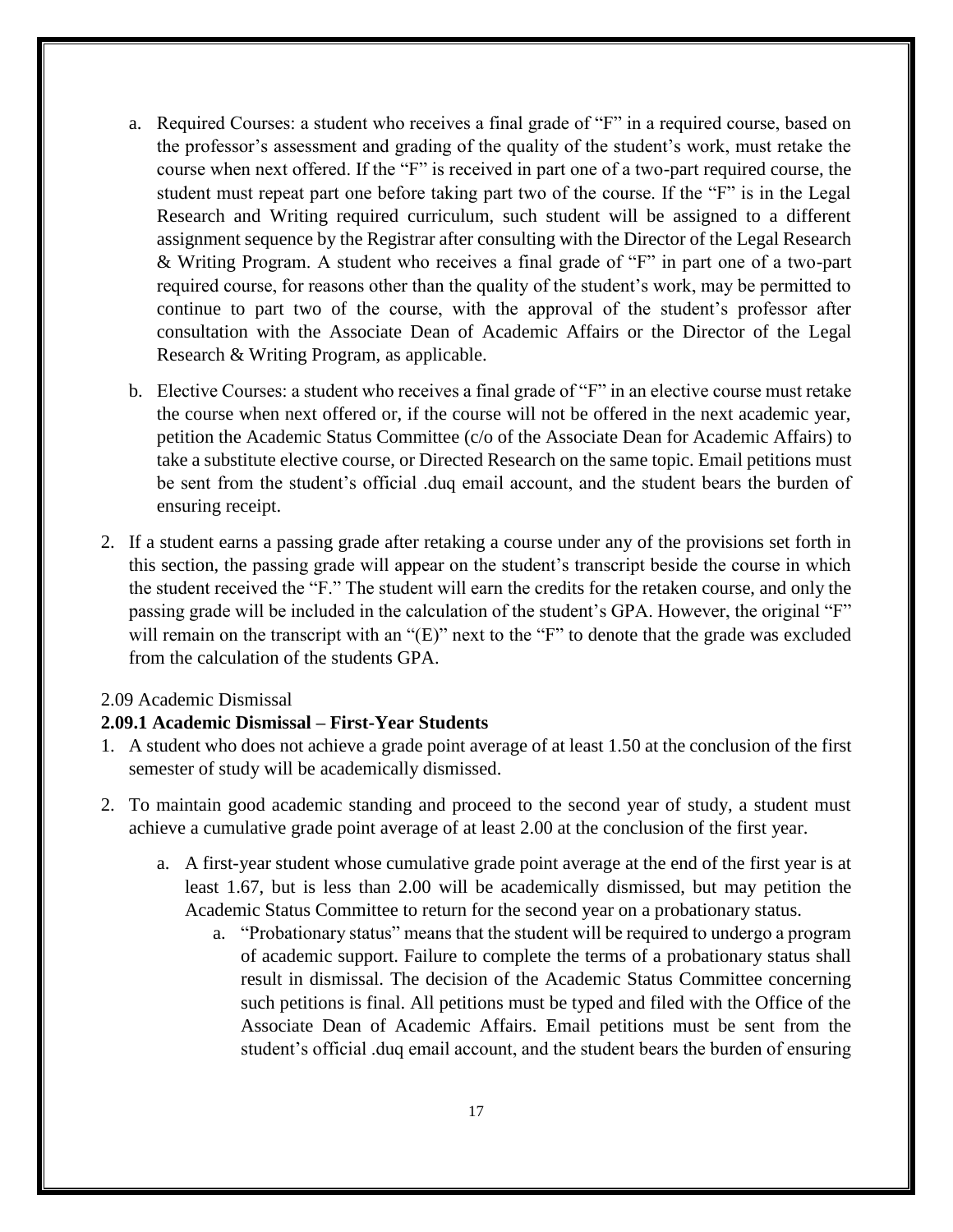a. Required Courses: a student who receives a final grade of "F" in a required course, based on the professor's assessment and grading of the quality of the student's work, must retake the course when next offered. If the "F" is received in part one of a two-part required course, the student must repeat part one before taking part two of the course. If the "F" is in the Legal Research and Writing required curriculum, such student will be assigned to a different assignment sequence by the Registrar after consulting with the Director of the Legal Research & Writing Program. A student who receives a final grade of "F" in part one of a two-part required course, for reasons other than the quality of the student's work, may be permitted to continue to part two of the course, with the approval of the student's professor after consultation with the Associate Dean of Academic Affairs or the Director of the Legal Research & Writing Program, as applicable.

b. Elective Courses: a student who receives a final grade of "F" in an elective course must retake the course when next offered or, if the course will not be offered in the next academic year, petition the Academic Status Committee (c/o of the Associate Dean for Academic Affairs) to take a substitute elective course, or Directed Research on the same topic. Email petitions must be sent from the student's official .duq email account, and the student bears the burden of ensuring receipt.

2. If a student earns a passing grade after retaking a course under any of the provisions set forth in this section, the passing grade will appear on the student's transcript beside the course in which the student received the "F." The student will earn the credits for the retaken course, and only the passing grade will be included in the calculation of the student's GPA. However, the original "F" will remain on the transcript with an "(E)" next to the "F" to denote that the grade was excluded from the calculation of the students GPA.

2.09 Academic Dismissal

**2.09.1 Academic Dismissal – First-Year Students**

1. A student who does not achieve a grade point average of at least 1.50 at the conclusion of the first semester of study will be academically dismissed.

2. To maintain good academic standing and proceed to the second year of study, a student must achieve a cumulative grade point average of at least 2.00 at the conclusion of the first year.

    a. A first-year student whose cumulative grade point average at the end of the first year is at least 1.67, but is less than 2.00 will be academically dismissed, but may petition the Academic Status Committee to return for the second year on a probationary status.

        a. "Probationary status" means that the student will be required to undergo a program of academic support. Failure to complete the terms of a probationary status shall result in dismissal. The decision of the Academic Status Committee concerning such petitions is final. All petitions must be typed and filed with the Office of the Associate Dean of Academic Affairs. Email petitions must be sent from the student's official .duq email account, and the student bears the burden of ensuring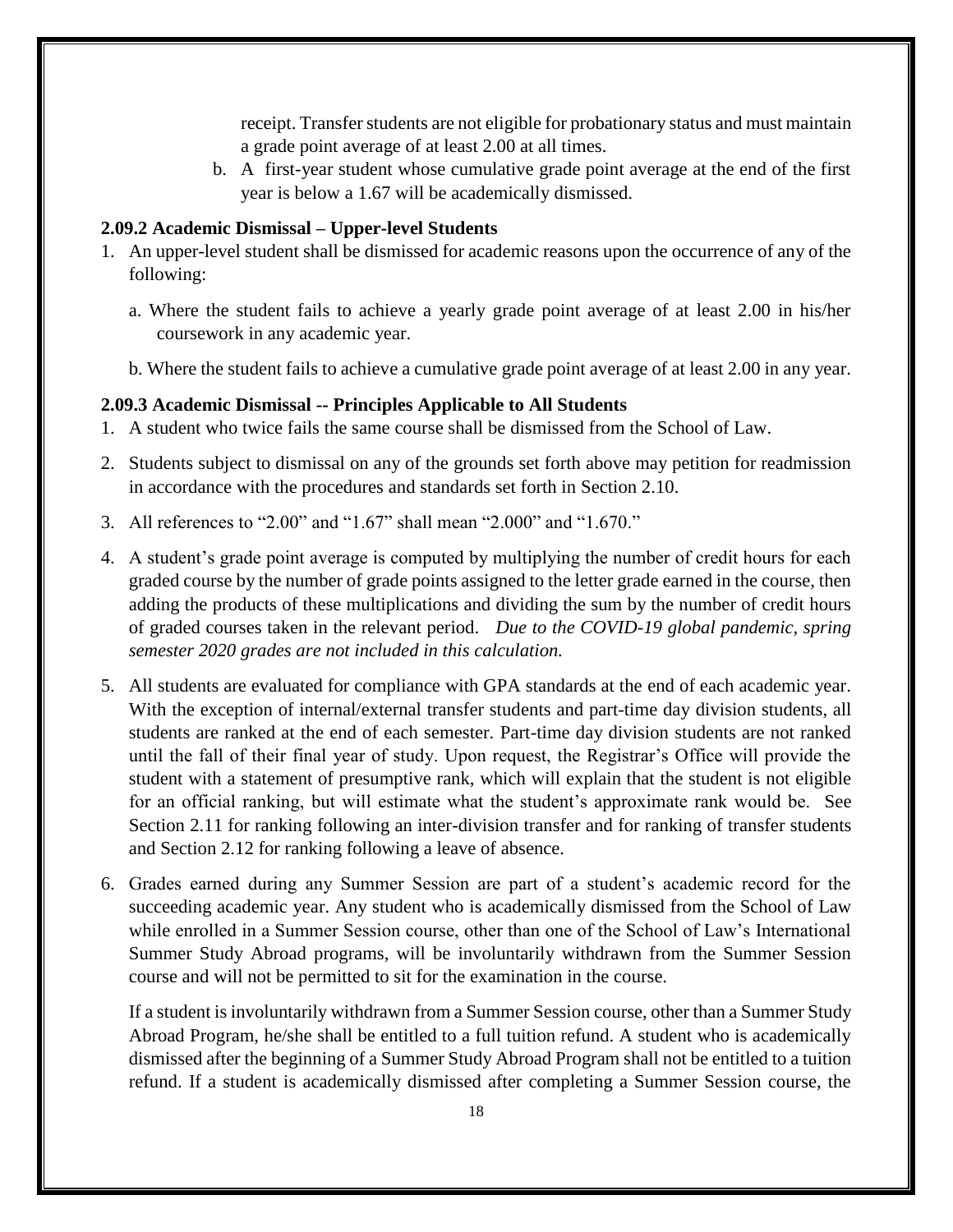receipt. Transfer students are not eligible for probationary status and must maintain a grade point average of at least 2.00 at all times.

b. A first-year student whose cumulative grade point average at the end of the first year is below a 1.67 will be academically dismissed.

### 2.09.2 Academic Dismissal – Upper-level Students

1. An upper-level student shall be dismissed for academic reasons upon the occurrence of any of the following:

   a. Where the student fails to achieve a yearly grade point average of at least 2.00 in his/her coursework in any academic year.

   b. Where the student fails to achieve a cumulative grade point average of at least 2.00 in any year.

### 2.09.3 Academic Dismissal -- Principles Applicable to All Students

1. A student who twice fails the same course shall be dismissed from the School of Law.
2. Students subject to dismissal on any of the grounds set forth above may petition for readmission in accordance with the procedures and standards set forth in Section 2.10.
3. All references to "2.00" and "1.67" shall mean "2.000" and "1.670."
4. A student's grade point average is computed by multiplying the number of credit hours for each graded course by the number of grade points assigned to the letter grade earned in the course, then adding the products of these multiplications and dividing the sum by the number of credit hours of graded courses taken in the relevant period. *Due to the COVID-19 global pandemic, spring semester 2020 grades are not included in this calculation.*
5. All students are evaluated for compliance with GPA standards at the end of each academic year. With the exception of internal/external transfer students and part-time day division students, all students are ranked at the end of each semester. Part-time day division students are not ranked until the fall of their final year of study. Upon request, the Registrar's Office will provide the student with a statement of presumptive rank, which will explain that the student is not eligible for an official ranking, but will estimate what the student's approximate rank would be. See Section 2.11 for ranking following an inter-division transfer and for ranking of transfer students and Section 2.12 for ranking following a leave of absence.
6. Grades earned during any Summer Session are part of a student's academic record for the succeeding academic year. Any student who is academically dismissed from the School of Law while enrolled in a Summer Session course, other than one of the School of Law's International Summer Study Abroad programs, will be involuntarily withdrawn from the Summer Session course and will not be permitted to sit for the examination in the course.

   If a student is involuntarily withdrawn from a Summer Session course, other than a Summer Study Abroad Program, he/she shall be entitled to a full tuition refund. A student who is academically dismissed after the beginning of a Summer Study Abroad Program shall not be entitled to a tuition refund. If a student is academically dismissed after completing a Summer Session course, the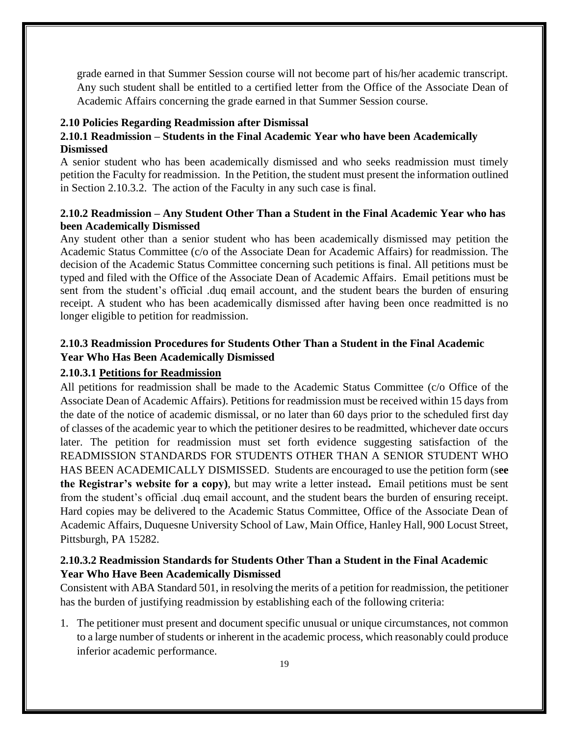grade earned in that Summer Session course will not become part of his/her academic transcript. Any such student shall be entitled to a certified letter from the Office of the Associate Dean of Academic Affairs concerning the grade earned in that Summer Session course.

### 2.10 Policies Regarding Readmission after Dismissal

#### 2.10.1 Readmission – Students in the Final Academic Year who have been Academically Dismissed

A senior student who has been academically dismissed and who seeks readmission must timely petition the Faculty for readmission. In the Petition, the student must present the information outlined in Section 2.10.3.2. The action of the Faculty in any such case is final.

#### 2.10.2 Readmission – Any Student Other Than a Student in the Final Academic Year who has been Academically Dismissed

Any student other than a senior student who has been academically dismissed may petition the Academic Status Committee (c/o of the Associate Dean for Academic Affairs) for readmission. The decision of the Academic Status Committee concerning such petitions is final. All petitions must be typed and filed with the Office of the Associate Dean of Academic Affairs. Email petitions must be sent from the student's official .duq email account, and the student bears the burden of ensuring receipt. A student who has been academically dismissed after having been once readmitted is no longer eligible to petition for readmission.

#### 2.10.3 Readmission Procedures for Students Other Than a Student in the Final Academic Year Who Has Been Academically Dismissed

**2.10.3.1 <u>Petitions for Readmission</u>**

All petitions for readmission shall be made to the Academic Status Committee (c/o Office of the Associate Dean of Academic Affairs). Petitions for readmission must be received within 15 days from the date of the notice of academic dismissal, or no later than 60 days prior to the scheduled first day of classes of the academic year to which the petitioner desires to be readmitted, whichever date occurs later. The petition for readmission must set forth evidence suggesting satisfaction of the READMISSION STANDARDS FOR STUDENTS OTHER THAN A SENIOR STUDENT WHO HAS BEEN ACADEMICALLY DISMISSED. Students are encouraged to use the petition form (s**ee the Registrar's website for a copy)**, but may write a letter instead**.** Email petitions must be sent from the student's official .duq email account, and the student bears the burden of ensuring receipt. Hard copies may be delivered to the Academic Status Committee, Office of the Associate Dean of Academic Affairs, Duquesne University School of Law, Main Office, Hanley Hall, 900 Locust Street, Pittsburgh, PA 15282.

**2.10.3.2 Readmission Standards for Students Other Than a Student in the Final Academic Year Who Have Been Academically Dismissed**

Consistent with ABA Standard 501, in resolving the merits of a petition for readmission, the petitioner has the burden of justifying readmission by establishing each of the following criteria:

1. The petitioner must present and document specific unusual or unique circumstances, not common to a large number of students or inherent in the academic process, which reasonably could produce inferior academic performance.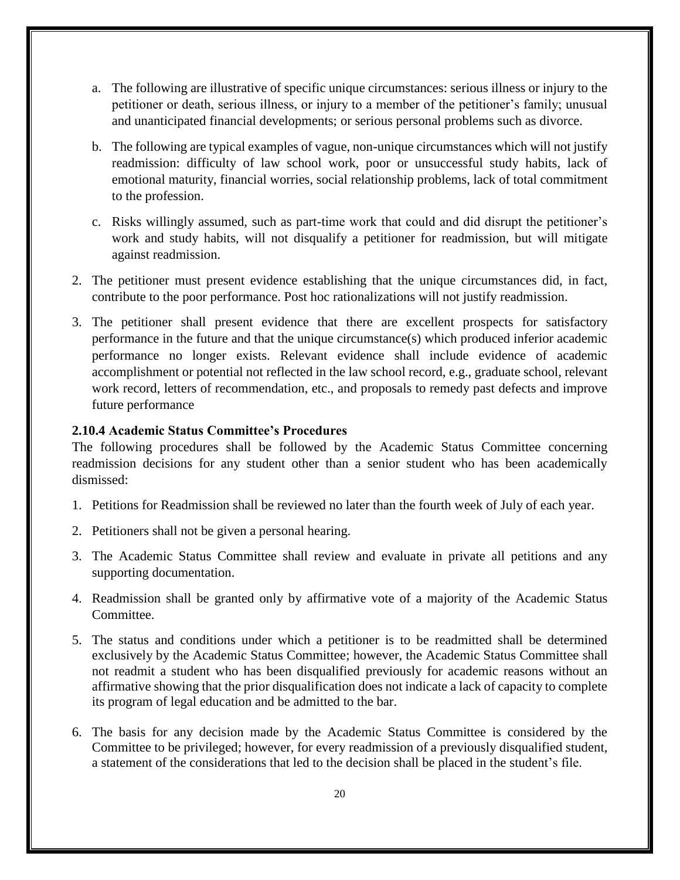a. The following are illustrative of specific unique circumstances: serious illness or injury to the petitioner or death, serious illness, or injury to a member of the petitioner's family; unusual and unanticipated financial developments; or serious personal problems such as divorce.

b. The following are typical examples of vague, non-unique circumstances which will not justify readmission: difficulty of law school work, poor or unsuccessful study habits, lack of emotional maturity, financial worries, social relationship problems, lack of total commitment to the profession.

c. Risks willingly assumed, such as part-time work that could and did disrupt the petitioner's work and study habits, will not disqualify a petitioner for readmission, but will mitigate against readmission.

2. The petitioner must present evidence establishing that the unique circumstances did, in fact, contribute to the poor performance. Post hoc rationalizations will not justify readmission.

3. The petitioner shall present evidence that there are excellent prospects for satisfactory performance in the future and that the unique circumstance(s) which produced inferior academic performance no longer exists. Relevant evidence shall include evidence of academic accomplishment or potential not reflected in the law school record, e.g., graduate school, relevant work record, letters of recommendation, etc., and proposals to remedy past defects and improve future performance

**2.10.4 Academic Status Committee's Procedures**

The following procedures shall be followed by the Academic Status Committee concerning readmission decisions for any student other than a senior student who has been academically dismissed:

1. Petitions for Readmission shall be reviewed no later than the fourth week of July of each year.

2. Petitioners shall not be given a personal hearing.

3. The Academic Status Committee shall review and evaluate in private all petitions and any supporting documentation.

4. Readmission shall be granted only by affirmative vote of a majority of the Academic Status Committee.

5. The status and conditions under which a petitioner is to be readmitted shall be determined exclusively by the Academic Status Committee; however, the Academic Status Committee shall not readmit a student who has been disqualified previously for academic reasons without an affirmative showing that the prior disqualification does not indicate a lack of capacity to complete its program of legal education and be admitted to the bar.

6. The basis for any decision made by the Academic Status Committee is considered by the Committee to be privileged; however, for every readmission of a previously disqualified student, a statement of the considerations that led to the decision shall be placed in the student's file.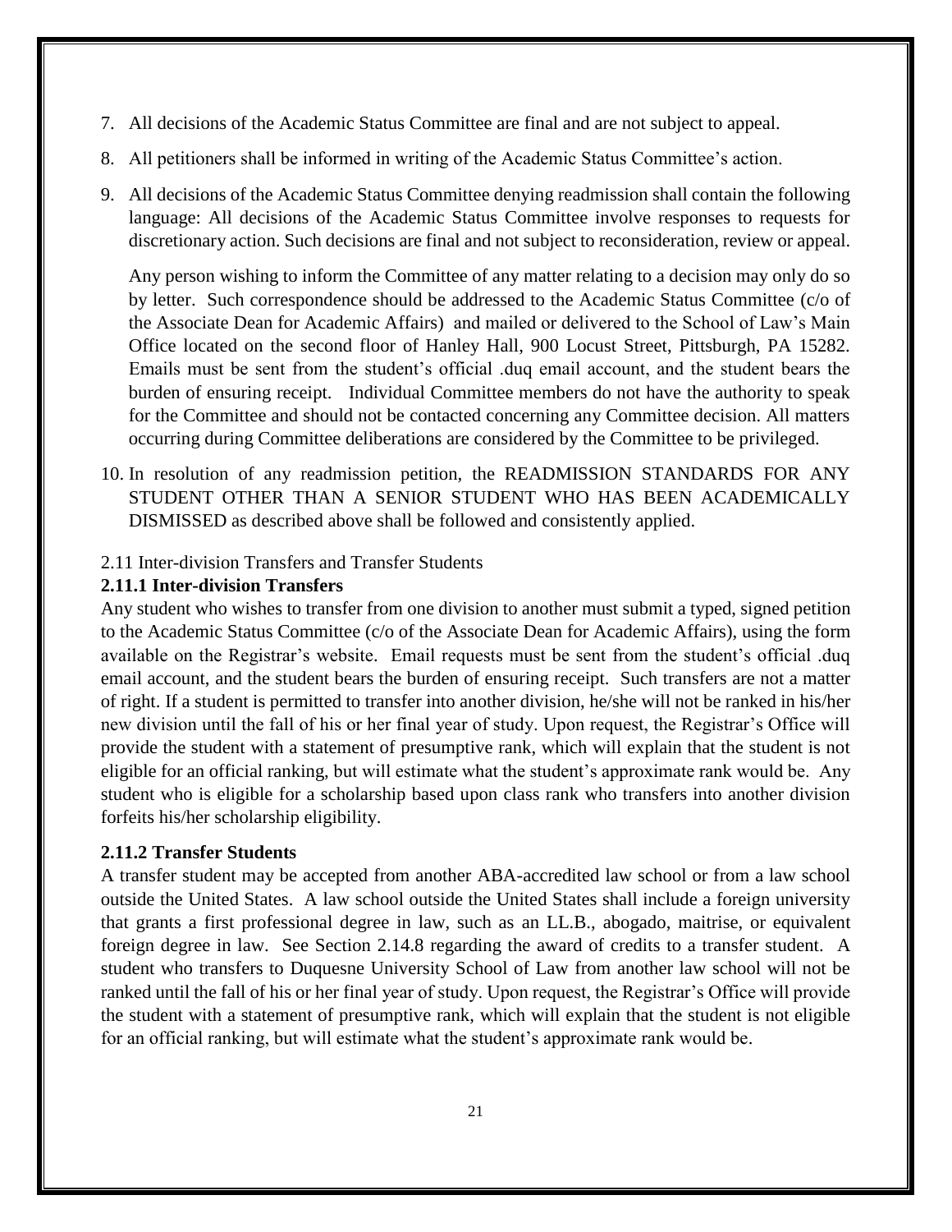7. All decisions of the Academic Status Committee are final and are not subject to appeal.

8. All petitioners shall be informed in writing of the Academic Status Committee's action.

9. All decisions of the Academic Status Committee denying readmission shall contain the following language: All decisions of the Academic Status Committee involve responses to requests for discretionary action. Such decisions are final and not subject to reconsideration, review or appeal.

   Any person wishing to inform the Committee of any matter relating to a decision may only do so by letter. Such correspondence should be addressed to the Academic Status Committee (c/o of the Associate Dean for Academic Affairs) and mailed or delivered to the School of Law's Main Office located on the second floor of Hanley Hall, 900 Locust Street, Pittsburgh, PA 15282. Emails must be sent from the student's official .duq email account, and the student bears the burden of ensuring receipt. Individual Committee members do not have the authority to speak for the Committee and should not be contacted concerning any Committee decision. All matters occurring during Committee deliberations are considered by the Committee to be privileged.

10. In resolution of any readmission petition, the READMISSION STANDARDS FOR ANY STUDENT OTHER THAN A SENIOR STUDENT WHO HAS BEEN ACADEMICALLY DISMISSED as described above shall be followed and consistently applied.

2.11 Inter-division Transfers and Transfer Students

### 2.11.1 Inter-division Transfers

Any student who wishes to transfer from one division to another must submit a typed, signed petition to the Academic Status Committee (c/o of the Associate Dean for Academic Affairs), using the form available on the Registrar's website. Email requests must be sent from the student's official .duq email account, and the student bears the burden of ensuring receipt. Such transfers are not a matter of right. If a student is permitted to transfer into another division, he/she will not be ranked in his/her new division until the fall of his or her final year of study. Upon request, the Registrar's Office will provide the student with a statement of presumptive rank, which will explain that the student is not eligible for an official ranking, but will estimate what the student's approximate rank would be. Any student who is eligible for a scholarship based upon class rank who transfers into another division forfeits his/her scholarship eligibility.

### 2.11.2 Transfer Students

A transfer student may be accepted from another ABA-accredited law school or from a law school outside the United States. A law school outside the United States shall include a foreign university that grants a first professional degree in law, such as an LL.B., abogado, maitrise, or equivalent foreign degree in law. See Section 2.14.8 regarding the award of credits to a transfer student. A student who transfers to Duquesne University School of Law from another law school will not be ranked until the fall of his or her final year of study. Upon request, the Registrar's Office will provide the student with a statement of presumptive rank, which will explain that the student is not eligible for an official ranking, but will estimate what the student's approximate rank would be.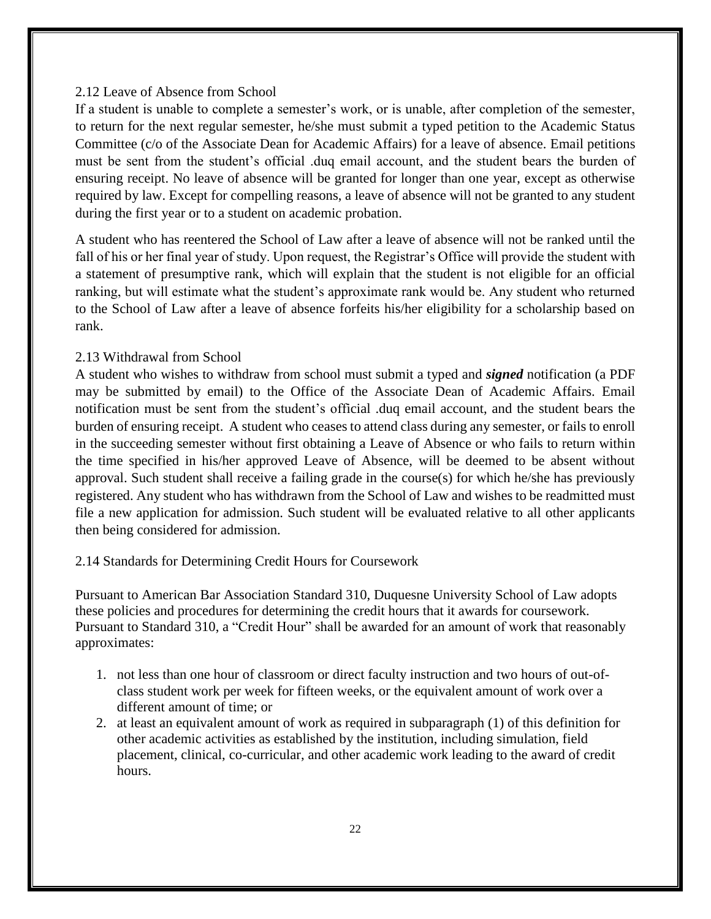### 2.12 Leave of Absence from School

If a student is unable to complete a semester's work, or is unable, after completion of the semester, to return for the next regular semester, he/she must submit a typed petition to the Academic Status Committee (c/o of the Associate Dean for Academic Affairs) for a leave of absence. Email petitions must be sent from the student's official .duq email account, and the student bears the burden of ensuring receipt. No leave of absence will be granted for longer than one year, except as otherwise required by law. Except for compelling reasons, a leave of absence will not be granted to any student during the first year or to a student on academic probation.

A student who has reentered the School of Law after a leave of absence will not be ranked until the fall of his or her final year of study. Upon request, the Registrar's Office will provide the student with a statement of presumptive rank, which will explain that the student is not eligible for an official ranking, but will estimate what the student's approximate rank would be. Any student who returned to the School of Law after a leave of absence forfeits his/her eligibility for a scholarship based on rank.

### 2.13 Withdrawal from School

A student who wishes to withdraw from school must submit a typed and ***signed*** notification (a PDF may be submitted by email) to the Office of the Associate Dean of Academic Affairs. Email notification must be sent from the student's official .duq email account, and the student bears the burden of ensuring receipt. A student who ceases to attend class during any semester, or fails to enroll in the succeeding semester without first obtaining a Leave of Absence or who fails to return within the time specified in his/her approved Leave of Absence, will be deemed to be absent without approval. Such student shall receive a failing grade in the course(s) for which he/she has previously registered. Any student who has withdrawn from the School of Law and wishes to be readmitted must file a new application for admission. Such student will be evaluated relative to all other applicants then being considered for admission.

### 2.14 Standards for Determining Credit Hours for Coursework

Pursuant to American Bar Association Standard 310, Duquesne University School of Law adopts these policies and procedures for determining the credit hours that it awards for coursework. Pursuant to Standard 310, a "Credit Hour" shall be awarded for an amount of work that reasonably approximates:

1. not less than one hour of classroom or direct faculty instruction and two hours of out-of-class student work per week for fifteen weeks, or the equivalent amount of work over a different amount of time; or
2. at least an equivalent amount of work as required in subparagraph (1) of this definition for other academic activities as established by the institution, including simulation, field placement, clinical, co-curricular, and other academic work leading to the award of credit hours.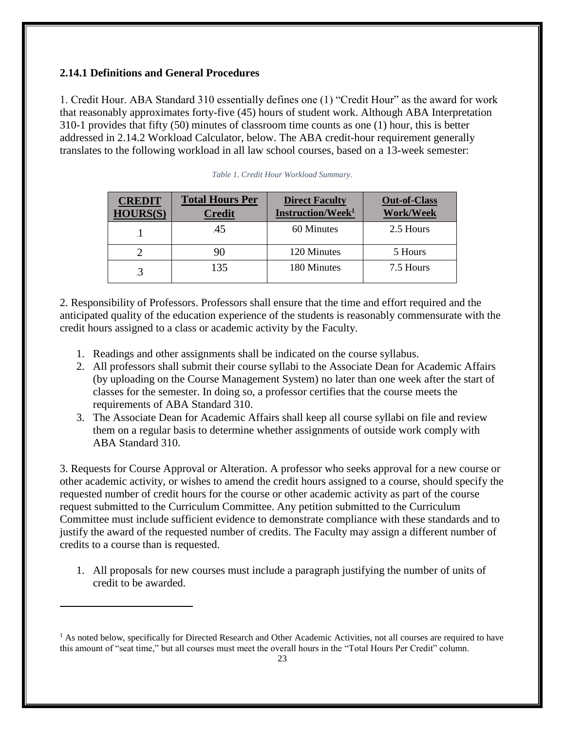### 2.14.1 Definitions and General Procedures

1. Credit Hour. ABA Standard 310 essentially defines one (1) "Credit Hour" as the award for work that reasonably approximates forty-five (45) hours of student work. Although ABA Interpretation 310-1 provides that fifty (50) minutes of classroom time counts as one (1) hour, this is better addressed in 2.14.2 Workload Calculator, below. The ABA credit-hour requirement generally translates to the following workload in all law school courses, based on a 13-week semester:

*Table 1. Credit Hour Workload Summary.*

| CREDIT HOURS(S) | Total Hours Per Credit | Direct Faculty Instruction/Week[1] | Out-of-Class Work/Week |
|---|---|---|---|
| 1 | 45 | 60 Minutes | 2.5 Hours |
| 2 | 90 | 120 Minutes | 5 Hours |
| 3 | 135 | 180 Minutes | 7.5 Hours |

2. Responsibility of Professors. Professors shall ensure that the time and effort required and the anticipated quality of the education experience of the students is reasonably commensurate with the credit hours assigned to a class or academic activity by the Faculty.

1. Readings and other assignments shall be indicated on the course syllabus.
2. All professors shall submit their course syllabi to the Associate Dean for Academic Affairs (by uploading on the Course Management System) no later than one week after the start of classes for the semester. In doing so, a professor certifies that the course meets the requirements of ABA Standard 310.
3. The Associate Dean for Academic Affairs shall keep all course syllabi on file and review them on a regular basis to determine whether assignments of outside work comply with ABA Standard 310.

3. Requests for Course Approval or Alteration. A professor who seeks approval for a new course or other academic activity, or wishes to amend the credit hours assigned to a course, should specify the requested number of credit hours for the course or other academic activity as part of the course request submitted to the Curriculum Committee. Any petition submitted to the Curriculum Committee must include sufficient evidence to demonstrate compliance with these standards and to justify the award of the requested number of credits. The Faculty may assign a different number of credits to a course than is requested.

1. All proposals for new courses must include a paragraph justifying the number of units of credit to be awarded.

---

[1] As noted below, specifically for Directed Research and Other Academic Activities, not all courses are required to have this amount of "seat time," but all courses must meet the overall hours in the "Total Hours Per Credit" column.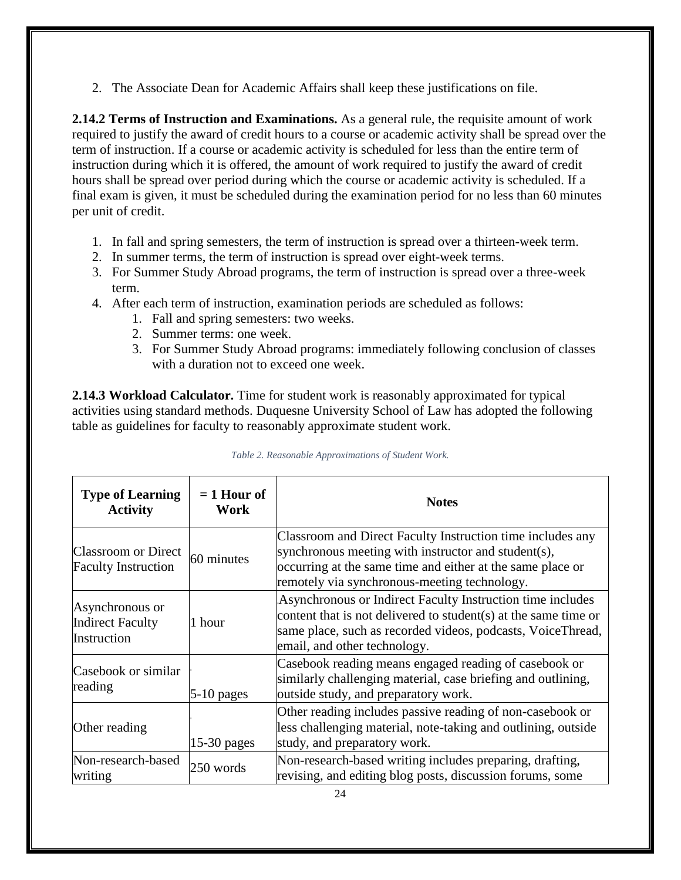2. The Associate Dean for Academic Affairs shall keep these justifications on file.

**2.14.2 Terms of Instruction and Examinations.** As a general rule, the requisite amount of work required to justify the award of credit hours to a course or academic activity shall be spread over the term of instruction. If a course or academic activity is scheduled for less than the entire term of instruction during which it is offered, the amount of work required to justify the award of credit hours shall be spread over period during which the course or academic activity is scheduled. If a final exam is given, it must be scheduled during the examination period for no less than 60 minutes per unit of credit.

1. In fall and spring semesters, the term of instruction is spread over a thirteen-week term.
2. In summer terms, the term of instruction is spread over eight-week terms.
3. For Summer Study Abroad programs, the term of instruction is spread over a three-week term.
4. After each term of instruction, examination periods are scheduled as follows:
   1. Fall and spring semesters: two weeks.
   2. Summer terms: one week.
   3. For Summer Study Abroad programs: immediately following conclusion of classes with a duration not to exceed one week.

**2.14.3 Workload Calculator.** Time for student work is reasonably approximated for typical activities using standard methods. Duquesne University School of Law has adopted the following table as guidelines for faculty to reasonably approximate student work.

*Table 2. Reasonable Approximations of Student Work.*

| Type of Learning Activity | = 1 Hour of Work | Notes |
|---|---|---|
| Classroom or Direct Faculty Instruction | 60 minutes | Classroom and Direct Faculty Instruction time includes any synchronous meeting with instructor and student(s), occurring at the same time and either at the same place or remotely via synchronous-meeting technology. |
| Asynchronous or Indirect Faculty Instruction | 1 hour | Asynchronous or Indirect Faculty Instruction time includes content that is not delivered to student(s) at the same time or same place, such as recorded videos, podcasts, VoiceThread, email, and other technology. |
| Casebook or similar reading | 5-10 pages | Casebook reading means engaged reading of casebook or similarly challenging material, case briefing and outlining, outside study, and preparatory work. |
| Other reading | 15-30 pages | Other reading includes passive reading of non-casebook or less challenging material, note-taking and outlining, outside study, and preparatory work. |
| Non-research-based writing | 250 words | Non-research-based writing includes preparing, drafting, revising, and editing blog posts, discussion forums, some |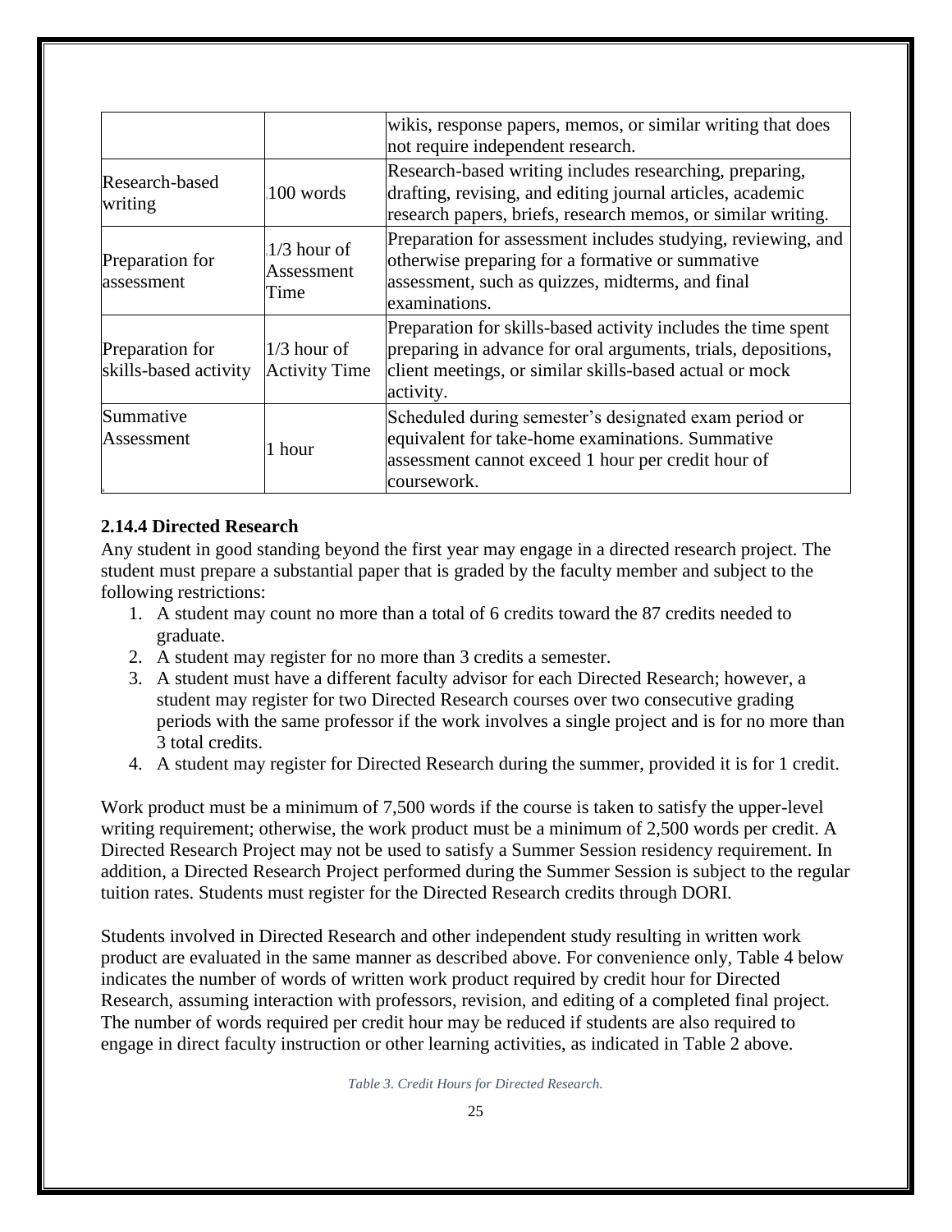| | | |
|---|---|---|
| | | wikis, response papers, memos, or similar writing that does not require independent research. |
| Research-based writing | 100 words | Research-based writing includes researching, preparing, drafting, revising, and editing journal articles, academic research papers, briefs, research memos, or similar writing. |
| Preparation for assessment | 1/3 hour of Assessment Time | Preparation for assessment includes studying, reviewing, and otherwise preparing for a formative or summative assessment, such as quizzes, midterms, and final examinations. |
| Preparation for skills-based activity | 1/3 hour of Activity Time | Preparation for skills-based activity includes the time spent preparing in advance for oral arguments, trials, depositions, client meetings, or similar skills-based actual or mock activity. |
| Summative Assessment | 1 hour | Scheduled during semester's designated exam period or equivalent for take-home examinations. Summative assessment cannot exceed 1 hour per credit hour of coursework. |

### 2.14.4 Directed Research

Any student in good standing beyond the first year may engage in a directed research project. The student must prepare a substantial paper that is graded by the faculty member and subject to the following restrictions:

1. A student may count no more than a total of 6 credits toward the 87 credits needed to graduate.
2. A student may register for no more than 3 credits a semester.
3. A student must have a different faculty advisor for each Directed Research; however, a student may register for two Directed Research courses over two consecutive grading periods with the same professor if the work involves a single project and is for no more than 3 total credits.
4. A student may register for Directed Research during the summer, provided it is for 1 credit.

Work product must be a minimum of 7,500 words if the course is taken to satisfy the upper-level writing requirement; otherwise, the work product must be a minimum of 2,500 words per credit. A Directed Research Project may not be used to satisfy a Summer Session residency requirement. In addition, a Directed Research Project performed during the Summer Session is subject to the regular tuition rates. Students must register for the Directed Research credits through DORI.

Students involved in Directed Research and other independent study resulting in written work product are evaluated in the same manner as described above. For convenience only, Table 4 below indicates the number of words of written work product required by credit hour for Directed Research, assuming interaction with professors, revision, and editing of a completed final project. The number of words required per credit hour may be reduced if students are also required to engage in direct faculty instruction or other learning activities, as indicated in Table 2 above.

*Table 3. Credit Hours for Directed Research.*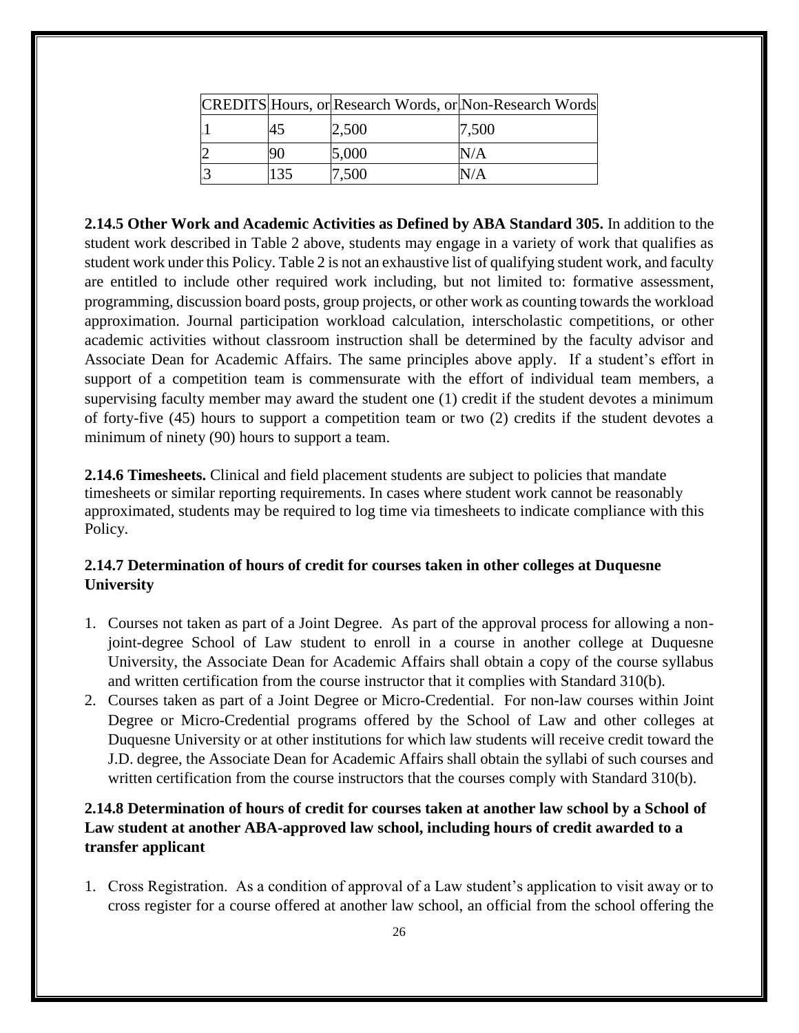| CREDITS | Hours, or | Research Words, or | Non-Research Words |
|---|---|---|---|
| 1 | 45 | 2,500 | 7,500 |
| 2 | 90 | 5,000 | N/A |
| 3 | 135 | 7,500 | N/A |

**2.14.5 Other Work and Academic Activities as Defined by ABA Standard 305.** In addition to the student work described in Table 2 above, students may engage in a variety of work that qualifies as student work under this Policy. Table 2 is not an exhaustive list of qualifying student work, and faculty are entitled to include other required work including, but not limited to: formative assessment, programming, discussion board posts, group projects, or other work as counting towards the workload approximation. Journal participation workload calculation, interscholastic competitions, or other academic activities without classroom instruction shall be determined by the faculty advisor and Associate Dean for Academic Affairs. The same principles above apply. If a student's effort in support of a competition team is commensurate with the effort of individual team members, a supervising faculty member may award the student one (1) credit if the student devotes a minimum of forty-five (45) hours to support a competition team or two (2) credits if the student devotes a minimum of ninety (90) hours to support a team.

**2.14.6 Timesheets.** Clinical and field placement students are subject to policies that mandate timesheets or similar reporting requirements. In cases where student work cannot be reasonably approximated, students may be required to log time via timesheets to indicate compliance with this Policy.

### 2.14.7 Determination of hours of credit for courses taken in other colleges at Duquesne University

1. Courses not taken as part of a Joint Degree. As part of the approval process for allowing a non-joint-degree School of Law student to enroll in a course in another college at Duquesne University, the Associate Dean for Academic Affairs shall obtain a copy of the course syllabus and written certification from the course instructor that it complies with Standard 310(b).
2. Courses taken as part of a Joint Degree or Micro-Credential. For non-law courses within Joint Degree or Micro-Credential programs offered by the School of Law and other colleges at Duquesne University or at other institutions for which law students will receive credit toward the J.D. degree, the Associate Dean for Academic Affairs shall obtain the syllabi of such courses and written certification from the course instructors that the courses comply with Standard 310(b).

### 2.14.8 Determination of hours of credit for courses taken at another law school by a School of Law student at another ABA-approved law school, including hours of credit awarded to a transfer applicant

1. Cross Registration. As a condition of approval of a Law student's application to visit away or to cross register for a course offered at another law school, an official from the school offering the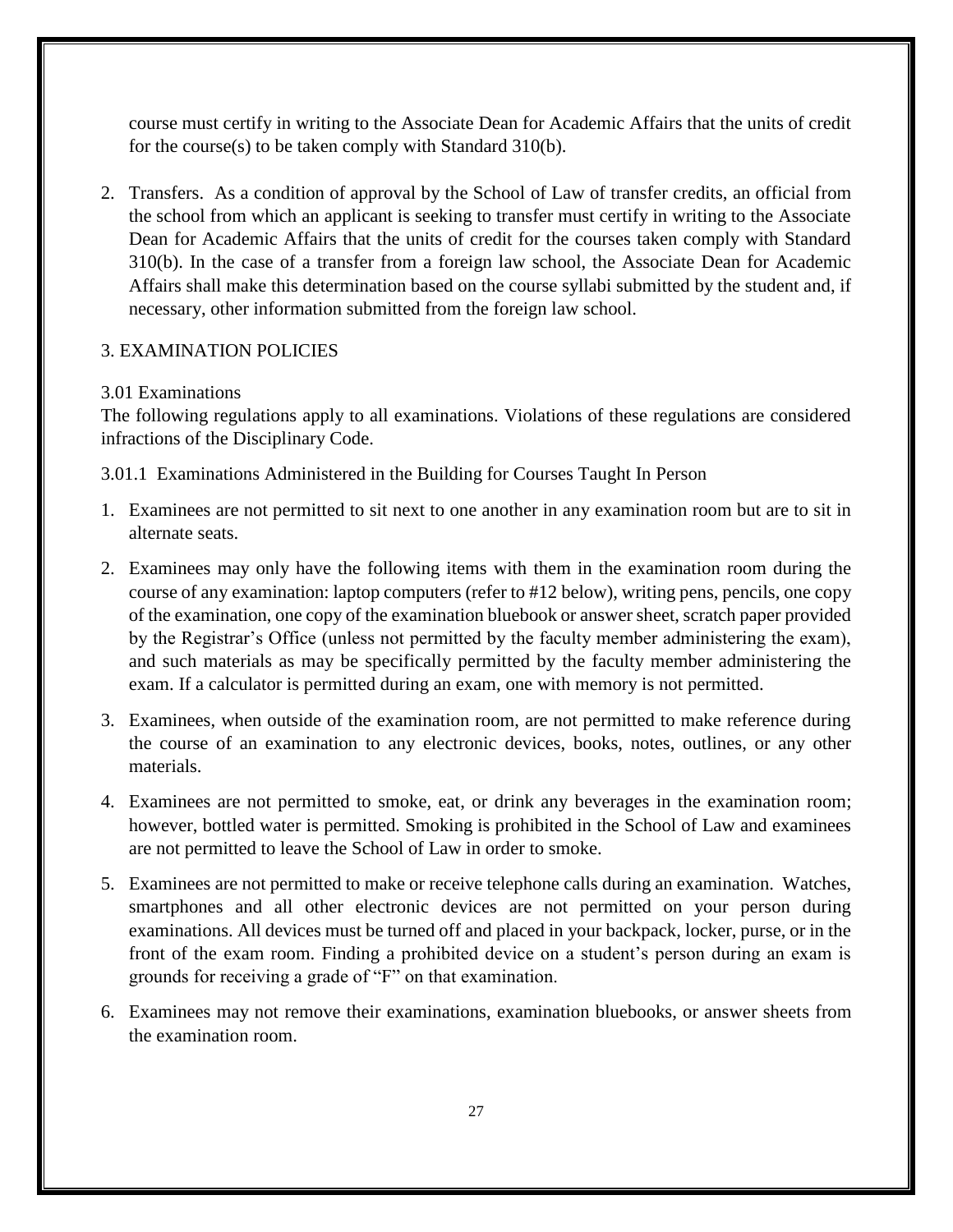course must certify in writing to the Associate Dean for Academic Affairs that the units of credit for the course(s) to be taken comply with Standard 310(b).

2. Transfers. As a condition of approval by the School of Law of transfer credits, an official from the school from which an applicant is seeking to transfer must certify in writing to the Associate Dean for Academic Affairs that the units of credit for the courses taken comply with Standard 310(b). In the case of a transfer from a foreign law school, the Associate Dean for Academic Affairs shall make this determination based on the course syllabi submitted by the student and, if necessary, other information submitted from the foreign law school.

## 3. EXAMINATION POLICIES

### 3.01 Examinations

The following regulations apply to all examinations. Violations of these regulations are considered infractions of the Disciplinary Code.

#### 3.01.1 Examinations Administered in the Building for Courses Taught In Person

1. Examinees are not permitted to sit next to one another in any examination room but are to sit in alternate seats.

2. Examinees may only have the following items with them in the examination room during the course of any examination: laptop computers (refer to #12 below), writing pens, pencils, one copy of the examination, one copy of the examination bluebook or answer sheet, scratch paper provided by the Registrar's Office (unless not permitted by the faculty member administering the exam), and such materials as may be specifically permitted by the faculty member administering the exam. If a calculator is permitted during an exam, one with memory is not permitted.

3. Examinees, when outside of the examination room, are not permitted to make reference during the course of an examination to any electronic devices, books, notes, outlines, or any other materials.

4. Examinees are not permitted to smoke, eat, or drink any beverages in the examination room; however, bottled water is permitted. Smoking is prohibited in the School of Law and examinees are not permitted to leave the School of Law in order to smoke.

5. Examinees are not permitted to make or receive telephone calls during an examination. Watches, smartphones and all other electronic devices are not permitted on your person during examinations. All devices must be turned off and placed in your backpack, locker, purse, or in the front of the exam room. Finding a prohibited device on a student's person during an exam is grounds for receiving a grade of "F" on that examination.

6. Examinees may not remove their examinations, examination bluebooks, or answer sheets from the examination room.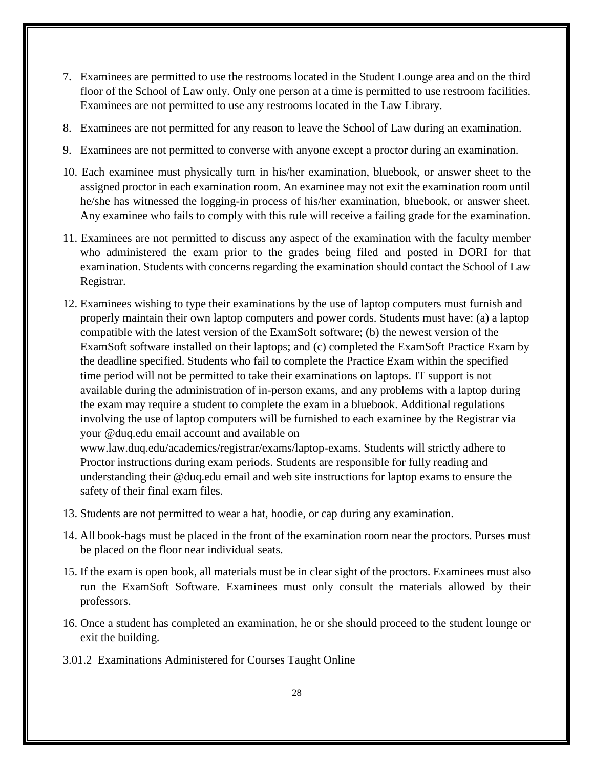7. Examinees are permitted to use the restrooms located in the Student Lounge area and on the third floor of the School of Law only. Only one person at a time is permitted to use restroom facilities. Examinees are not permitted to use any restrooms located in the Law Library.

8. Examinees are not permitted for any reason to leave the School of Law during an examination.

9. Examinees are not permitted to converse with anyone except a proctor during an examination.

10. Each examinee must physically turn in his/her examination, bluebook, or answer sheet to the assigned proctor in each examination room. An examinee may not exit the examination room until he/she has witnessed the logging-in process of his/her examination, bluebook, or answer sheet. Any examinee who fails to comply with this rule will receive a failing grade for the examination.

11. Examinees are not permitted to discuss any aspect of the examination with the faculty member who administered the exam prior to the grades being filed and posted in DORI for that examination. Students with concerns regarding the examination should contact the School of Law Registrar.

12. Examinees wishing to type their examinations by the use of laptop computers must furnish and properly maintain their own laptop computers and power cords. Students must have: (a) a laptop compatible with the latest version of the ExamSoft software; (b) the newest version of the ExamSoft software installed on their laptops; and (c) completed the ExamSoft Practice Exam by the deadline specified. Students who fail to complete the Practice Exam within the specified time period will not be permitted to take their examinations on laptops. IT support is not available during the administration of in-person exams, and any problems with a laptop during the exam may require a student to complete the exam in a bluebook. Additional regulations involving the use of laptop computers will be furnished to each examinee by the Registrar via your @duq.edu email account and available on www.law.duq.edu/academics/registrar/exams/laptop-exams. Students will strictly adhere to Proctor instructions during exam periods. Students are responsible for fully reading and understanding their @duq.edu email and web site instructions for laptop exams to ensure the safety of their final exam files.

13. Students are not permitted to wear a hat, hoodie, or cap during any examination.

14. All book-bags must be placed in the front of the examination room near the proctors. Purses must be placed on the floor near individual seats.

15. If the exam is open book, all materials must be in clear sight of the proctors. Examinees must also run the ExamSoft Software. Examinees must only consult the materials allowed by their professors.

16. Once a student has completed an examination, he or she should proceed to the student lounge or exit the building.

3.01.2 Examinations Administered for Courses Taught Online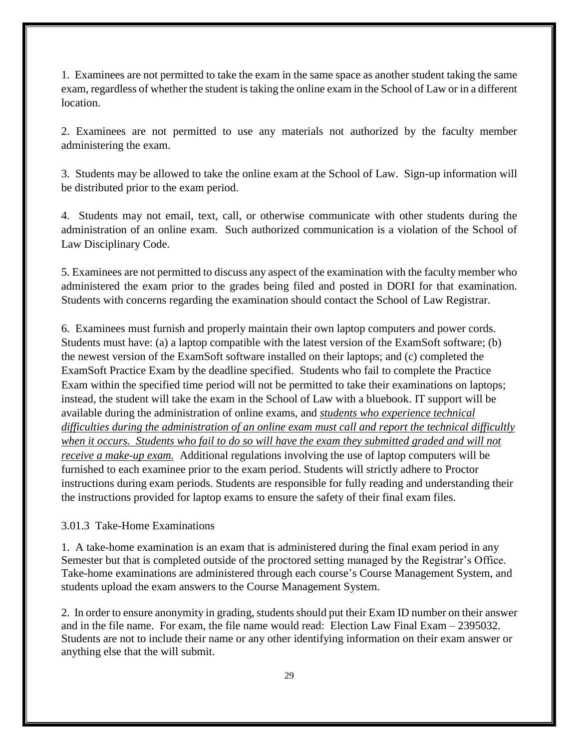1. Examinees are not permitted to take the exam in the same space as another student taking the same exam, regardless of whether the student is taking the online exam in the School of Law or in a different location.

2. Examinees are not permitted to use any materials not authorized by the faculty member administering the exam.

3. Students may be allowed to take the online exam at the School of Law. Sign-up information will be distributed prior to the exam period.

4. Students may not email, text, call, or otherwise communicate with other students during the administration of an online exam. Such authorized communication is a violation of the School of Law Disciplinary Code.

5. Examinees are not permitted to discuss any aspect of the examination with the faculty member who administered the exam prior to the grades being filed and posted in DORI for that examination. Students with concerns regarding the examination should contact the School of Law Registrar.

6. Examinees must furnish and properly maintain their own laptop computers and power cords. Students must have: (a) a laptop compatible with the latest version of the ExamSoft software; (b) the newest version of the ExamSoft software installed on their laptops; and (c) completed the ExamSoft Practice Exam by the deadline specified. Students who fail to complete the Practice Exam within the specified time period will not be permitted to take their examinations on laptops; instead, the student will take the exam in the School of Law with a bluebook. IT support will be available during the administration of online exams, and *students who experience technical difficulties during the administration of an online exam must call and report the technical difficultly when it occurs. Students who fail to do so will have the exam they submitted graded and will not receive a make-up exam.* Additional regulations involving the use of laptop computers will be furnished to each examinee prior to the exam period. Students will strictly adhere to Proctor instructions during exam periods. Students are responsible for fully reading and understanding their the instructions provided for laptop exams to ensure the safety of their final exam files.

### 3.01.3 Take-Home Examinations

1. A take-home examination is an exam that is administered during the final exam period in any Semester but that is completed outside of the proctored setting managed by the Registrar's Office. Take-home examinations are administered through each course's Course Management System, and students upload the exam answers to the Course Management System.

2. In order to ensure anonymity in grading, students should put their Exam ID number on their answer and in the file name. For exam, the file name would read: Election Law Final Exam – 2395032. Students are not to include their name or any other identifying information on their exam answer or anything else that the will submit.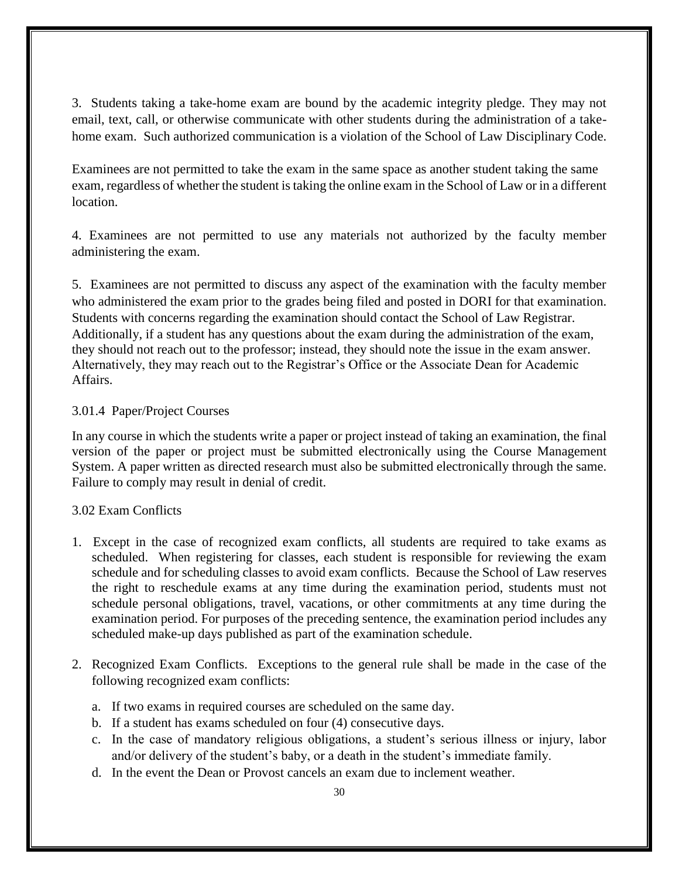3. Students taking a take-home exam are bound by the academic integrity pledge. They may not email, text, call, or otherwise communicate with other students during the administration of a take-home exam. Such authorized communication is a violation of the School of Law Disciplinary Code.

Examinees are not permitted to take the exam in the same space as another student taking the same exam, regardless of whether the student is taking the online exam in the School of Law or in a different location.

4. Examinees are not permitted to use any materials not authorized by the faculty member administering the exam.

5. Examinees are not permitted to discuss any aspect of the examination with the faculty member who administered the exam prior to the grades being filed and posted in DORI for that examination. Students with concerns regarding the examination should contact the School of Law Registrar. Additionally, if a student has any questions about the exam during the administration of the exam, they should not reach out to the professor; instead, they should note the issue in the exam answer. Alternatively, they may reach out to the Registrar's Office or the Associate Dean for Academic Affairs.

### 3.01.4 Paper/Project Courses

In any course in which the students write a paper or project instead of taking an examination, the final version of the paper or project must be submitted electronically using the Course Management System. A paper written as directed research must also be submitted electronically through the same. Failure to comply may result in denial of credit.

### 3.02 Exam Conflicts

1. Except in the case of recognized exam conflicts, all students are required to take exams as scheduled. When registering for classes, each student is responsible for reviewing the exam schedule and for scheduling classes to avoid exam conflicts. Because the School of Law reserves the right to reschedule exams at any time during the examination period, students must not schedule personal obligations, travel, vacations, or other commitments at any time during the examination period. For purposes of the preceding sentence, the examination period includes any scheduled make-up days published as part of the examination schedule.

2. Recognized Exam Conflicts. Exceptions to the general rule shall be made in the case of the following recognized exam conflicts:

   a. If two exams in required courses are scheduled on the same day.
   b. If a student has exams scheduled on four (4) consecutive days.
   c. In the case of mandatory religious obligations, a student's serious illness or injury, labor and/or delivery of the student's baby, or a death in the student's immediate family.
   d. In the event the Dean or Provost cancels an exam due to inclement weather.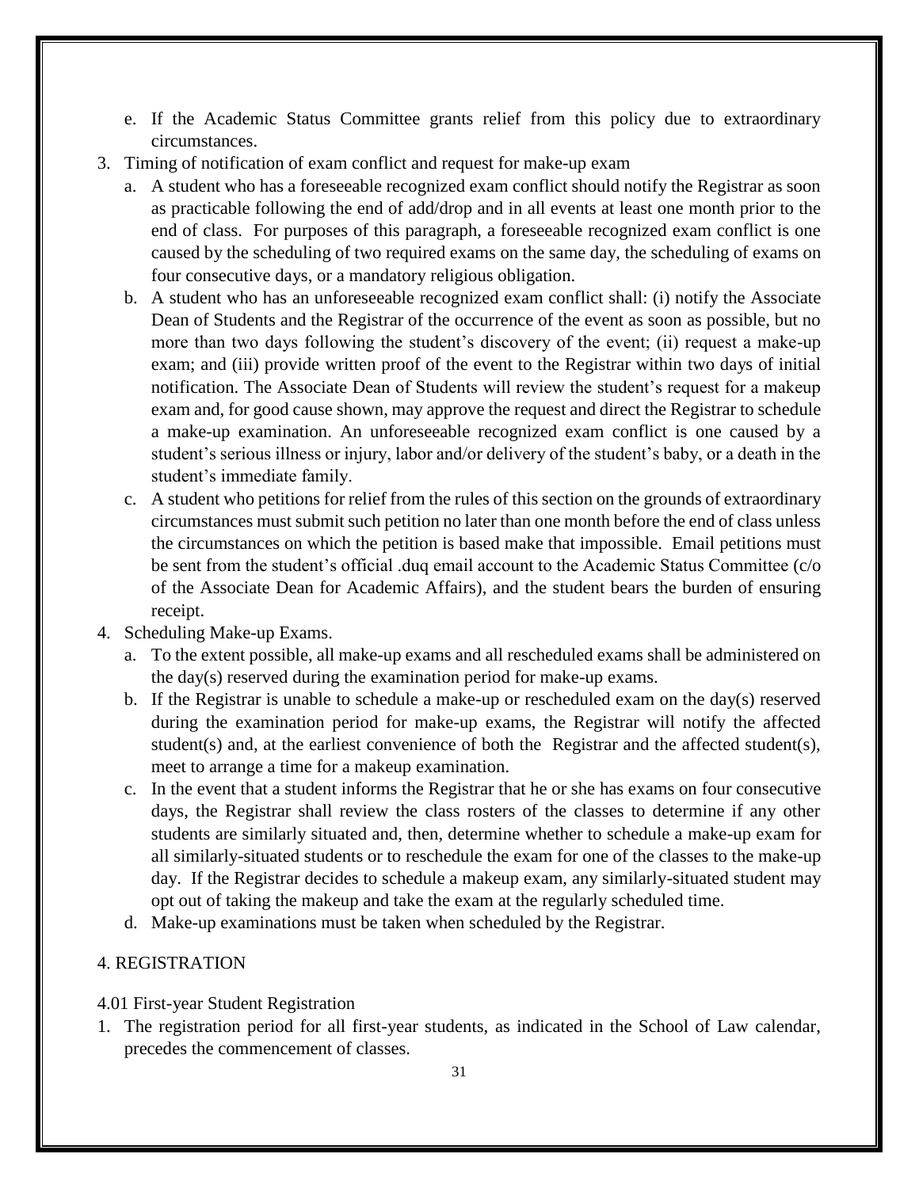e. If the Academic Status Committee grants relief from this policy due to extraordinary circumstances.

3. Timing of notification of exam conflict and request for make-up exam
   a. A student who has a foreseeable recognized exam conflict should notify the Registrar as soon as practicable following the end of add/drop and in all events at least one month prior to the end of class. For purposes of this paragraph, a foreseeable recognized exam conflict is one caused by the scheduling of two required exams on the same day, the scheduling of exams on four consecutive days, or a mandatory religious obligation.
   b. A student who has an unforeseeable recognized exam conflict shall: (i) notify the Associate Dean of Students and the Registrar of the occurrence of the event as soon as possible, but no more than two days following the student's discovery of the event; (ii) request a make-up exam; and (iii) provide written proof of the event to the Registrar within two days of initial notification. The Associate Dean of Students will review the student's request for a makeup exam and, for good cause shown, may approve the request and direct the Registrar to schedule a make-up examination. An unforeseeable recognized exam conflict is one caused by a student's serious illness or injury, labor and/or delivery of the student's baby, or a death in the student's immediate family.
   c. A student who petitions for relief from the rules of this section on the grounds of extraordinary circumstances must submit such petition no later than one month before the end of class unless the circumstances on which the petition is based make that impossible. Email petitions must be sent from the student's official .duq email account to the Academic Status Committee (c/o of the Associate Dean for Academic Affairs), and the student bears the burden of ensuring receipt.
4. Scheduling Make-up Exams.
   a. To the extent possible, all make-up exams and all rescheduled exams shall be administered on the day(s) reserved during the examination period for make-up exams.
   b. If the Registrar is unable to schedule a make-up or rescheduled exam on the day(s) reserved during the examination period for make-up exams, the Registrar will notify the affected student(s) and, at the earliest convenience of both the Registrar and the affected student(s), meet to arrange a time for a makeup examination.
   c. In the event that a student informs the Registrar that he or she has exams on four consecutive days, the Registrar shall review the class rosters of the classes to determine if any other students are similarly situated and, then, determine whether to schedule a make-up exam for all similarly-situated students or to reschedule the exam for one of the classes to the make-up day. If the Registrar decides to schedule a makeup exam, any similarly-situated student may opt out of taking the makeup and take the exam at the regularly scheduled time.
   d. Make-up examinations must be taken when scheduled by the Registrar.

## 4. REGISTRATION

### 4.01 First-year Student Registration

1. The registration period for all first-year students, as indicated in the School of Law calendar, precedes the commencement of classes.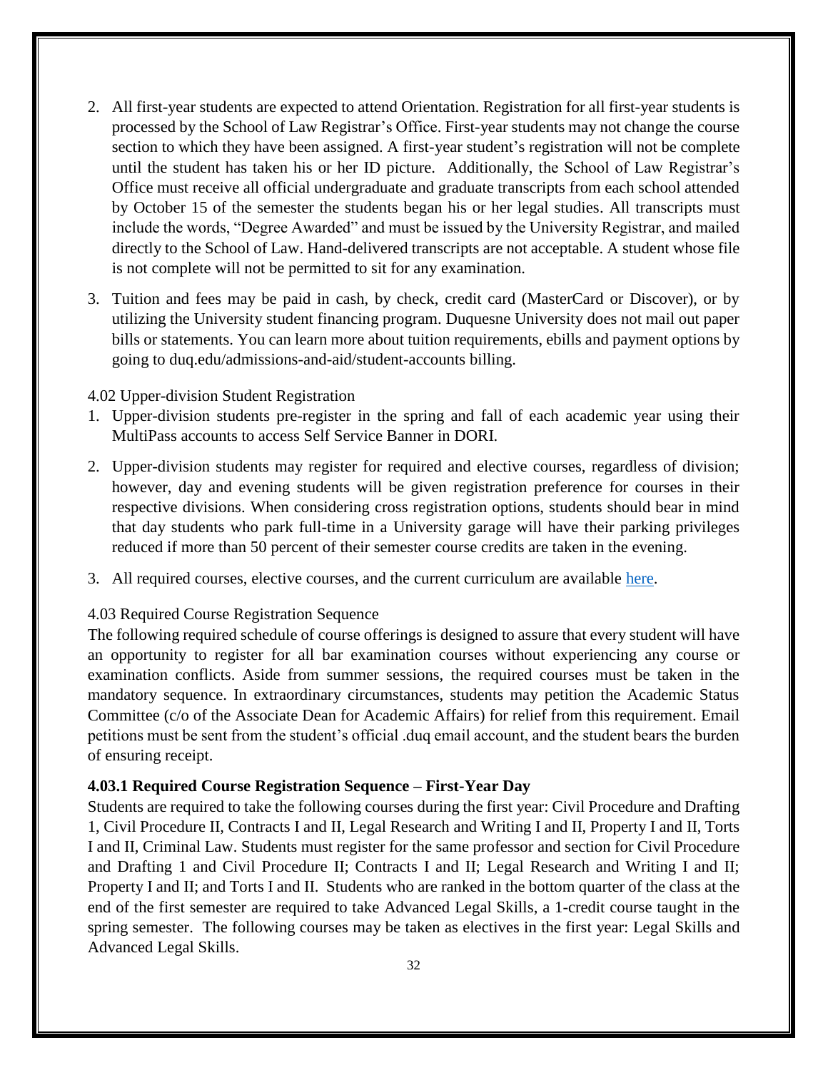2. All first-year students are expected to attend Orientation. Registration for all first-year students is processed by the School of Law Registrar's Office. First-year students may not change the course section to which they have been assigned. A first-year student's registration will not be complete until the student has taken his or her ID picture. Additionally, the School of Law Registrar's Office must receive all official undergraduate and graduate transcripts from each school attended by October 15 of the semester the students began his or her legal studies. All transcripts must include the words, "Degree Awarded" and must be issued by the University Registrar, and mailed directly to the School of Law. Hand-delivered transcripts are not acceptable. A student whose file is not complete will not be permitted to sit for any examination.

3. Tuition and fees may be paid in cash, by check, credit card (MasterCard or Discover), or by utilizing the University student financing program. Duquesne University does not mail out paper bills or statements. You can learn more about tuition requirements, ebills and payment options by going to duq.edu/admissions-and-aid/student-accounts billing.

4.02 Upper-division Student Registration

1. Upper-division students pre-register in the spring and fall of each academic year using their MultiPass accounts to access Self Service Banner in DORI.

2. Upper-division students may register for required and elective courses, regardless of division; however, day and evening students will be given registration preference for courses in their respective divisions. When considering cross registration options, students should bear in mind that day students who park full-time in a University garage will have their parking privileges reduced if more than 50 percent of their semester course credits are taken in the evening.

3. All required courses, elective courses, and the current curriculum are available here.

4.03 Required Course Registration Sequence

The following required schedule of course offerings is designed to assure that every student will have an opportunity to register for all bar examination courses without experiencing any course or examination conflicts. Aside from summer sessions, the required courses must be taken in the mandatory sequence. In extraordinary circumstances, students may petition the Academic Status Committee (c/o of the Associate Dean for Academic Affairs) for relief from this requirement. Email petitions must be sent from the student's official .duq email account, and the student bears the burden of ensuring receipt.

**4.03.1 Required Course Registration Sequence – First-Year Day**

Students are required to take the following courses during the first year: Civil Procedure and Drafting 1, Civil Procedure II, Contracts I and II, Legal Research and Writing I and II, Property I and II, Torts I and II, Criminal Law. Students must register for the same professor and section for Civil Procedure and Drafting 1 and Civil Procedure II; Contracts I and II; Legal Research and Writing I and II; Property I and II; and Torts I and II. Students who are ranked in the bottom quarter of the class at the end of the first semester are required to take Advanced Legal Skills, a 1-credit course taught in the spring semester. The following courses may be taken as electives in the first year: Legal Skills and Advanced Legal Skills.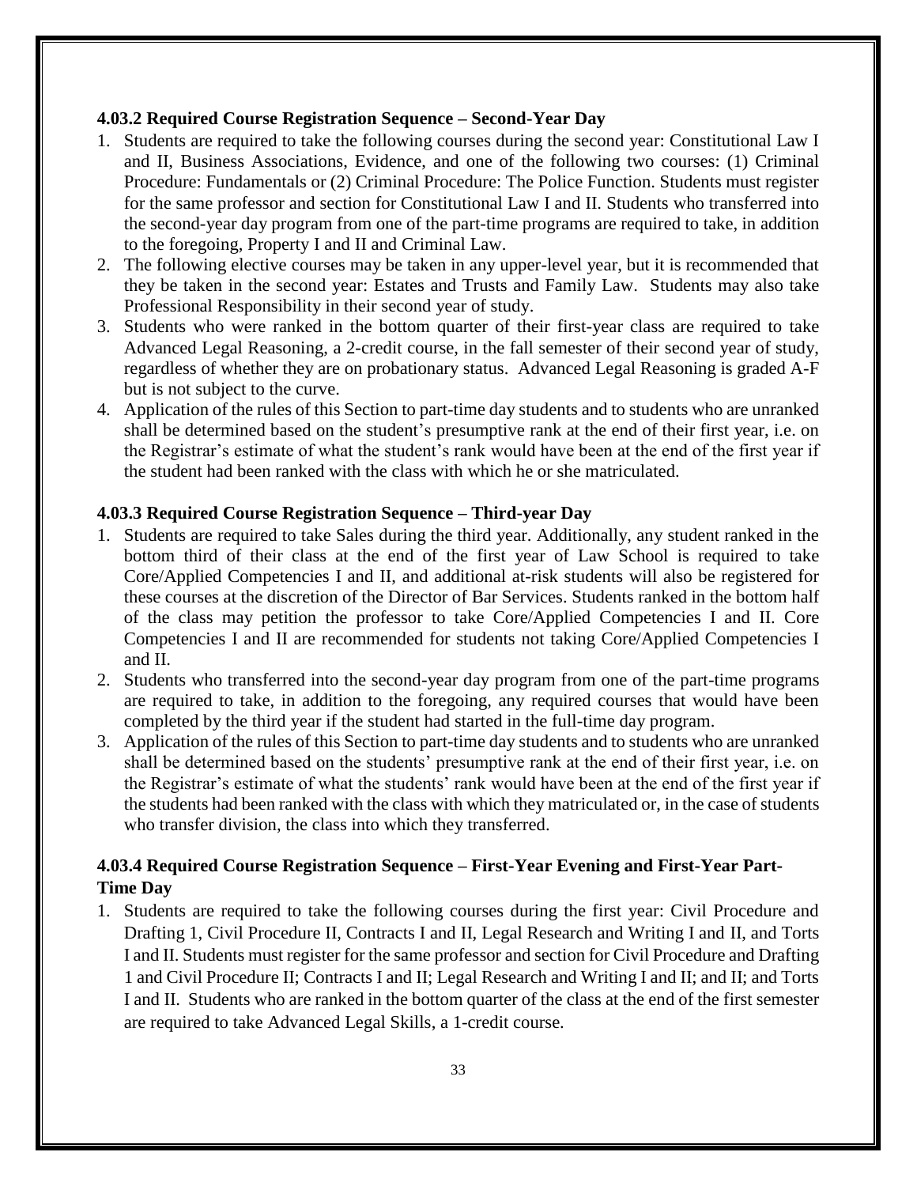### 4.03.2 Required Course Registration Sequence – Second-Year Day

1. Students are required to take the following courses during the second year: Constitutional Law I and II, Business Associations, Evidence, and one of the following two courses: (1) Criminal Procedure: Fundamentals or (2) Criminal Procedure: The Police Function. Students must register for the same professor and section for Constitutional Law I and II. Students who transferred into the second-year day program from one of the part-time programs are required to take, in addition to the foregoing, Property I and II and Criminal Law.
2. The following elective courses may be taken in any upper-level year, but it is recommended that they be taken in the second year: Estates and Trusts and Family Law. Students may also take Professional Responsibility in their second year of study.
3. Students who were ranked in the bottom quarter of their first-year class are required to take Advanced Legal Reasoning, a 2-credit course, in the fall semester of their second year of study, regardless of whether they are on probationary status. Advanced Legal Reasoning is graded A-F but is not subject to the curve.
4. Application of the rules of this Section to part-time day students and to students who are unranked shall be determined based on the student's presumptive rank at the end of their first year, i.e. on the Registrar's estimate of what the student's rank would have been at the end of the first year if the student had been ranked with the class with which he or she matriculated.

### 4.03.3 Required Course Registration Sequence – Third-year Day

1. Students are required to take Sales during the third year. Additionally, any student ranked in the bottom third of their class at the end of the first year of Law School is required to take Core/Applied Competencies I and II, and additional at-risk students will also be registered for these courses at the discretion of the Director of Bar Services. Students ranked in the bottom half of the class may petition the professor to take Core/Applied Competencies I and II. Core Competencies I and II are recommended for students not taking Core/Applied Competencies I and II.
2. Students who transferred into the second-year day program from one of the part-time programs are required to take, in addition to the foregoing, any required courses that would have been completed by the third year if the student had started in the full-time day program.
3. Application of the rules of this Section to part-time day students and to students who are unranked shall be determined based on the students' presumptive rank at the end of their first year, i.e. on the Registrar's estimate of what the students' rank would have been at the end of the first year if the students had been ranked with the class with which they matriculated or, in the case of students who transfer division, the class into which they transferred.

### 4.03.4 Required Course Registration Sequence – First-Year Evening and First-Year Part-Time Day

1. Students are required to take the following courses during the first year: Civil Procedure and Drafting 1, Civil Procedure II, Contracts I and II, Legal Research and Writing I and II, and Torts I and II. Students must register for the same professor and section for Civil Procedure and Drafting 1 and Civil Procedure II; Contracts I and II; Legal Research and Writing I and II; and II; and Torts I and II. Students who are ranked in the bottom quarter of the class at the end of the first semester are required to take Advanced Legal Skills, a 1-credit course.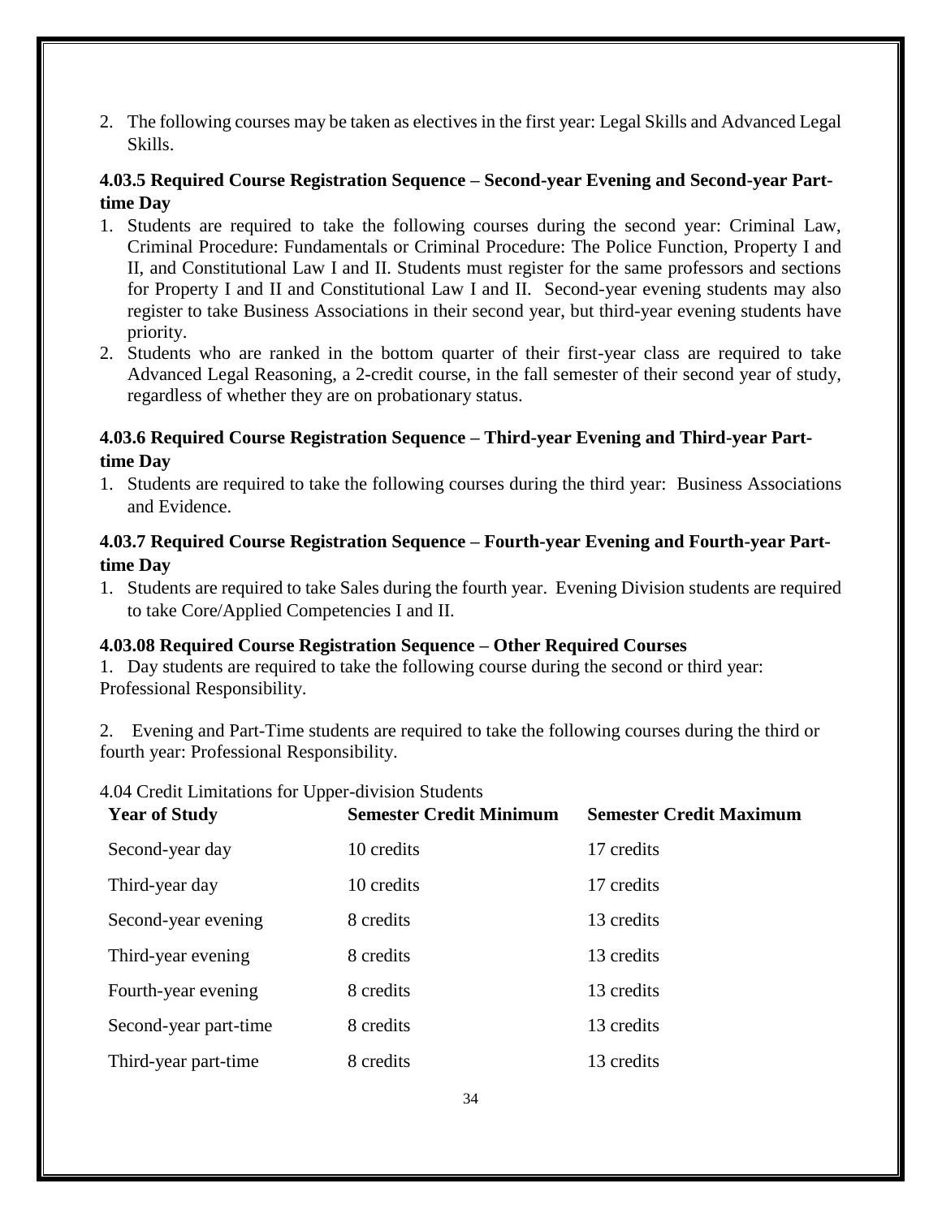2. The following courses may be taken as electives in the first year: Legal Skills and Advanced Legal Skills.

### 4.03.5 Required Course Registration Sequence – Second-year Evening and Second-year Part-time Day

1. Students are required to take the following courses during the second year: Criminal Law, Criminal Procedure: Fundamentals or Criminal Procedure: The Police Function, Property I and II, and Constitutional Law I and II. Students must register for the same professors and sections for Property I and II and Constitutional Law I and II. Second-year evening students may also register to take Business Associations in their second year, but third-year evening students have priority.
2. Students who are ranked in the bottom quarter of their first-year class are required to take Advanced Legal Reasoning, a 2-credit course, in the fall semester of their second year of study, regardless of whether they are on probationary status.

### 4.03.6 Required Course Registration Sequence – Third-year Evening and Third-year Part-time Day

1. Students are required to take the following courses during the third year: Business Associations and Evidence.

### 4.03.7 Required Course Registration Sequence – Fourth-year Evening and Fourth-year Part-time Day

1. Students are required to take Sales during the fourth year. Evening Division students are required to take Core/Applied Competencies I and II.

### 4.03.08 Required Course Registration Sequence – Other Required Courses

1. Day students are required to take the following course during the second or third year: Professional Responsibility.

2. Evening and Part-Time students are required to take the following courses during the third or fourth year: Professional Responsibility.

4.04 Credit Limitations for Upper-division Students

| Year of Study | Semester Credit Minimum | Semester Credit Maximum |
|---|---|---|
| Second-year day | 10 credits | 17 credits |
| Third-year day | 10 credits | 17 credits |
| Second-year evening | 8 credits | 13 credits |
| Third-year evening | 8 credits | 13 credits |
| Fourth-year evening | 8 credits | 13 credits |
| Second-year part-time | 8 credits | 13 credits |
| Third-year part-time | 8 credits | 13 credits |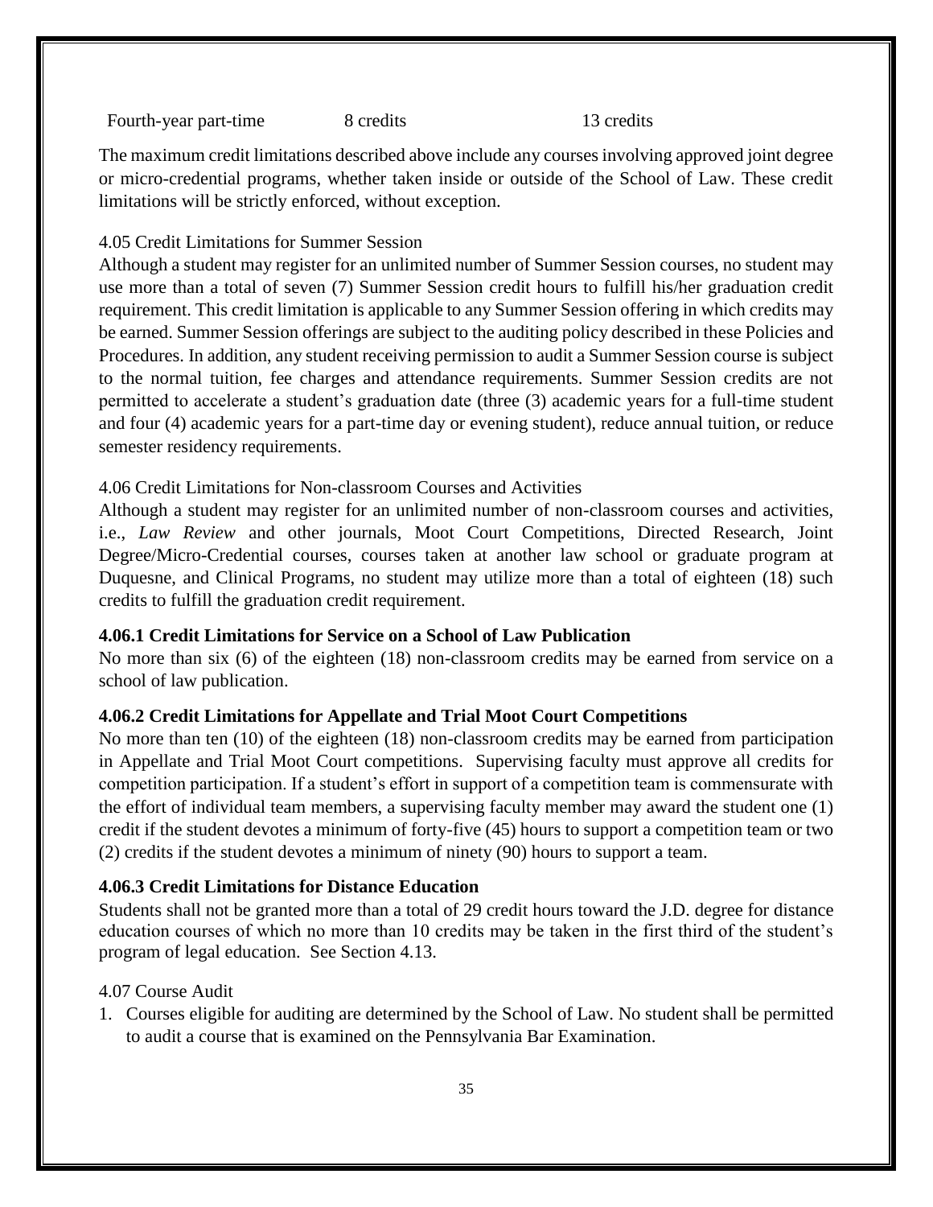| Fourth-year part-time | 8 credits | 13 credits |
|---|---|---|

The maximum credit limitations described above include any courses involving approved joint degree or micro-credential programs, whether taken inside or outside of the School of Law. These credit limitations will be strictly enforced, without exception.

4.05 Credit Limitations for Summer Session

Although a student may register for an unlimited number of Summer Session courses, no student may use more than a total of seven (7) Summer Session credit hours to fulfill his/her graduation credit requirement. This credit limitation is applicable to any Summer Session offering in which credits may be earned. Summer Session offerings are subject to the auditing policy described in these Policies and Procedures. In addition, any student receiving permission to audit a Summer Session course is subject to the normal tuition, fee charges and attendance requirements. Summer Session credits are not permitted to accelerate a student's graduation date (three (3) academic years for a full-time student and four (4) academic years for a part-time day or evening student), reduce annual tuition, or reduce semester residency requirements.

4.06 Credit Limitations for Non-classroom Courses and Activities

Although a student may register for an unlimited number of non-classroom courses and activities, i.e., *Law Review* and other journals, Moot Court Competitions, Directed Research, Joint Degree/Micro-Credential courses, courses taken at another law school or graduate program at Duquesne, and Clinical Programs, no student may utilize more than a total of eighteen (18) such credits to fulfill the graduation credit requirement.

**4.06.1 Credit Limitations for Service on a School of Law Publication**

No more than six (6) of the eighteen (18) non-classroom credits may be earned from service on a school of law publication.

**4.06.2 Credit Limitations for Appellate and Trial Moot Court Competitions**

No more than ten (10) of the eighteen (18) non-classroom credits may be earned from participation in Appellate and Trial Moot Court competitions. Supervising faculty must approve all credits for competition participation. If a student's effort in support of a competition team is commensurate with the effort of individual team members, a supervising faculty member may award the student one (1) credit if the student devotes a minimum of forty-five (45) hours to support a competition team or two (2) credits if the student devotes a minimum of ninety (90) hours to support a team.

**4.06.3 Credit Limitations for Distance Education**

Students shall not be granted more than a total of 29 credit hours toward the J.D. degree for distance education courses of which no more than 10 credits may be taken in the first third of the student's program of legal education. See Section 4.13.

4.07 Course Audit

1. Courses eligible for auditing are determined by the School of Law. No student shall be permitted to audit a course that is examined on the Pennsylvania Bar Examination.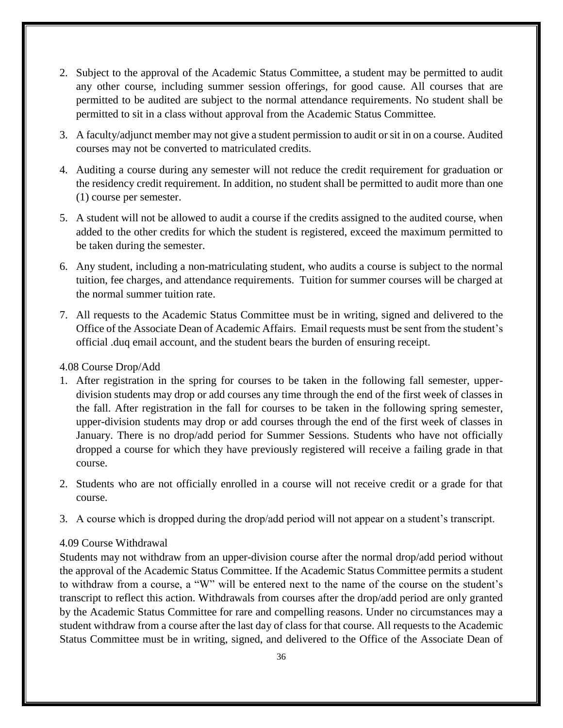2. Subject to the approval of the Academic Status Committee, a student may be permitted to audit any other course, including summer session offerings, for good cause. All courses that are permitted to be audited are subject to the normal attendance requirements. No student shall be permitted to sit in a class without approval from the Academic Status Committee.

3. A faculty/adjunct member may not give a student permission to audit or sit in on a course. Audited courses may not be converted to matriculated credits.

4. Auditing a course during any semester will not reduce the credit requirement for graduation or the residency credit requirement. In addition, no student shall be permitted to audit more than one (1) course per semester.

5. A student will not be allowed to audit a course if the credits assigned to the audited course, when added to the other credits for which the student is registered, exceed the maximum permitted to be taken during the semester.

6. Any student, including a non-matriculating student, who audits a course is subject to the normal tuition, fee charges, and attendance requirements. Tuition for summer courses will be charged at the normal summer tuition rate.

7. All requests to the Academic Status Committee must be in writing, signed and delivered to the Office of the Associate Dean of Academic Affairs. Email requests must be sent from the student's official .duq email account, and the student bears the burden of ensuring receipt.

### 4.08 Course Drop/Add

1. After registration in the spring for courses to be taken in the following fall semester, upper-division students may drop or add courses any time through the end of the first week of classes in the fall. After registration in the fall for courses to be taken in the following spring semester, upper-division students may drop or add courses through the end of the first week of classes in January. There is no drop/add period for Summer Sessions. Students who have not officially dropped a course for which they have previously registered will receive a failing grade in that course.

2. Students who are not officially enrolled in a course will not receive credit or a grade for that course.

3. A course which is dropped during the drop/add period will not appear on a student's transcript.

### 4.09 Course Withdrawal

Students may not withdraw from an upper-division course after the normal drop/add period without the approval of the Academic Status Committee. If the Academic Status Committee permits a student to withdraw from a course, a "W" will be entered next to the name of the course on the student's transcript to reflect this action. Withdrawals from courses after the drop/add period are only granted by the Academic Status Committee for rare and compelling reasons. Under no circumstances may a student withdraw from a course after the last day of class for that course. All requests to the Academic Status Committee must be in writing, signed, and delivered to the Office of the Associate Dean of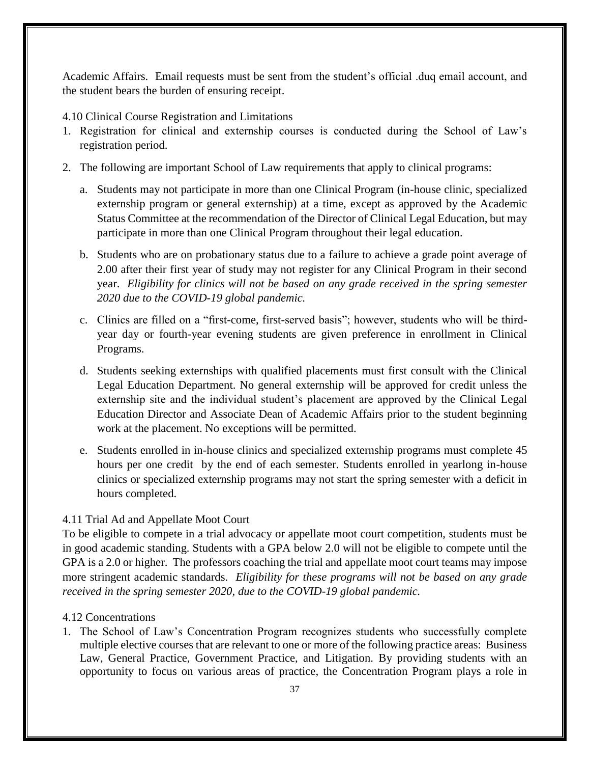Academic Affairs. Email requests must be sent from the student's official .duq email account, and the student bears the burden of ensuring receipt.

### 4.10 Clinical Course Registration and Limitations

1. Registration for clinical and externship courses is conducted during the School of Law's registration period.
2. The following are important School of Law requirements that apply to clinical programs:
   a. Students may not participate in more than one Clinical Program (in-house clinic, specialized externship program or general externship) at a time, except as approved by the Academic Status Committee at the recommendation of the Director of Clinical Legal Education, but may participate in more than one Clinical Program throughout their legal education.

   b. Students who are on probationary status due to a failure to achieve a grade point average of 2.00 after their first year of study may not register for any Clinical Program in their second year. *Eligibility for clinics will not be based on any grade received in the spring semester 2020 due to the COVID-19 global pandemic.*

   c. Clinics are filled on a "first-come, first-served basis"; however, students who will be third-year day or fourth-year evening students are given preference in enrollment in Clinical Programs.

   d. Students seeking externships with qualified placements must first consult with the Clinical Legal Education Department. No general externship will be approved for credit unless the externship site and the individual student's placement are approved by the Clinical Legal Education Director and Associate Dean of Academic Affairs prior to the student beginning work at the placement. No exceptions will be permitted.

   e. Students enrolled in in-house clinics and specialized externship programs must complete 45 hours per one credit by the end of each semester. Students enrolled in yearlong in-house clinics or specialized externship programs may not start the spring semester with a deficit in hours completed.

### 4.11 Trial Ad and Appellate Moot Court

To be eligible to compete in a trial advocacy or appellate moot court competition, students must be in good academic standing. Students with a GPA below 2.0 will not be eligible to compete until the GPA is a 2.0 or higher. The professors coaching the trial and appellate moot court teams may impose more stringent academic standards. *Eligibility for these programs will not be based on any grade received in the spring semester 2020, due to the COVID-19 global pandemic.*

### 4.12 Concentrations

1. The School of Law's Concentration Program recognizes students who successfully complete multiple elective courses that are relevant to one or more of the following practice areas: Business Law, General Practice, Government Practice, and Litigation. By providing students with an opportunity to focus on various areas of practice, the Concentration Program plays a role in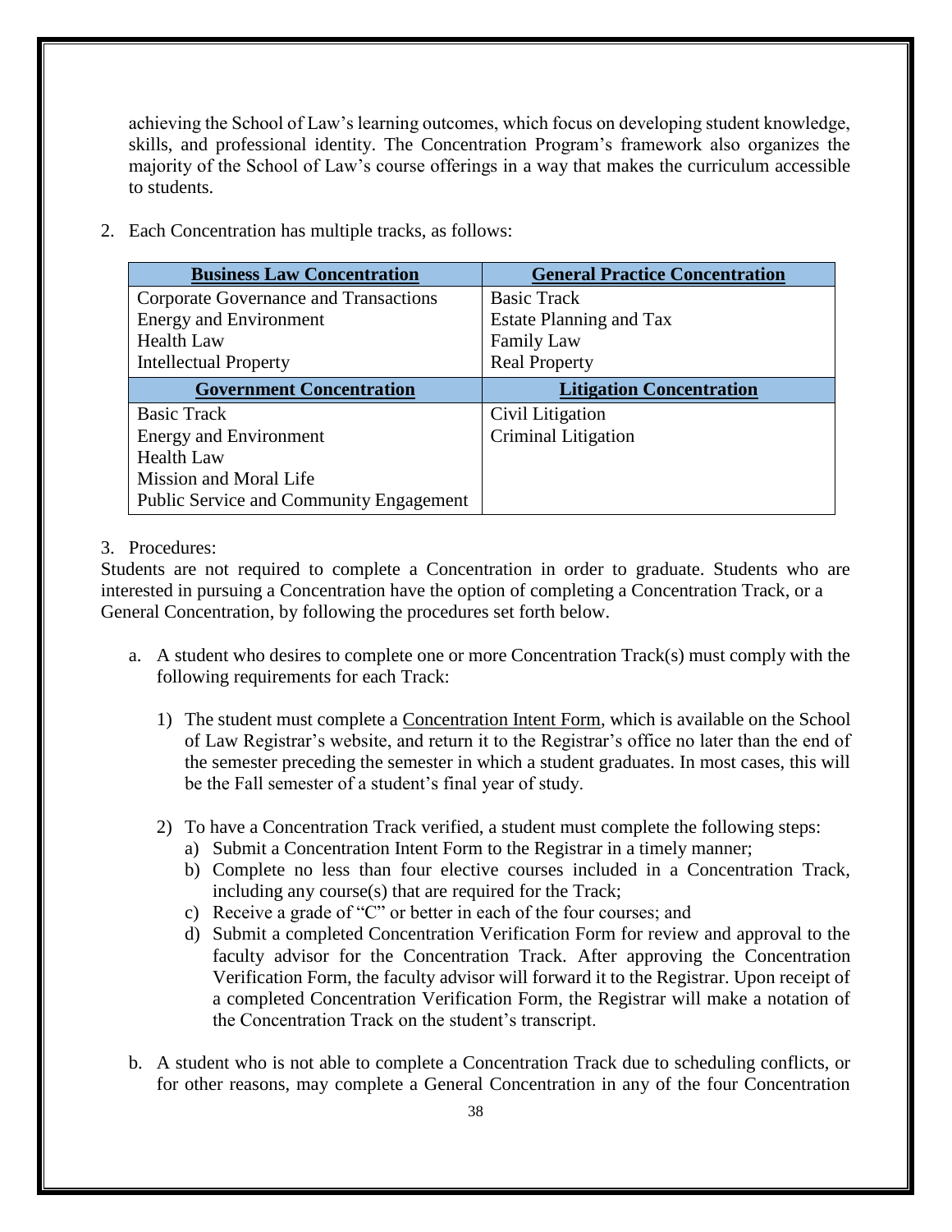achieving the School of Law's learning outcomes, which focus on developing student knowledge, skills, and professional identity. The Concentration Program's framework also organizes the majority of the School of Law's course offerings in a way that makes the curriculum accessible to students.

2. Each Concentration has multiple tracks, as follows:

| **Business Law Concentration** | **General Practice Concentration** |
|---|---|
| Corporate Governance and Transactions | Basic Track |
| Energy and Environment | Estate Planning and Tax |
| Health Law | Family Law |
| Intellectual Property | Real Property |
| **Government Concentration** | **Litigation Concentration** |
| Basic Track | Civil Litigation |
| Energy and Environment | Criminal Litigation |
| Health Law | |
| Mission and Moral Life | |
| Public Service and Community Engagement | |

3. Procedures:

Students are not required to complete a Concentration in order to graduate. Students who are interested in pursuing a Concentration have the option of completing a Concentration Track, or a General Concentration, by following the procedures set forth below.

a. A student who desires to complete one or more Concentration Track(s) must comply with the following requirements for each Track:

   1) The student must complete a Concentration Intent Form, which is available on the School of Law Registrar's website, and return it to the Registrar's office no later than the end of the semester preceding the semester in which a student graduates. In most cases, this will be the Fall semester of a student's final year of study.

   2) To have a Concentration Track verified, a student must complete the following steps:
      a) Submit a Concentration Intent Form to the Registrar in a timely manner;
      b) Complete no less than four elective courses included in a Concentration Track, including any course(s) that are required for the Track;
      c) Receive a grade of "C" or better in each of the four courses; and
      d) Submit a completed Concentration Verification Form for review and approval to the faculty advisor for the Concentration Track. After approving the Concentration Verification Form, the faculty advisor will forward it to the Registrar. Upon receipt of a completed Concentration Verification Form, the Registrar will make a notation of the Concentration Track on the student's transcript.

b. A student who is not able to complete a Concentration Track due to scheduling conflicts, or for other reasons, may complete a General Concentration in any of the four Concentration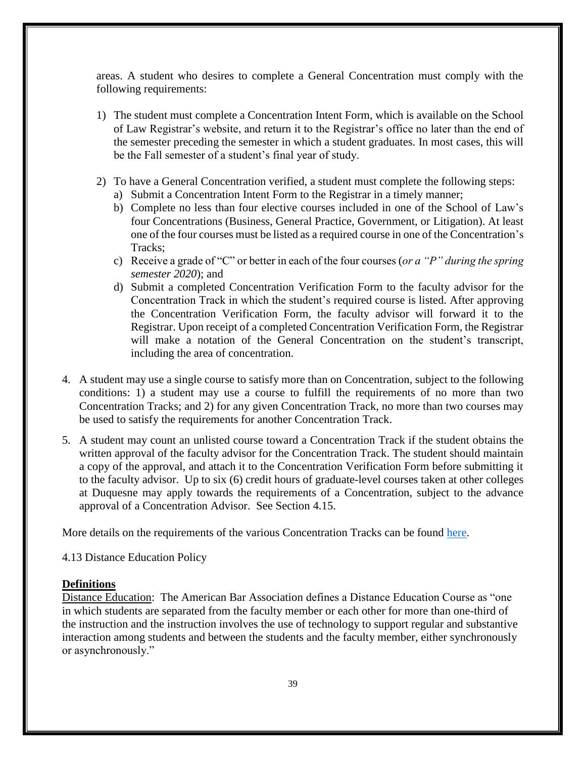areas. A student who desires to complete a General Concentration must comply with the following requirements:

1) The student must complete a Concentration Intent Form, which is available on the School of Law Registrar's website, and return it to the Registrar's office no later than the end of the semester preceding the semester in which a student graduates. In most cases, this will be the Fall semester of a student's final year of study.

2) To have a General Concentration verified, a student must complete the following steps:
   a) Submit a Concentration Intent Form to the Registrar in a timely manner;
   b) Complete no less than four elective courses included in one of the School of Law's four Concentrations (Business, General Practice, Government, or Litigation). At least one of the four courses must be listed as a required course in one of the Concentration's Tracks;
   c) Receive a grade of "C" or better in each of the four courses (*or a "P" during the spring semester 2020*); and
   d) Submit a completed Concentration Verification Form to the faculty advisor for the Concentration Track in which the student's required course is listed. After approving the Concentration Verification Form, the faculty advisor will forward it to the Registrar. Upon receipt of a completed Concentration Verification Form, the Registrar will make a notation of the General Concentration on the student's transcript, including the area of concentration.

4. A student may use a single course to satisfy more than on Concentration, subject to the following conditions: 1) a student may use a course to fulfill the requirements of no more than two Concentration Tracks; and 2) for any given Concentration Track, no more than two courses may be used to satisfy the requirements for another Concentration Track.

5. A student may count an unlisted course toward a Concentration Track if the student obtains the written approval of the faculty advisor for the Concentration Track. The student should maintain a copy of the approval, and attach it to the Concentration Verification Form before submitting it to the faculty advisor. Up to six (6) credit hours of graduate-level courses taken at other colleges at Duquesne may apply towards the requirements of a Concentration, subject to the advance approval of a Concentration Advisor. See Section 4.15.

More details on the requirements of the various Concentration Tracks can be found here.

4.13 Distance Education Policy

**Definitions**

Distance Education: The American Bar Association defines a Distance Education Course as "one in which students are separated from the faculty member or each other for more than one-third of the instruction and the instruction involves the use of technology to support regular and substantive interaction among students and between the students and the faculty member, either synchronously or asynchronously."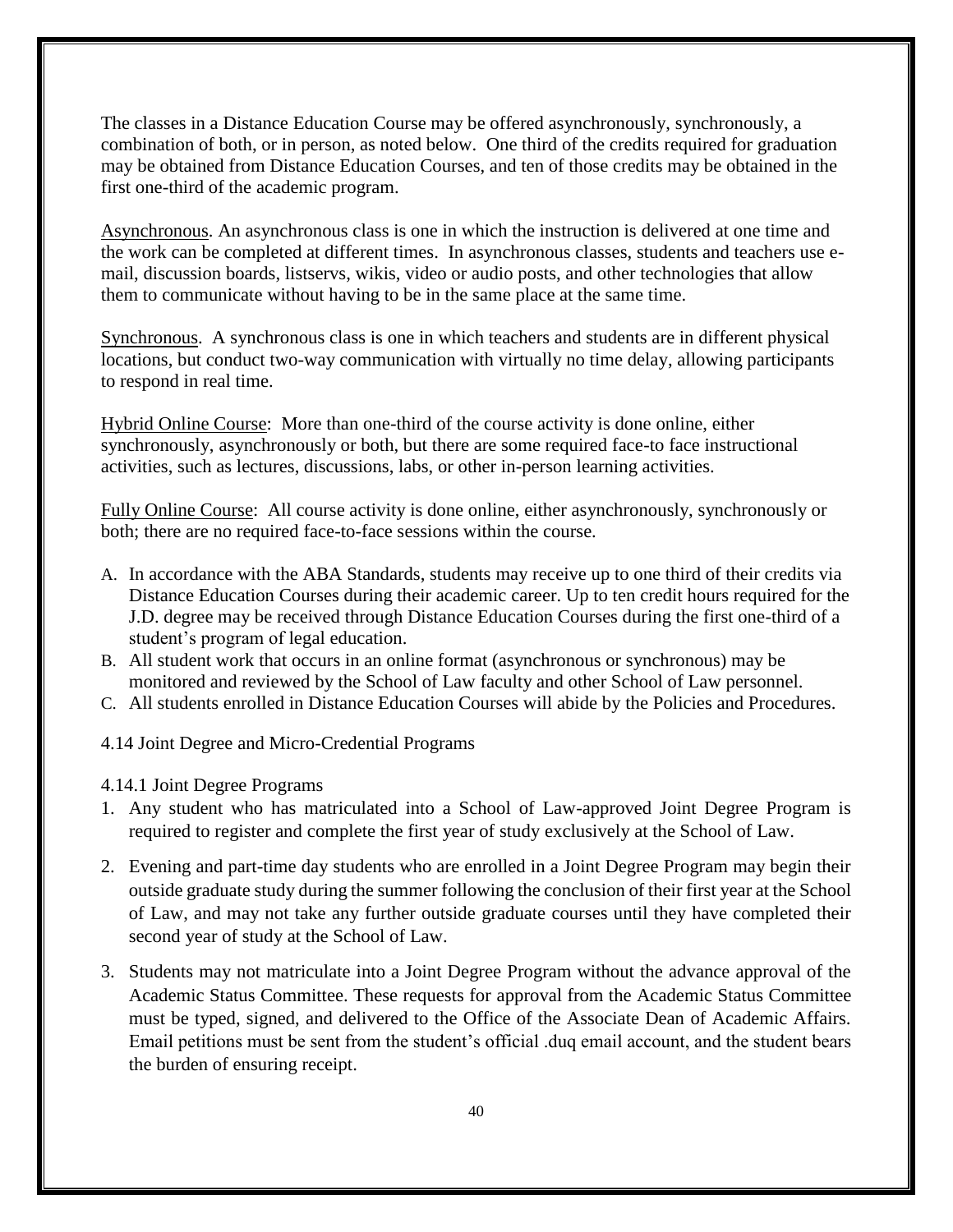The classes in a Distance Education Course may be offered asynchronously, synchronously, a combination of both, or in person, as noted below. One third of the credits required for graduation may be obtained from Distance Education Courses, and ten of those credits may be obtained in the first one-third of the academic program.

Asynchronous. An asynchronous class is one in which the instruction is delivered at one time and the work can be completed at different times. In asynchronous classes, students and teachers use e-mail, discussion boards, listservs, wikis, video or audio posts, and other technologies that allow them to communicate without having to be in the same place at the same time.

Synchronous. A synchronous class is one in which teachers and students are in different physical locations, but conduct two-way communication with virtually no time delay, allowing participants to respond in real time.

Hybrid Online Course: More than one-third of the course activity is done online, either synchronously, asynchronously or both, but there are some required face-to face instructional activities, such as lectures, discussions, labs, or other in-person learning activities.

Fully Online Course: All course activity is done online, either asynchronously, synchronously or both; there are no required face-to-face sessions within the course.

A. In accordance with the ABA Standards, students may receive up to one third of their credits via Distance Education Courses during their academic career. Up to ten credit hours required for the J.D. degree may be received through Distance Education Courses during the first one-third of a student's program of legal education.
B. All student work that occurs in an online format (asynchronous or synchronous) may be monitored and reviewed by the School of Law faculty and other School of Law personnel.
C. All students enrolled in Distance Education Courses will abide by the Policies and Procedures.

### 4.14 Joint Degree and Micro-Credential Programs

#### 4.14.1 Joint Degree Programs

1. Any student who has matriculated into a School of Law-approved Joint Degree Program is required to register and complete the first year of study exclusively at the School of Law.
2. Evening and part-time day students who are enrolled in a Joint Degree Program may begin their outside graduate study during the summer following the conclusion of their first year at the School of Law, and may not take any further outside graduate courses until they have completed their second year of study at the School of Law.
3. Students may not matriculate into a Joint Degree Program without the advance approval of the Academic Status Committee. These requests for approval from the Academic Status Committee must be typed, signed, and delivered to the Office of the Associate Dean of Academic Affairs. Email petitions must be sent from the student's official .duq email account, and the student bears the burden of ensuring receipt.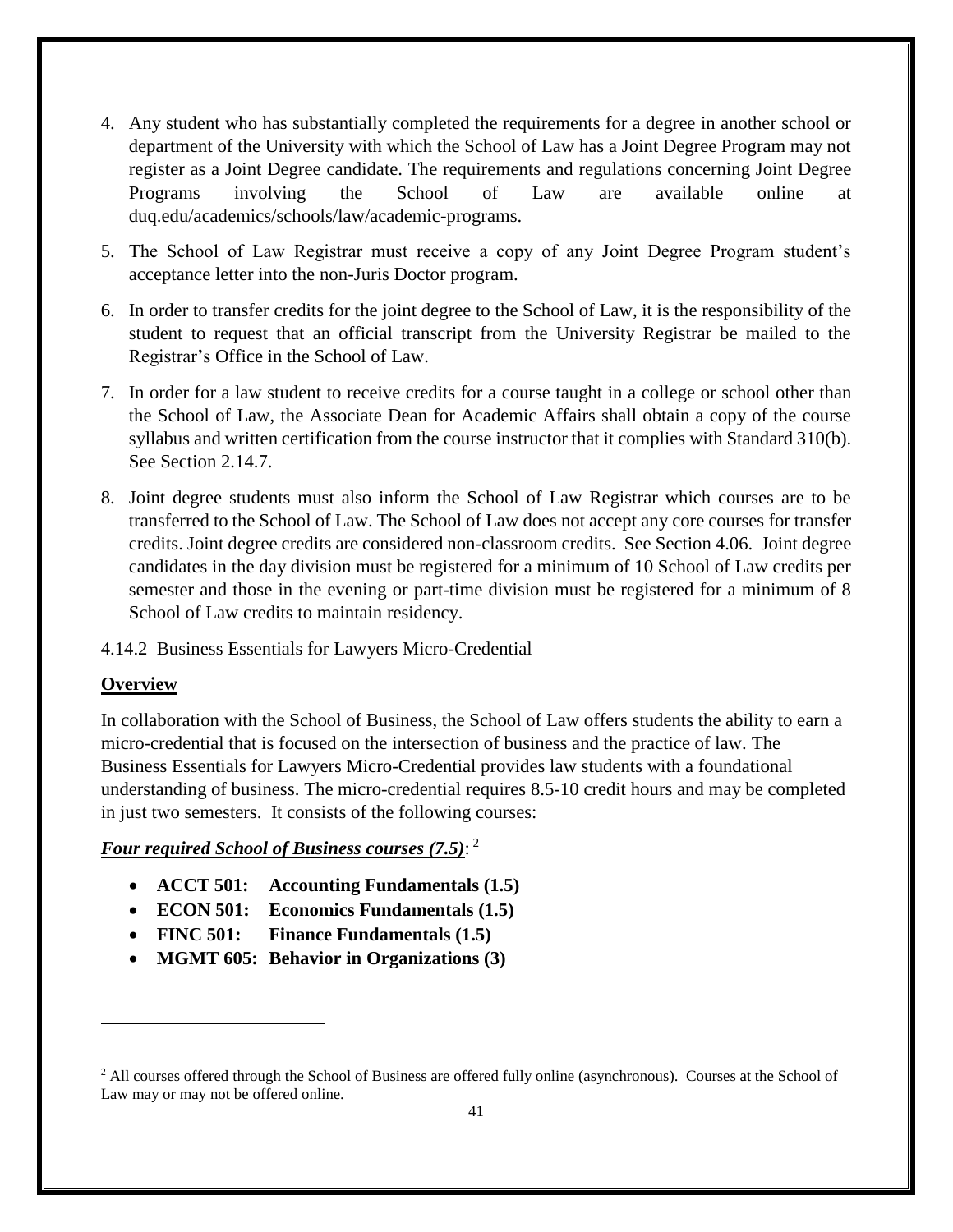4. Any student who has substantially completed the requirements for a degree in another school or department of the University with which the School of Law has a Joint Degree Program may not register as a Joint Degree candidate. The requirements and regulations concerning Joint Degree Programs involving the School of Law are available online at duq.edu/academics/schools/law/academic-programs.

5. The School of Law Registrar must receive a copy of any Joint Degree Program student's acceptance letter into the non-Juris Doctor program.

6. In order to transfer credits for the joint degree to the School of Law, it is the responsibility of the student to request that an official transcript from the University Registrar be mailed to the Registrar's Office in the School of Law.

7. In order for a law student to receive credits for a course taught in a college or school other than the School of Law, the Associate Dean for Academic Affairs shall obtain a copy of the course syllabus and written certification from the course instructor that it complies with Standard 310(b). See Section 2.14.7.

8. Joint degree students must also inform the School of Law Registrar which courses are to be transferred to the School of Law. The School of Law does not accept any core courses for transfer credits. Joint degree credits are considered non-classroom credits. See Section 4.06. Joint degree candidates in the day division must be registered for a minimum of 10 School of Law credits per semester and those in the evening or part-time division must be registered for a minimum of 8 School of Law credits to maintain residency.

4.14.2 Business Essentials for Lawyers Micro-Credential

**Overview**

In collaboration with the School of Business, the School of Law offers students the ability to earn a micro-credential that is focused on the intersection of business and the practice of law. The Business Essentials for Lawyers Micro-Credential provides law students with a foundational understanding of business. The micro-credential requires 8.5-10 credit hours and may be completed in just two semesters. It consists of the following courses:

***Four required School of Business courses (7.5)***: [2]

- **ACCT 501: Accounting Fundamentals (1.5)**
- **ECON 501: Economics Fundamentals (1.5)**
- **FINC 501: Finance Fundamentals (1.5)**
- **MGMT 605: Behavior in Organizations (3)**

[2] All courses offered through the School of Business are offered fully online (asynchronous). Courses at the School of Law may or may not be offered online.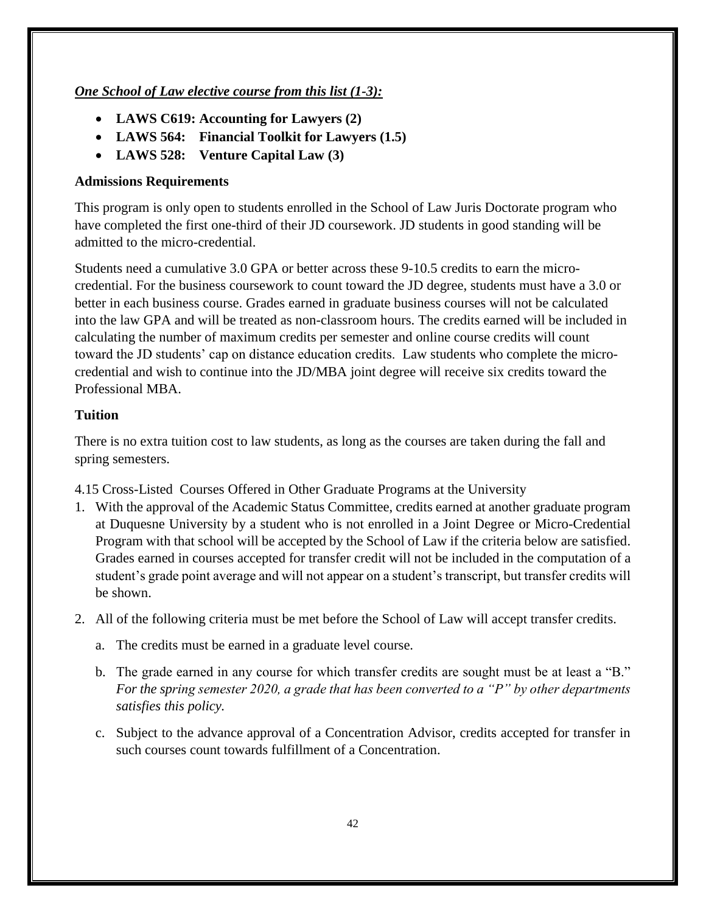***One School of Law elective course from this list (1-3):***

- **LAWS C619: Accounting for Lawyers (2)**
- **LAWS 564: Financial Toolkit for Lawyers (1.5)**
- **LAWS 528: Venture Capital Law (3)**

### Admissions Requirements

This program is only open to students enrolled in the School of Law Juris Doctorate program who have completed the first one-third of their JD coursework. JD students in good standing will be admitted to the micro-credential.

Students need a cumulative 3.0 GPA or better across these 9-10.5 credits to earn the micro-credential. For the business coursework to count toward the JD degree, students must have a 3.0 or better in each business course. Grades earned in graduate business courses will not be calculated into the law GPA and will be treated as non-classroom hours. The credits earned will be included in calculating the number of maximum credits per semester and online course credits will count toward the JD students' cap on distance education credits. Law students who complete the micro-credential and wish to continue into the JD/MBA joint degree will receive six credits toward the Professional MBA.

### Tuition

There is no extra tuition cost to law students, as long as the courses are taken during the fall and spring semesters.

4.15 Cross-Listed Courses Offered in Other Graduate Programs at the University

1. With the approval of the Academic Status Committee, credits earned at another graduate program at Duquesne University by a student who is not enrolled in a Joint Degree or Micro-Credential Program with that school will be accepted by the School of Law if the criteria below are satisfied. Grades earned in courses accepted for transfer credit will not be included in the computation of a student's grade point average and will not appear on a student's transcript, but transfer credits will be shown.
2. All of the following criteria must be met before the School of Law will accept transfer credits.
   a. The credits must be earned in a graduate level course.
   b. The grade earned in any course for which transfer credits are sought must be at least a "B." *For the spring semester 2020, a grade that has been converted to a "P" by other departments satisfies this policy.*
   c. Subject to the advance approval of a Concentration Advisor, credits accepted for transfer in such courses count towards fulfillment of a Concentration.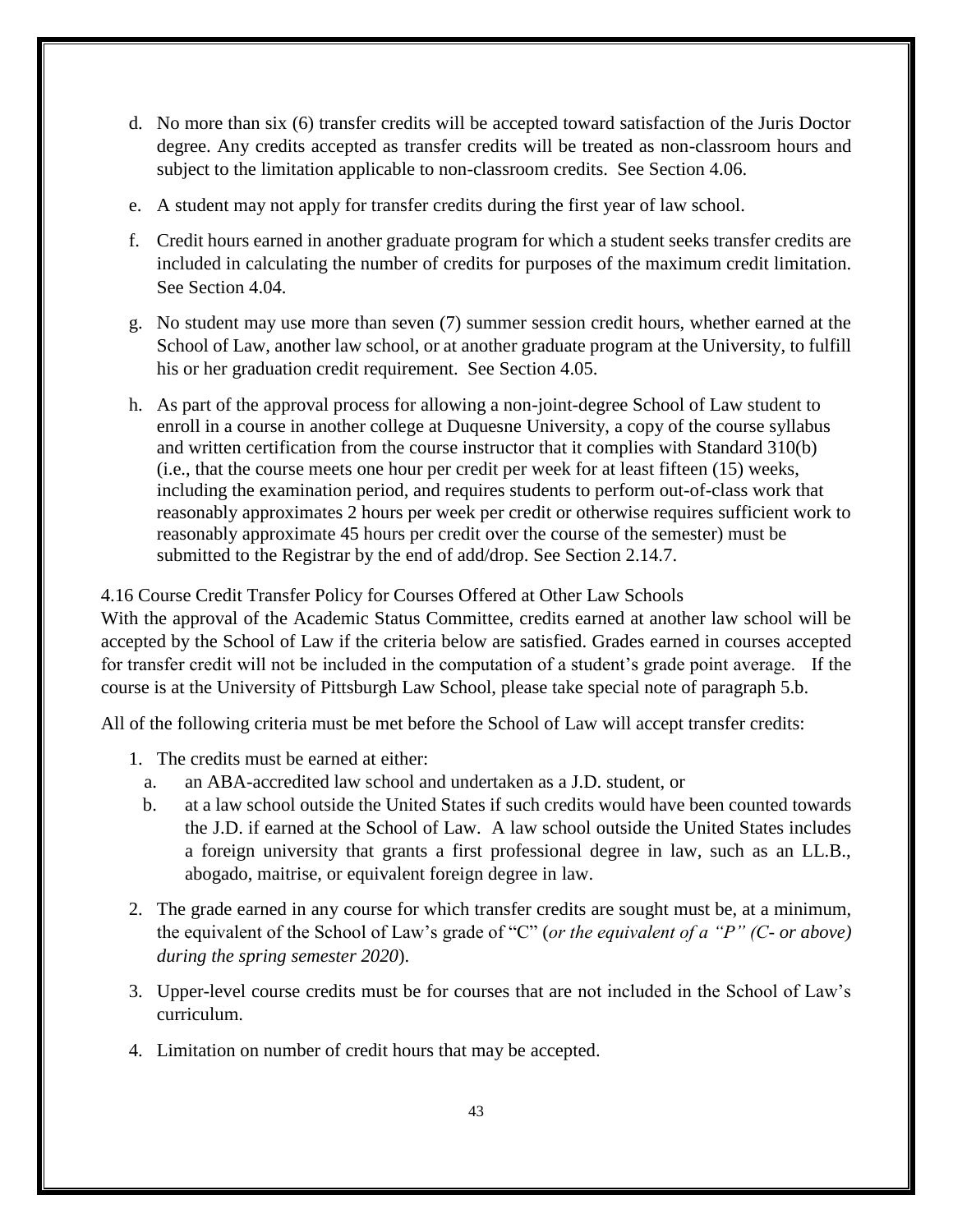d. No more than six (6) transfer credits will be accepted toward satisfaction of the Juris Doctor degree. Any credits accepted as transfer credits will be treated as non-classroom hours and subject to the limitation applicable to non-classroom credits. See Section 4.06.

e. A student may not apply for transfer credits during the first year of law school.

f. Credit hours earned in another graduate program for which a student seeks transfer credits are included in calculating the number of credits for purposes of the maximum credit limitation. See Section 4.04.

g. No student may use more than seven (7) summer session credit hours, whether earned at the School of Law, another law school, or at another graduate program at the University, to fulfill his or her graduation credit requirement. See Section 4.05.

h. As part of the approval process for allowing a non-joint-degree School of Law student to enroll in a course in another college at Duquesne University, a copy of the course syllabus and written certification from the course instructor that it complies with Standard 310(b) (i.e., that the course meets one hour per credit per week for at least fifteen (15) weeks, including the examination period, and requires students to perform out-of-class work that reasonably approximates 2 hours per week per credit or otherwise requires sufficient work to reasonably approximate 45 hours per credit over the course of the semester) must be submitted to the Registrar by the end of add/drop. See Section 2.14.7.

### 4.16 Course Credit Transfer Policy for Courses Offered at Other Law Schools

With the approval of the Academic Status Committee, credits earned at another law school will be accepted by the School of Law if the criteria below are satisfied. Grades earned in courses accepted for transfer credit will not be included in the computation of a student's grade point average. If the course is at the University of Pittsburgh Law School, please take special note of paragraph 5.b.

All of the following criteria must be met before the School of Law will accept transfer credits:

1. The credits must be earned at either:
   a. an ABA-accredited law school and undertaken as a J.D. student, or
   b. at a law school outside the United States if such credits would have been counted towards the J.D. if earned at the School of Law. A law school outside the United States includes a foreign university that grants a first professional degree in law, such as an LL.B., abogado, maitrise, or equivalent foreign degree in law.
2. The grade earned in any course for which transfer credits are sought must be, at a minimum, the equivalent of the School of Law's grade of "C" (*or the equivalent of a "P" (C- or above) during the spring semester 2020*).
3. Upper-level course credits must be for courses that are not included in the School of Law's curriculum.
4. Limitation on number of credit hours that may be accepted.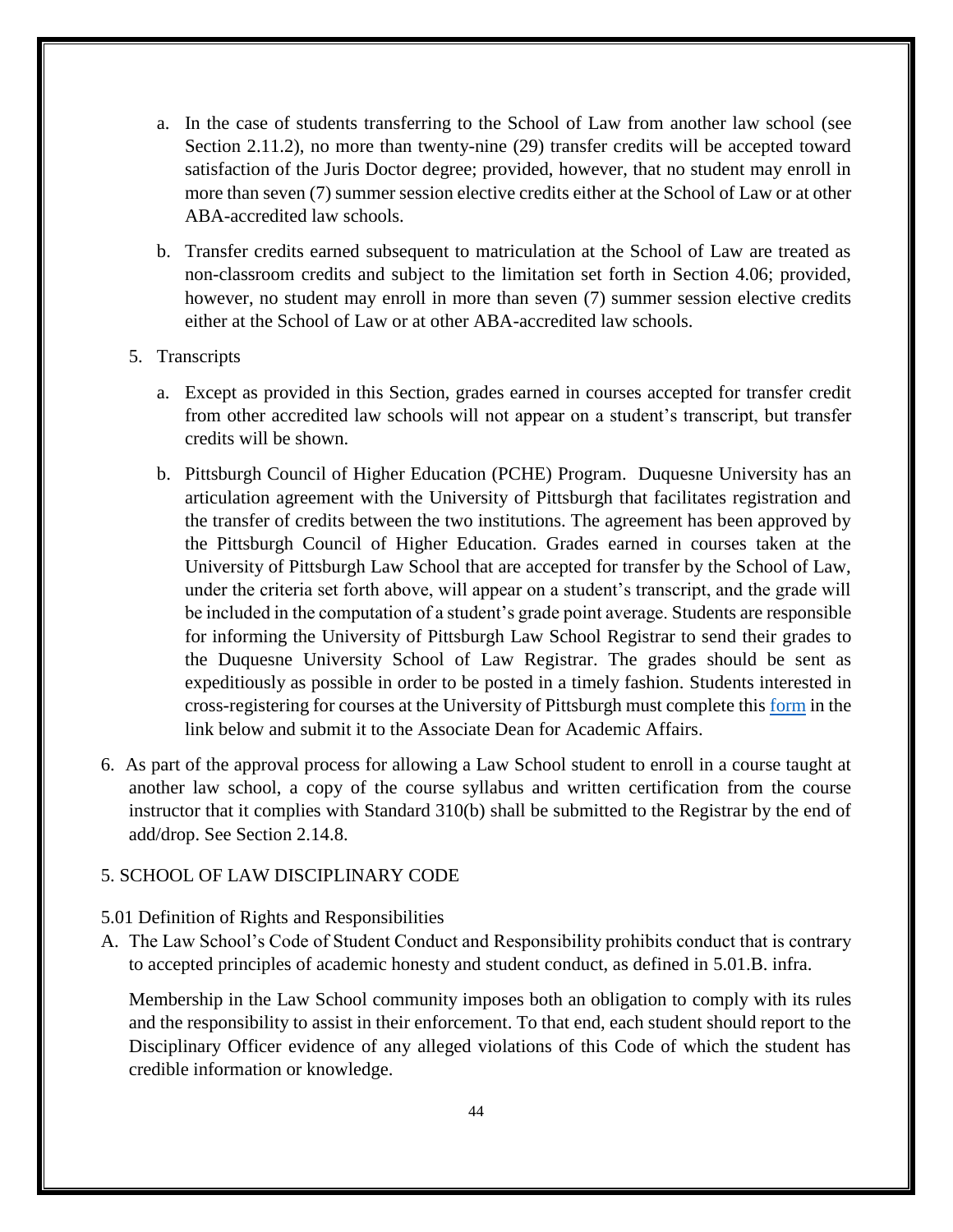a. In the case of students transferring to the School of Law from another law school (see Section 2.11.2), no more than twenty-nine (29) transfer credits will be accepted toward satisfaction of the Juris Doctor degree; provided, however, that no student may enroll in more than seven (7) summer session elective credits either at the School of Law or at other ABA-accredited law schools.

b. Transfer credits earned subsequent to matriculation at the School of Law are treated as non-classroom credits and subject to the limitation set forth in Section 4.06; provided, however, no student may enroll in more than seven (7) summer session elective credits either at the School of Law or at other ABA-accredited law schools.

5. Transcripts

a. Except as provided in this Section, grades earned in courses accepted for transfer credit from other accredited law schools will not appear on a student's transcript, but transfer credits will be shown.

b. Pittsburgh Council of Higher Education (PCHE) Program. Duquesne University has an articulation agreement with the University of Pittsburgh that facilitates registration and the transfer of credits between the two institutions. The agreement has been approved by the Pittsburgh Council of Higher Education. Grades earned in courses taken at the University of Pittsburgh Law School that are accepted for transfer by the School of Law, under the criteria set forth above, will appear on a student's transcript, and the grade will be included in the computation of a student's grade point average. Students are responsible for informing the University of Pittsburgh Law School Registrar to send their grades to the Duquesne University School of Law Registrar. The grades should be sent as expeditiously as possible in order to be posted in a timely fashion. Students interested in cross-registering for courses at the University of Pittsburgh must complete this form in the link below and submit it to the Associate Dean for Academic Affairs.

6. As part of the approval process for allowing a Law School student to enroll in a course taught at another law school, a copy of the course syllabus and written certification from the course instructor that it complies with Standard 310(b) shall be submitted to the Registrar by the end of add/drop. See Section 2.14.8.

## 5. SCHOOL OF LAW DISCIPLINARY CODE

### 5.01 Definition of Rights and Responsibilities

A. The Law School's Code of Student Conduct and Responsibility prohibits conduct that is contrary to accepted principles of academic honesty and student conduct, as defined in 5.01.B. infra.

Membership in the Law School community imposes both an obligation to comply with its rules and the responsibility to assist in their enforcement. To that end, each student should report to the Disciplinary Officer evidence of any alleged violations of this Code of which the student has credible information or knowledge.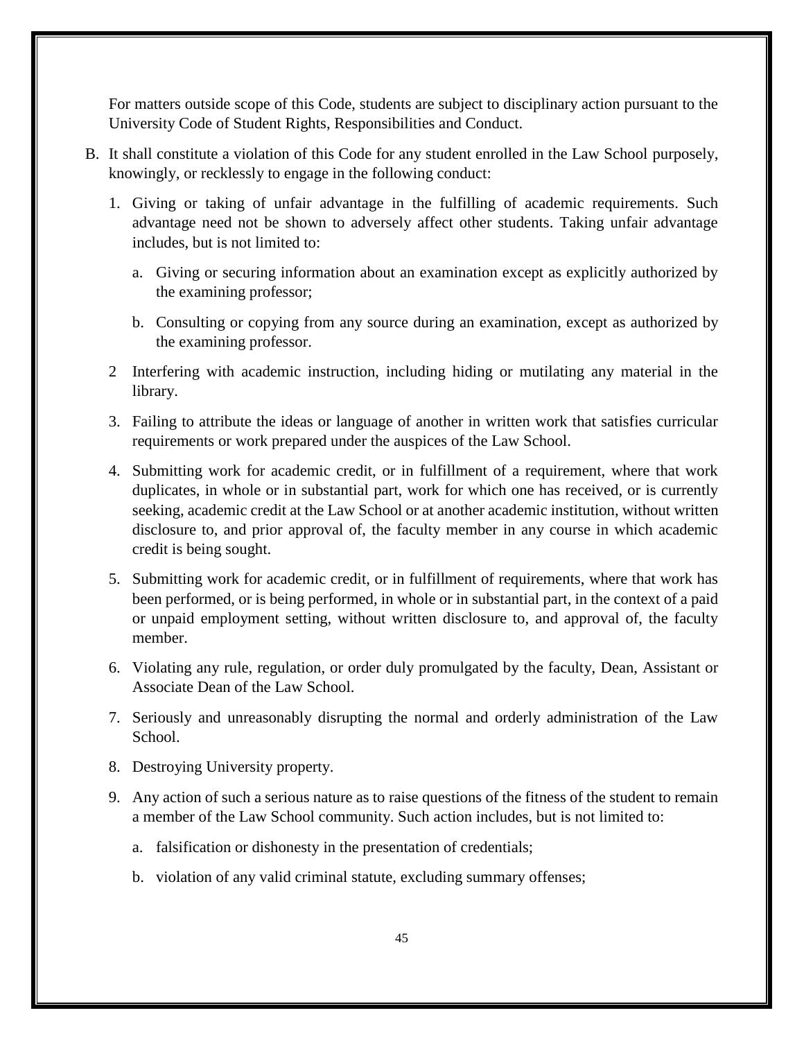For matters outside scope of this Code, students are subject to disciplinary action pursuant to the University Code of Student Rights, Responsibilities and Conduct.

B. It shall constitute a violation of this Code for any student enrolled in the Law School purposely, knowingly, or recklessly to engage in the following conduct:

   1. Giving or taking of unfair advantage in the fulfilling of academic requirements. Such advantage need not be shown to adversely affect other students. Taking unfair advantage includes, but is not limited to:

      a. Giving or securing information about an examination except as explicitly authorized by the examining professor;

      b. Consulting or copying from any source during an examination, except as authorized by the examining professor.

   2 Interfering with academic instruction, including hiding or mutilating any material in the library.

   3. Failing to attribute the ideas or language of another in written work that satisfies curricular requirements or work prepared under the auspices of the Law School.

   4. Submitting work for academic credit, or in fulfillment of a requirement, where that work duplicates, in whole or in substantial part, work for which one has received, or is currently seeking, academic credit at the Law School or at another academic institution, without written disclosure to, and prior approval of, the faculty member in any course in which academic credit is being sought.

   5. Submitting work for academic credit, or in fulfillment of requirements, where that work has been performed, or is being performed, in whole or in substantial part, in the context of a paid or unpaid employment setting, without written disclosure to, and approval of, the faculty member.

   6. Violating any rule, regulation, or order duly promulgated by the faculty, Dean, Assistant or Associate Dean of the Law School.

   7. Seriously and unreasonably disrupting the normal and orderly administration of the Law School.

   8. Destroying University property.

   9. Any action of such a serious nature as to raise questions of the fitness of the student to remain a member of the Law School community. Such action includes, but is not limited to:

      a. falsification or dishonesty in the presentation of credentials;

      b. violation of any valid criminal statute, excluding summary offenses;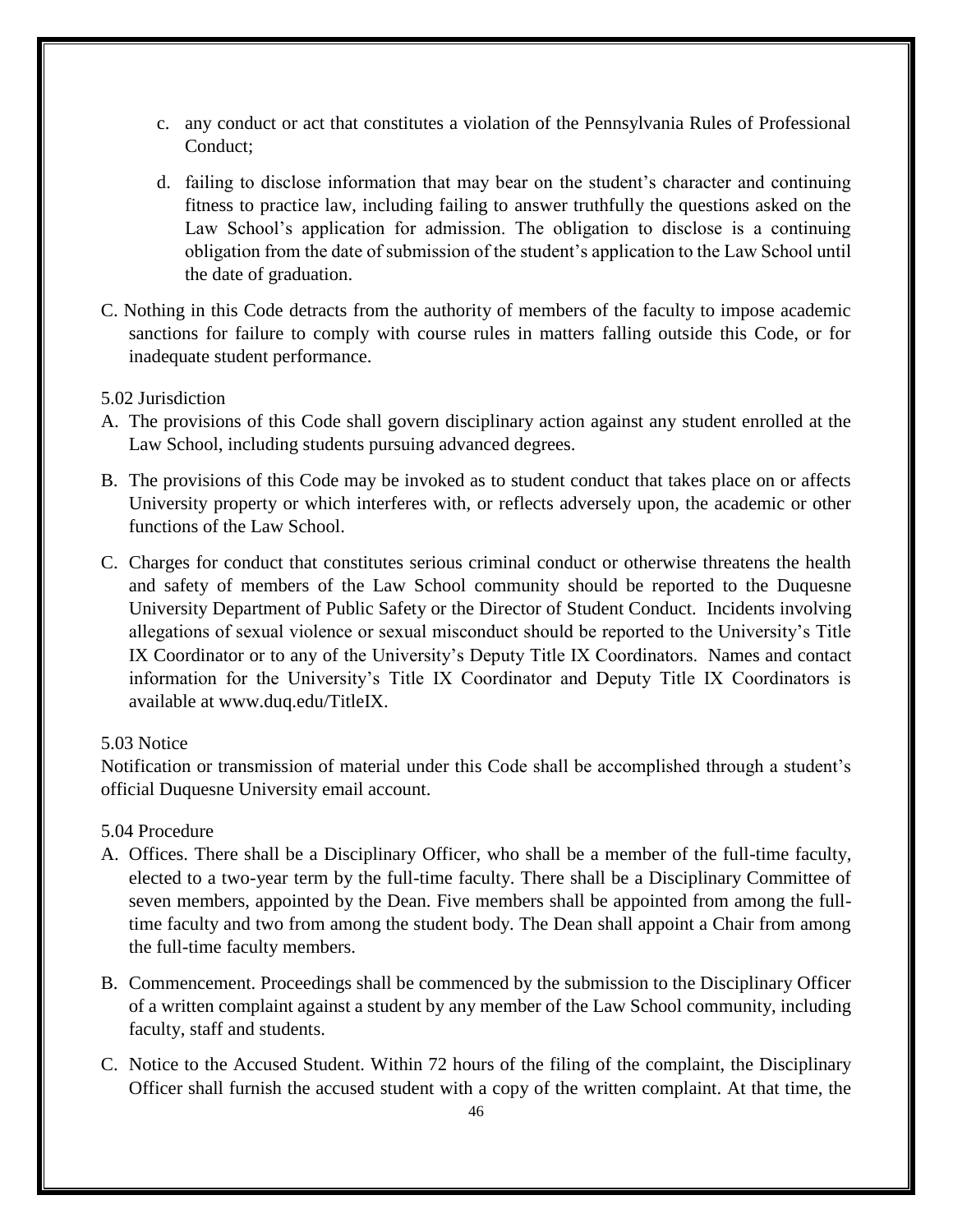c. any conduct or act that constitutes a violation of the Pennsylvania Rules of Professional Conduct;

d. failing to disclose information that may bear on the student's character and continuing fitness to practice law, including failing to answer truthfully the questions asked on the Law School's application for admission. The obligation to disclose is a continuing obligation from the date of submission of the student's application to the Law School until the date of graduation.

C. Nothing in this Code detracts from the authority of members of the faculty to impose academic sanctions for failure to comply with course rules in matters falling outside this Code, or for inadequate student performance.

5.02 Jurisdiction

A. The provisions of this Code shall govern disciplinary action against any student enrolled at the Law School, including students pursuing advanced degrees.

B. The provisions of this Code may be invoked as to student conduct that takes place on or affects University property or which interferes with, or reflects adversely upon, the academic or other functions of the Law School.

C. Charges for conduct that constitutes serious criminal conduct or otherwise threatens the health and safety of members of the Law School community should be reported to the Duquesne University Department of Public Safety or the Director of Student Conduct. Incidents involving allegations of sexual violence or sexual misconduct should be reported to the University's Title IX Coordinator or to any of the University's Deputy Title IX Coordinators. Names and contact information for the University's Title IX Coordinator and Deputy Title IX Coordinators is available at www.duq.edu/TitleIX.

5.03 Notice

Notification or transmission of material under this Code shall be accomplished through a student's official Duquesne University email account.

5.04 Procedure

A. Offices. There shall be a Disciplinary Officer, who shall be a member of the full-time faculty, elected to a two-year term by the full-time faculty. There shall be a Disciplinary Committee of seven members, appointed by the Dean. Five members shall be appointed from among the full-time faculty and two from among the student body. The Dean shall appoint a Chair from among the full-time faculty members.

B. Commencement. Proceedings shall be commenced by the submission to the Disciplinary Officer of a written complaint against a student by any member of the Law School community, including faculty, staff and students.

C. Notice to the Accused Student. Within 72 hours of the filing of the complaint, the Disciplinary Officer shall furnish the accused student with a copy of the written complaint. At that time, the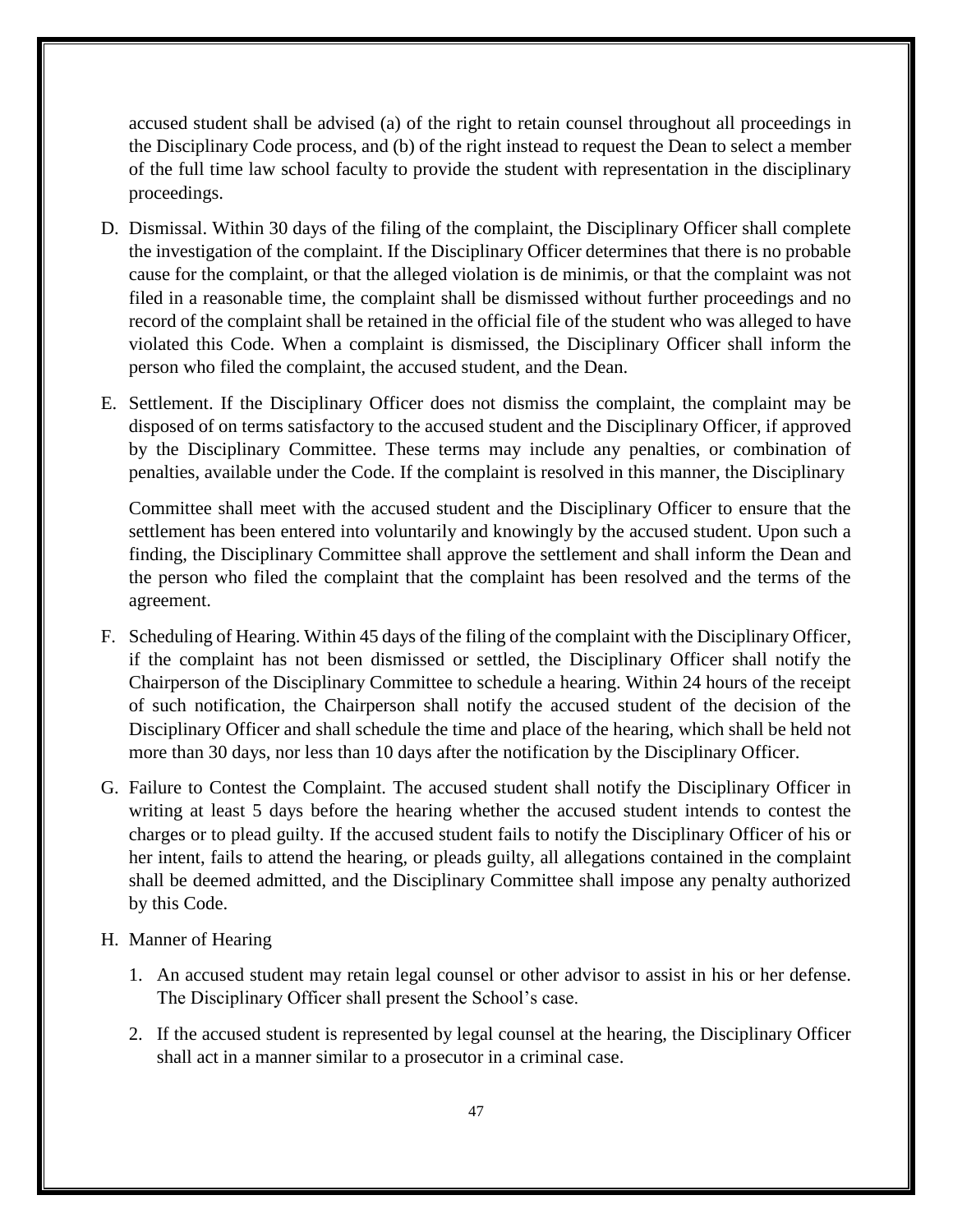accused student shall be advised (a) of the right to retain counsel throughout all proceedings in the Disciplinary Code process, and (b) of the right instead to request the Dean to select a member of the full time law school faculty to provide the student with representation in the disciplinary proceedings.

D. Dismissal. Within 30 days of the filing of the complaint, the Disciplinary Officer shall complete the investigation of the complaint. If the Disciplinary Officer determines that there is no probable cause for the complaint, or that the alleged violation is de minimis, or that the complaint was not filed in a reasonable time, the complaint shall be dismissed without further proceedings and no record of the complaint shall be retained in the official file of the student who was alleged to have violated this Code. When a complaint is dismissed, the Disciplinary Officer shall inform the person who filed the complaint, the accused student, and the Dean.

E. Settlement. If the Disciplinary Officer does not dismiss the complaint, the complaint may be disposed of on terms satisfactory to the accused student and the Disciplinary Officer, if approved by the Disciplinary Committee. These terms may include any penalties, or combination of penalties, available under the Code. If the complaint is resolved in this manner, the Disciplinary Committee shall meet with the accused student and the Disciplinary Officer to ensure that the settlement has been entered into voluntarily and knowingly by the accused student. Upon such a finding, the Disciplinary Committee shall approve the settlement and shall inform the Dean and the person who filed the complaint that the complaint has been resolved and the terms of the agreement.

F. Scheduling of Hearing. Within 45 days of the filing of the complaint with the Disciplinary Officer, if the complaint has not been dismissed or settled, the Disciplinary Officer shall notify the Chairperson of the Disciplinary Committee to schedule a hearing. Within 24 hours of the receipt of such notification, the Chairperson shall notify the accused student of the decision of the Disciplinary Officer and shall schedule the time and place of the hearing, which shall be held not more than 30 days, nor less than 10 days after the notification by the Disciplinary Officer.

G. Failure to Contest the Complaint. The accused student shall notify the Disciplinary Officer in writing at least 5 days before the hearing whether the accused student intends to contest the charges or to plead guilty. If the accused student fails to notify the Disciplinary Officer of his or her intent, fails to attend the hearing, or pleads guilty, all allegations contained in the complaint shall be deemed admitted, and the Disciplinary Committee shall impose any penalty authorized by this Code.

H. Manner of Hearing

   1. An accused student may retain legal counsel or other advisor to assist in his or her defense. The Disciplinary Officer shall present the School's case.

   2. If the accused student is represented by legal counsel at the hearing, the Disciplinary Officer shall act in a manner similar to a prosecutor in a criminal case.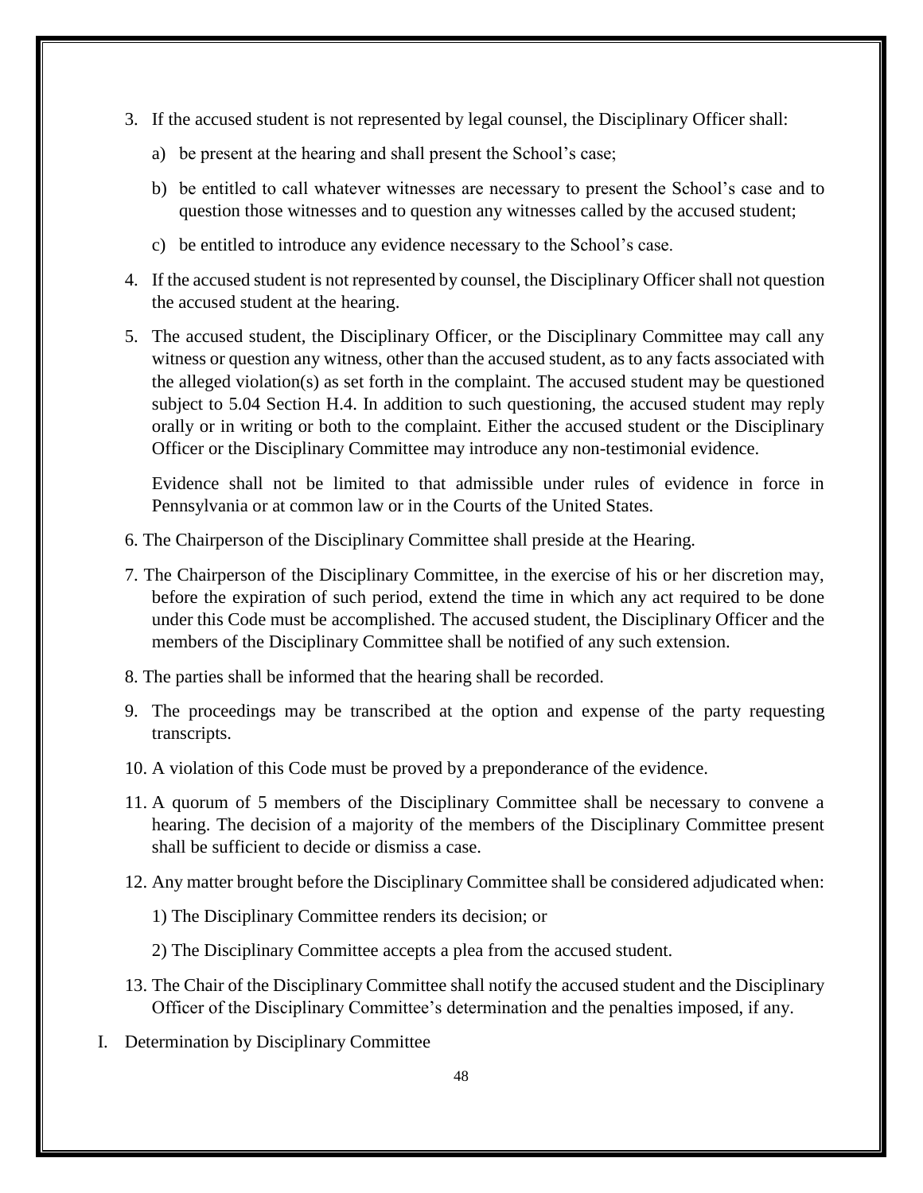3. If the accused student is not represented by legal counsel, the Disciplinary Officer shall:

   a) be present at the hearing and shall present the School's case;

   b) be entitled to call whatever witnesses are necessary to present the School's case and to question those witnesses and to question any witnesses called by the accused student;

   c) be entitled to introduce any evidence necessary to the School's case.

4. If the accused student is not represented by counsel, the Disciplinary Officer shall not question the accused student at the hearing.

5. The accused student, the Disciplinary Officer, or the Disciplinary Committee may call any witness or question any witness, other than the accused student, as to any facts associated with the alleged violation(s) as set forth in the complaint. The accused student may be questioned subject to 5.04 Section H.4. In addition to such questioning, the accused student may reply orally or in writing or both to the complaint. Either the accused student or the Disciplinary Officer or the Disciplinary Committee may introduce any non-testimonial evidence.

   Evidence shall not be limited to that admissible under rules of evidence in force in Pennsylvania or at common law or in the Courts of the United States.

6. The Chairperson of the Disciplinary Committee shall preside at the Hearing.

7. The Chairperson of the Disciplinary Committee, in the exercise of his or her discretion may, before the expiration of such period, extend the time in which any act required to be done under this Code must be accomplished. The accused student, the Disciplinary Officer and the members of the Disciplinary Committee shall be notified of any such extension.

8. The parties shall be informed that the hearing shall be recorded.

9. The proceedings may be transcribed at the option and expense of the party requesting transcripts.

10. A violation of this Code must be proved by a preponderance of the evidence.

11. A quorum of 5 members of the Disciplinary Committee shall be necessary to convene a hearing. The decision of a majority of the members of the Disciplinary Committee present shall be sufficient to decide or dismiss a case.

12. Any matter brought before the Disciplinary Committee shall be considered adjudicated when:

    1) The Disciplinary Committee renders its decision; or

    2) The Disciplinary Committee accepts a plea from the accused student.

13. The Chair of the Disciplinary Committee shall notify the accused student and the Disciplinary Officer of the Disciplinary Committee's determination and the penalties imposed, if any.

I. Determination by Disciplinary Committee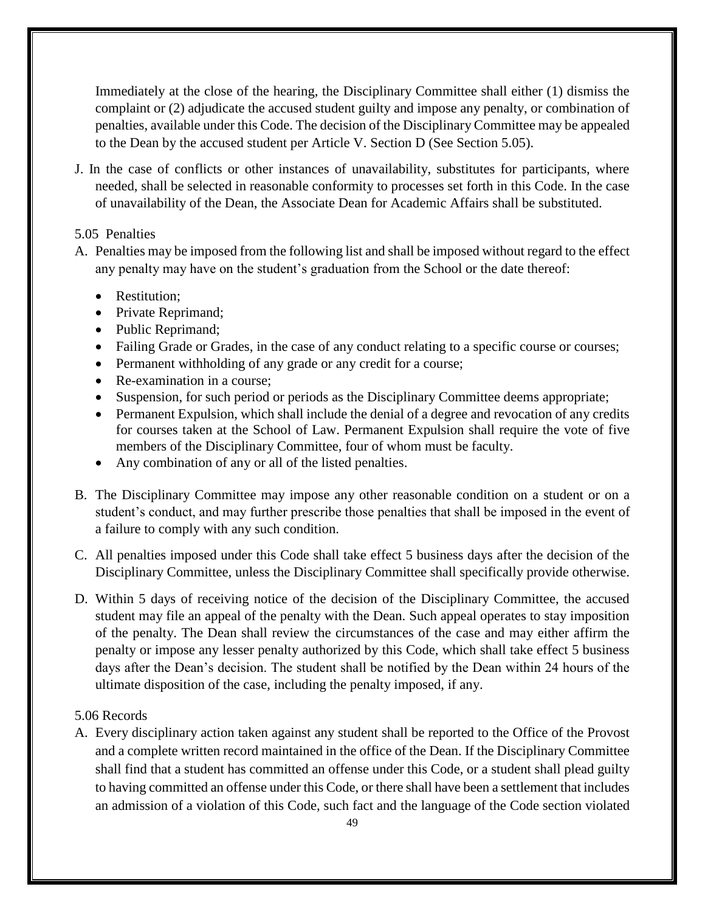Immediately at the close of the hearing, the Disciplinary Committee shall either (1) dismiss the complaint or (2) adjudicate the accused student guilty and impose any penalty, or combination of penalties, available under this Code. The decision of the Disciplinary Committee may be appealed to the Dean by the accused student per Article V. Section D (See Section 5.05).

J. In the case of conflicts or other instances of unavailability, substitutes for participants, where needed, shall be selected in reasonable conformity to processes set forth in this Code. In the case of unavailability of the Dean, the Associate Dean for Academic Affairs shall be substituted.

5.05 Penalties

A. Penalties may be imposed from the following list and shall be imposed without regard to the effect any penalty may have on the student's graduation from the School or the date thereof:

- Restitution;
- Private Reprimand;
- Public Reprimand;
- Failing Grade or Grades, in the case of any conduct relating to a specific course or courses;
- Permanent withholding of any grade or any credit for a course;
- Re-examination in a course;
- Suspension, for such period or periods as the Disciplinary Committee deems appropriate;
- Permanent Expulsion, which shall include the denial of a degree and revocation of any credits for courses taken at the School of Law. Permanent Expulsion shall require the vote of five members of the Disciplinary Committee, four of whom must be faculty.
- Any combination of any or all of the listed penalties.

B. The Disciplinary Committee may impose any other reasonable condition on a student or on a student's conduct, and may further prescribe those penalties that shall be imposed in the event of a failure to comply with any such condition.

C. All penalties imposed under this Code shall take effect 5 business days after the decision of the Disciplinary Committee, unless the Disciplinary Committee shall specifically provide otherwise.

D. Within 5 days of receiving notice of the decision of the Disciplinary Committee, the accused student may file an appeal of the penalty with the Dean. Such appeal operates to stay imposition of the penalty. The Dean shall review the circumstances of the case and may either affirm the penalty or impose any lesser penalty authorized by this Code, which shall take effect 5 business days after the Dean's decision. The student shall be notified by the Dean within 24 hours of the ultimate disposition of the case, including the penalty imposed, if any.

5.06 Records

A. Every disciplinary action taken against any student shall be reported to the Office of the Provost and a complete written record maintained in the office of the Dean. If the Disciplinary Committee shall find that a student has committed an offense under this Code, or a student shall plead guilty to having committed an offense under this Code, or there shall have been a settlement that includes an admission of a violation of this Code, such fact and the language of the Code section violated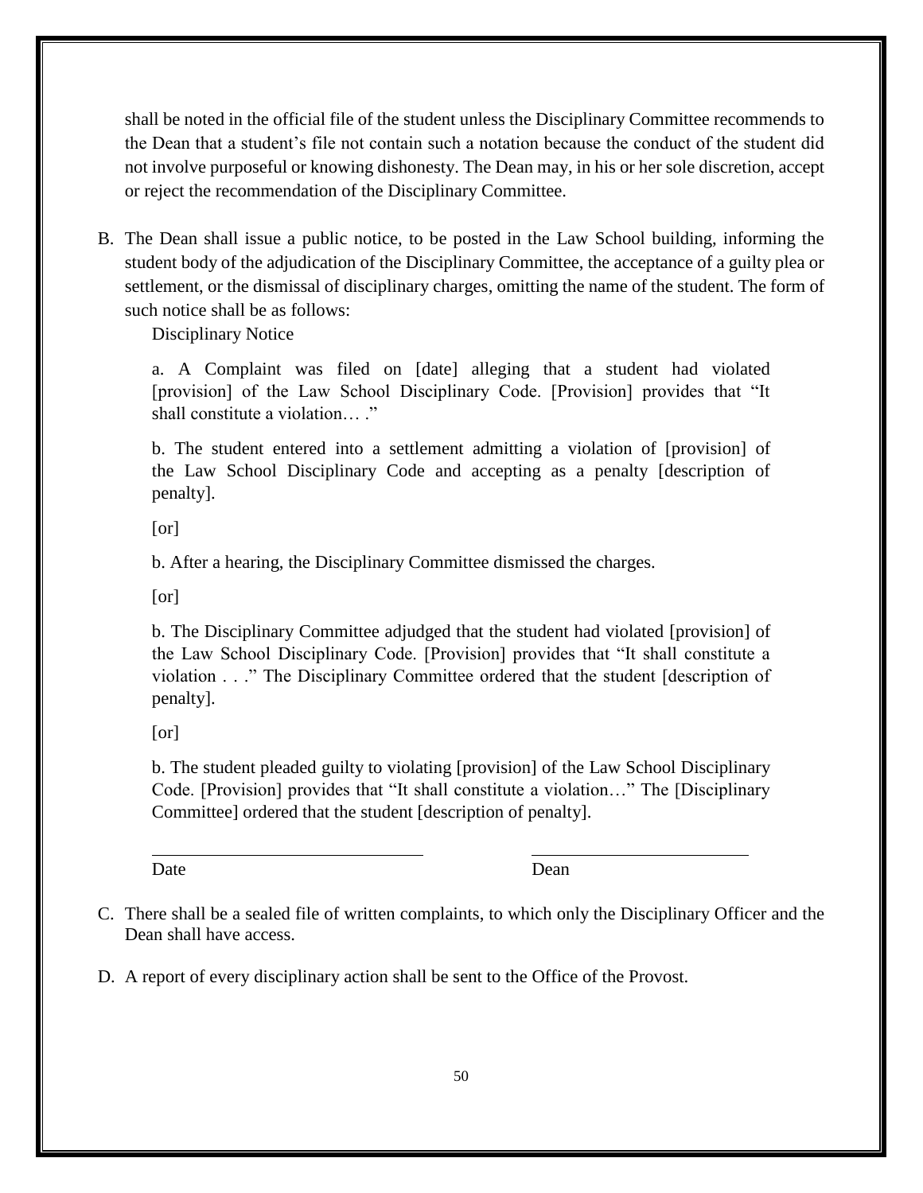shall be noted in the official file of the student unless the Disciplinary Committee recommends to the Dean that a student's file not contain such a notation because the conduct of the student did not involve purposeful or knowing dishonesty. The Dean may, in his or her sole discretion, accept or reject the recommendation of the Disciplinary Committee.

B. The Dean shall issue a public notice, to be posted in the Law School building, informing the student body of the adjudication of the Disciplinary Committee, the acceptance of a guilty plea or settlement, or the dismissal of disciplinary charges, omitting the name of the student. The form of such notice shall be as follows:

   Disciplinary Notice

   a. A Complaint was filed on [date] alleging that a student had violated [provision] of the Law School Disciplinary Code. [Provision] provides that "It shall constitute a violation… ."

   b. The student entered into a settlement admitting a violation of [provision] of the Law School Disciplinary Code and accepting as a penalty [description of penalty].

   [or]

   b. After a hearing, the Disciplinary Committee dismissed the charges.

   [or]

   b. The Disciplinary Committee adjudged that the student had violated [provision] of the Law School Disciplinary Code. [Provision] provides that "It shall constitute a violation . . ." The Disciplinary Committee ordered that the student [description of penalty].

   [or]

   b. The student pleaded guilty to violating [provision] of the Law School Disciplinary Code. [Provision] provides that "It shall constitute a violation…" The [Disciplinary Committee] ordered that the student [description of penalty].

   ______________________________ ______________________________

   Date Dean

C. There shall be a sealed file of written complaints, to which only the Disciplinary Officer and the Dean shall have access.

D. A report of every disciplinary action shall be sent to the Office of the Provost.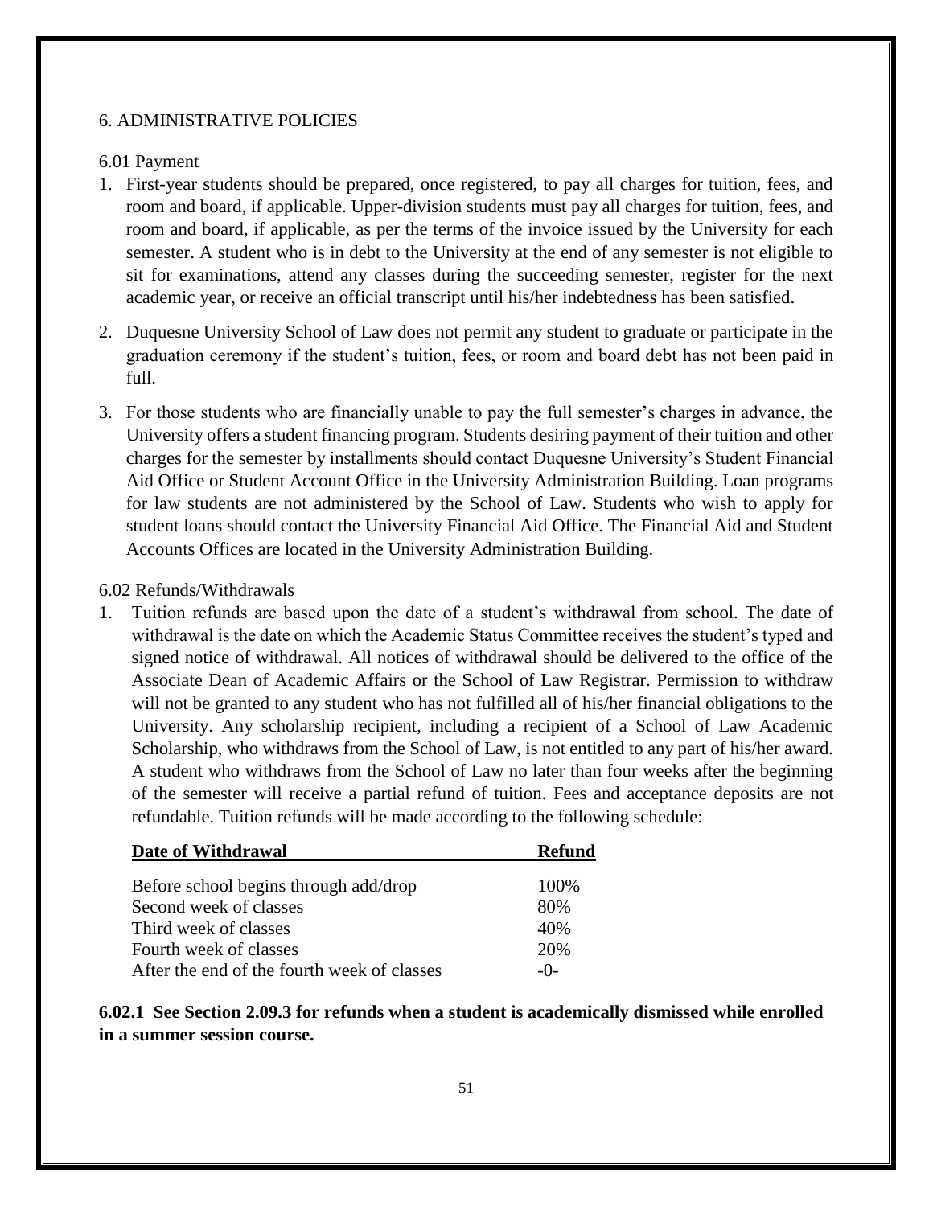# 6. ADMINISTRATIVE POLICIES

## 6.01 Payment

1. First-year students should be prepared, once registered, to pay all charges for tuition, fees, and room and board, if applicable. Upper-division students must pay all charges for tuition, fees, and room and board, if applicable, as per the terms of the invoice issued by the University for each semester. A student who is in debt to the University at the end of any semester is not eligible to sit for examinations, attend any classes during the succeeding semester, register for the next academic year, or receive an official transcript until his/her indebtedness has been satisfied.

2. Duquesne University School of Law does not permit any student to graduate or participate in the graduation ceremony if the student's tuition, fees, or room and board debt has not been paid in full.

3. For those students who are financially unable to pay the full semester's charges in advance, the University offers a student financing program. Students desiring payment of their tuition and other charges for the semester by installments should contact Duquesne University's Student Financial Aid Office or Student Account Office in the University Administration Building. Loan programs for law students are not administered by the School of Law. Students who wish to apply for student loans should contact the University Financial Aid Office. The Financial Aid and Student Accounts Offices are located in the University Administration Building.

## 6.02 Refunds/Withdrawals

1. Tuition refunds are based upon the date of a student's withdrawal from school. The date of withdrawal is the date on which the Academic Status Committee receives the student's typed and signed notice of withdrawal. All notices of withdrawal should be delivered to the office of the Associate Dean of Academic Affairs or the School of Law Registrar. Permission to withdraw will not be granted to any student who has not fulfilled all of his/her financial obligations to the University. Any scholarship recipient, including a recipient of a School of Law Academic Scholarship, who withdraws from the School of Law, is not entitled to any part of his/her award. A student who withdraws from the School of Law no later than four weeks after the beginning of the semester will receive a partial refund of tuition. Fees and acceptance deposits are not refundable. Tuition refunds will be made according to the following schedule:

| Date of Withdrawal | Refund |
| --- | --- |
| Before school begins through add/drop | 100% |
| Second week of classes | 80% |
| Third week of classes | 40% |
| Fourth week of classes | 20% |
| After the end of the fourth week of classes | -0- |

**6.02.1 See Section 2.09.3 for refunds when a student is academically dismissed while enrolled in a summer session course.**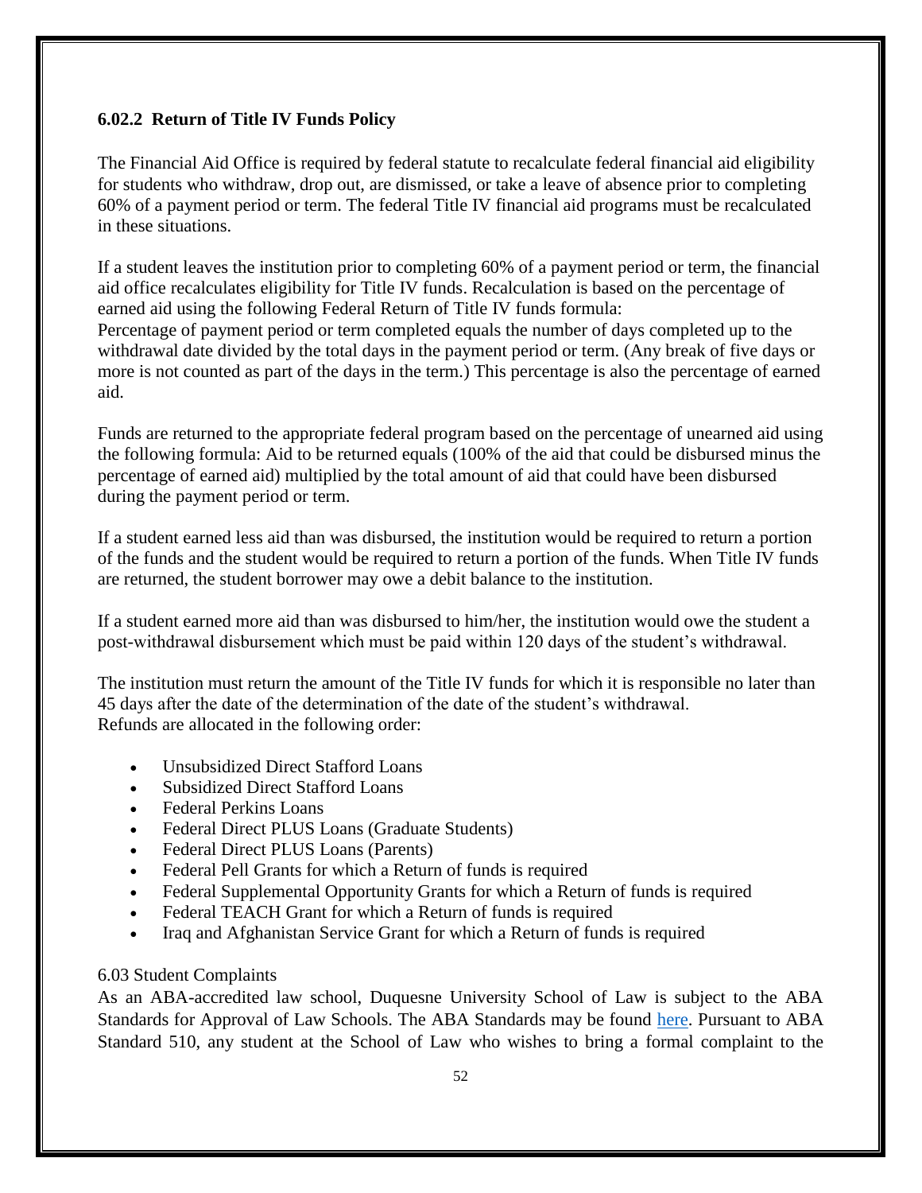### 6.02.2 Return of Title IV Funds Policy

The Financial Aid Office is required by federal statute to recalculate federal financial aid eligibility for students who withdraw, drop out, are dismissed, or take a leave of absence prior to completing 60% of a payment period or term. The federal Title IV financial aid programs must be recalculated in these situations.

If a student leaves the institution prior to completing 60% of a payment period or term, the financial aid office recalculates eligibility for Title IV funds. Recalculation is based on the percentage of earned aid using the following Federal Return of Title IV funds formula:
Percentage of payment period or term completed equals the number of days completed up to the withdrawal date divided by the total days in the payment period or term. (Any break of five days or more is not counted as part of the days in the term.) This percentage is also the percentage of earned aid.

Funds are returned to the appropriate federal program based on the percentage of unearned aid using the following formula: Aid to be returned equals (100% of the aid that could be disbursed minus the percentage of earned aid) multiplied by the total amount of aid that could have been disbursed during the payment period or term.

If a student earned less aid than was disbursed, the institution would be required to return a portion of the funds and the student would be required to return a portion of the funds. When Title IV funds are returned, the student borrower may owe a debit balance to the institution.

If a student earned more aid than was disbursed to him/her, the institution would owe the student a post-withdrawal disbursement which must be paid within 120 days of the student's withdrawal.

The institution must return the amount of the Title IV funds for which it is responsible no later than 45 days after the date of the determination of the date of the student's withdrawal.
Refunds are allocated in the following order:

- Unsubsidized Direct Stafford Loans
- Subsidized Direct Stafford Loans
- Federal Perkins Loans
- Federal Direct PLUS Loans (Graduate Students)
- Federal Direct PLUS Loans (Parents)
- Federal Pell Grants for which a Return of funds is required
- Federal Supplemental Opportunity Grants for which a Return of funds is required
- Federal TEACH Grant for which a Return of funds is required
- Iraq and Afghanistan Service Grant for which a Return of funds is required

6.03 Student Complaints

As an ABA-accredited law school, Duquesne University School of Law is subject to the ABA Standards for Approval of Law Schools. The ABA Standards may be found here. Pursuant to ABA Standard 510, any student at the School of Law who wishes to bring a formal complaint to the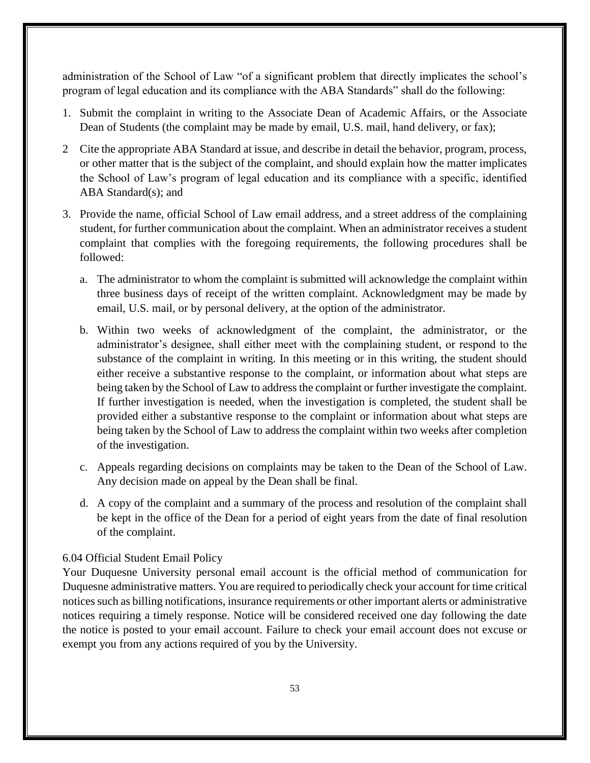administration of the School of Law "of a significant problem that directly implicates the school's program of legal education and its compliance with the ABA Standards" shall do the following:

1. Submit the complaint in writing to the Associate Dean of Academic Affairs, or the Associate Dean of Students (the complaint may be made by email, U.S. mail, hand delivery, or fax);

2 Cite the appropriate ABA Standard at issue, and describe in detail the behavior, program, process, or other matter that is the subject of the complaint, and should explain how the matter implicates the School of Law's program of legal education and its compliance with a specific, identified ABA Standard(s); and

3. Provide the name, official School of Law email address, and a street address of the complaining student, for further communication about the complaint. When an administrator receives a student complaint that complies with the foregoing requirements, the following procedures shall be followed:

   a. The administrator to whom the complaint is submitted will acknowledge the complaint within three business days of receipt of the written complaint. Acknowledgment may be made by email, U.S. mail, or by personal delivery, at the option of the administrator.

   b. Within two weeks of acknowledgment of the complaint, the administrator, or the administrator's designee, shall either meet with the complaining student, or respond to the substance of the complaint in writing. In this meeting or in this writing, the student should either receive a substantive response to the complaint, or information about what steps are being taken by the School of Law to address the complaint or further investigate the complaint. If further investigation is needed, when the investigation is completed, the student shall be provided either a substantive response to the complaint or information about what steps are being taken by the School of Law to address the complaint within two weeks after completion of the investigation.

   c. Appeals regarding decisions on complaints may be taken to the Dean of the School of Law. Any decision made on appeal by the Dean shall be final.

   d. A copy of the complaint and a summary of the process and resolution of the complaint shall be kept in the office of the Dean for a period of eight years from the date of final resolution of the complaint.

### 6.04 Official Student Email Policy

Your Duquesne University personal email account is the official method of communication for Duquesne administrative matters. You are required to periodically check your account for time critical notices such as billing notifications, insurance requirements or other important alerts or administrative notices requiring a timely response. Notice will be considered received one day following the date the notice is posted to your email account. Failure to check your email account does not excuse or exempt you from any actions required of you by the University.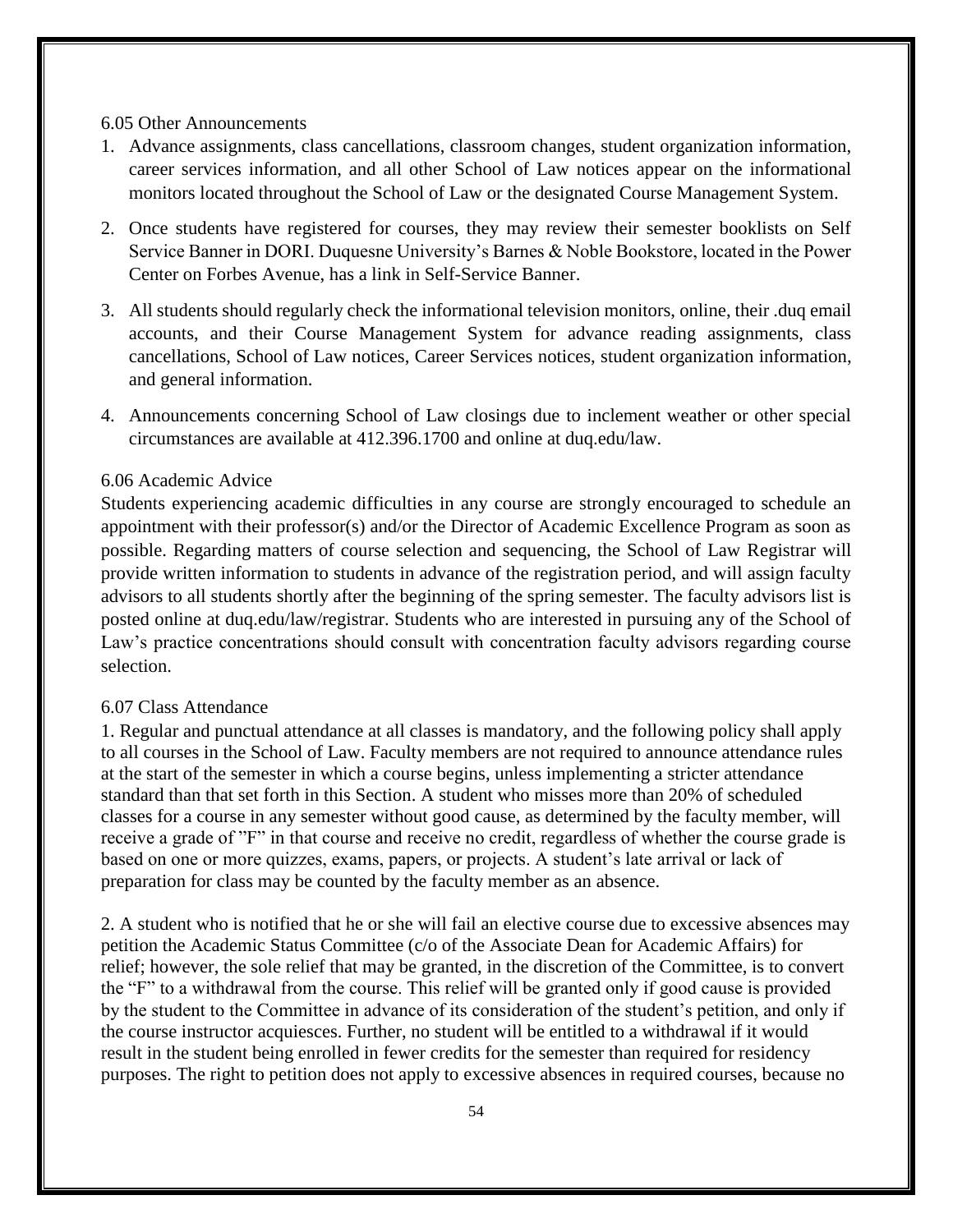### 6.05 Other Announcements

1. Advance assignments, class cancellations, classroom changes, student organization information, career services information, and all other School of Law notices appear on the informational monitors located throughout the School of Law or the designated Course Management System.

2. Once students have registered for courses, they may review their semester booklists on Self Service Banner in DORI. Duquesne University's Barnes & Noble Bookstore, located in the Power Center on Forbes Avenue, has a link in Self-Service Banner.

3. All students should regularly check the informational television monitors, online, their .duq email accounts, and their Course Management System for advance reading assignments, class cancellations, School of Law notices, Career Services notices, student organization information, and general information.

4. Announcements concerning School of Law closings due to inclement weather or other special circumstances are available at 412.396.1700 and online at duq.edu/law.

### 6.06 Academic Advice

Students experiencing academic difficulties in any course are strongly encouraged to schedule an appointment with their professor(s) and/or the Director of Academic Excellence Program as soon as possible. Regarding matters of course selection and sequencing, the School of Law Registrar will provide written information to students in advance of the registration period, and will assign faculty advisors to all students shortly after the beginning of the spring semester. The faculty advisors list is posted online at duq.edu/law/registrar. Students who are interested in pursuing any of the School of Law's practice concentrations should consult with concentration faculty advisors regarding course selection.

### 6.07 Class Attendance

1. Regular and punctual attendance at all classes is mandatory, and the following policy shall apply to all courses in the School of Law. Faculty members are not required to announce attendance rules at the start of the semester in which a course begins, unless implementing a stricter attendance standard than that set forth in this Section. A student who misses more than 20% of scheduled classes for a course in any semester without good cause, as determined by the faculty member, will receive a grade of "F" in that course and receive no credit, regardless of whether the course grade is based on one or more quizzes, exams, papers, or projects. A student's late arrival or lack of preparation for class may be counted by the faculty member as an absence.

2. A student who is notified that he or she will fail an elective course due to excessive absences may petition the Academic Status Committee (c/o of the Associate Dean for Academic Affairs) for relief; however, the sole relief that may be granted, in the discretion of the Committee, is to convert the "F" to a withdrawal from the course. This relief will be granted only if good cause is provided by the student to the Committee in advance of its consideration of the student's petition, and only if the course instructor acquiesces. Further, no student will be entitled to a withdrawal if it would result in the student being enrolled in fewer credits for the semester than required for residency purposes. The right to petition does not apply to excessive absences in required courses, because no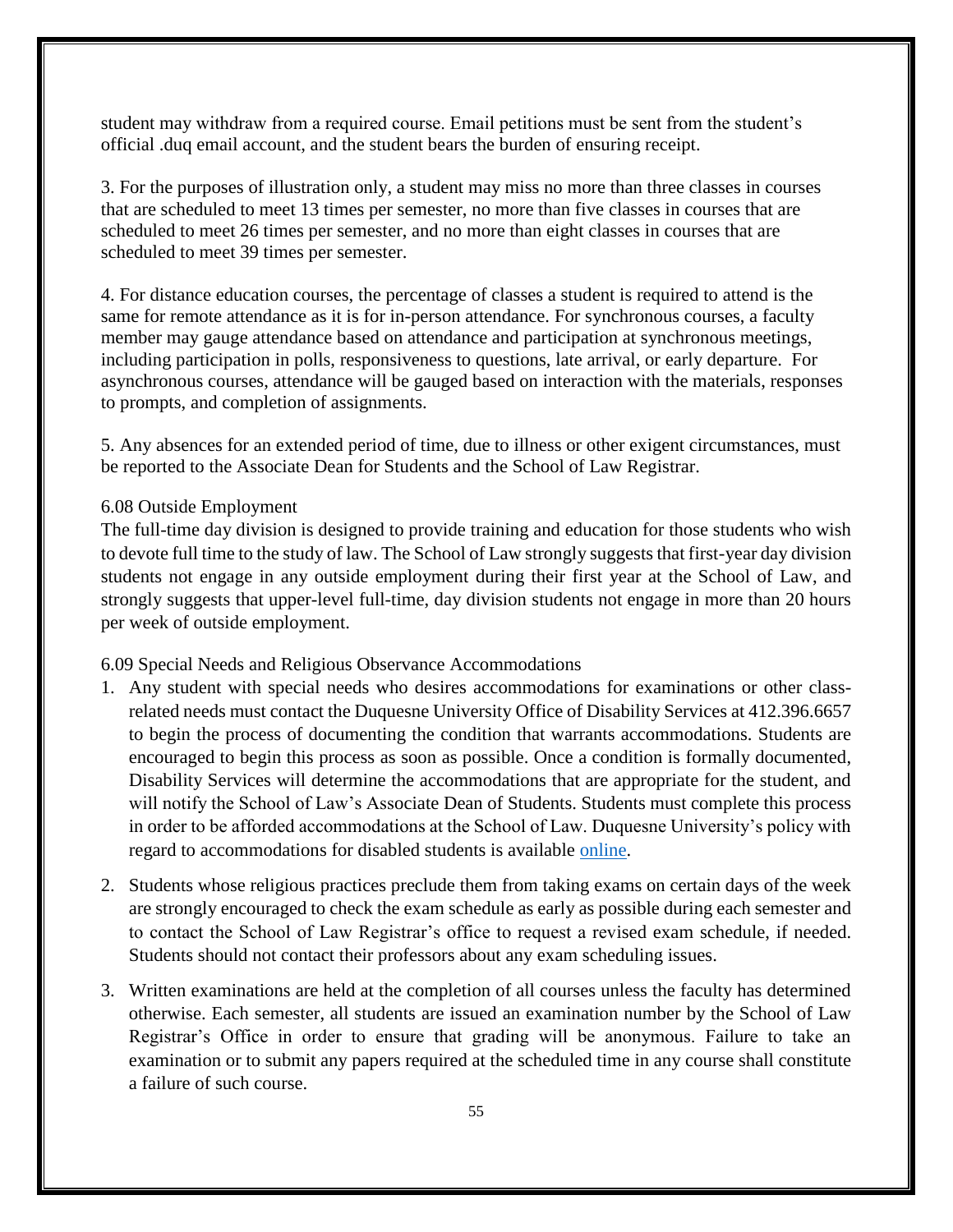student may withdraw from a required course. Email petitions must be sent from the student's official .duq email account, and the student bears the burden of ensuring receipt.

3. For the purposes of illustration only, a student may miss no more than three classes in courses that are scheduled to meet 13 times per semester, no more than five classes in courses that are scheduled to meet 26 times per semester, and no more than eight classes in courses that are scheduled to meet 39 times per semester.

4. For distance education courses, the percentage of classes a student is required to attend is the same for remote attendance as it is for in-person attendance. For synchronous courses, a faculty member may gauge attendance based on attendance and participation at synchronous meetings, including participation in polls, responsiveness to questions, late arrival, or early departure. For asynchronous courses, attendance will be gauged based on interaction with the materials, responses to prompts, and completion of assignments.

5. Any absences for an extended period of time, due to illness or other exigent circumstances, must be reported to the Associate Dean for Students and the School of Law Registrar.

6.08 Outside Employment

The full-time day division is designed to provide training and education for those students who wish to devote full time to the study of law. The School of Law strongly suggests that first-year day division students not engage in any outside employment during their first year at the School of Law, and strongly suggests that upper-level full-time, day division students not engage in more than 20 hours per week of outside employment.

6.09 Special Needs and Religious Observance Accommodations

1. Any student with special needs who desires accommodations for examinations or other class-related needs must contact the Duquesne University Office of Disability Services at 412.396.6657 to begin the process of documenting the condition that warrants accommodations. Students are encouraged to begin this process as soon as possible. Once a condition is formally documented, Disability Services will determine the accommodations that are appropriate for the student, and will notify the School of Law's Associate Dean of Students. Students must complete this process in order to be afforded accommodations at the School of Law. Duquesne University's policy with regard to accommodations for disabled students is available online.

2. Students whose religious practices preclude them from taking exams on certain days of the week are strongly encouraged to check the exam schedule as early as possible during each semester and to contact the School of Law Registrar's office to request a revised exam schedule, if needed. Students should not contact their professors about any exam scheduling issues.

3. Written examinations are held at the completion of all courses unless the faculty has determined otherwise. Each semester, all students are issued an examination number by the School of Law Registrar's Office in order to ensure that grading will be anonymous. Failure to take an examination or to submit any papers required at the scheduled time in any course shall constitute a failure of such course.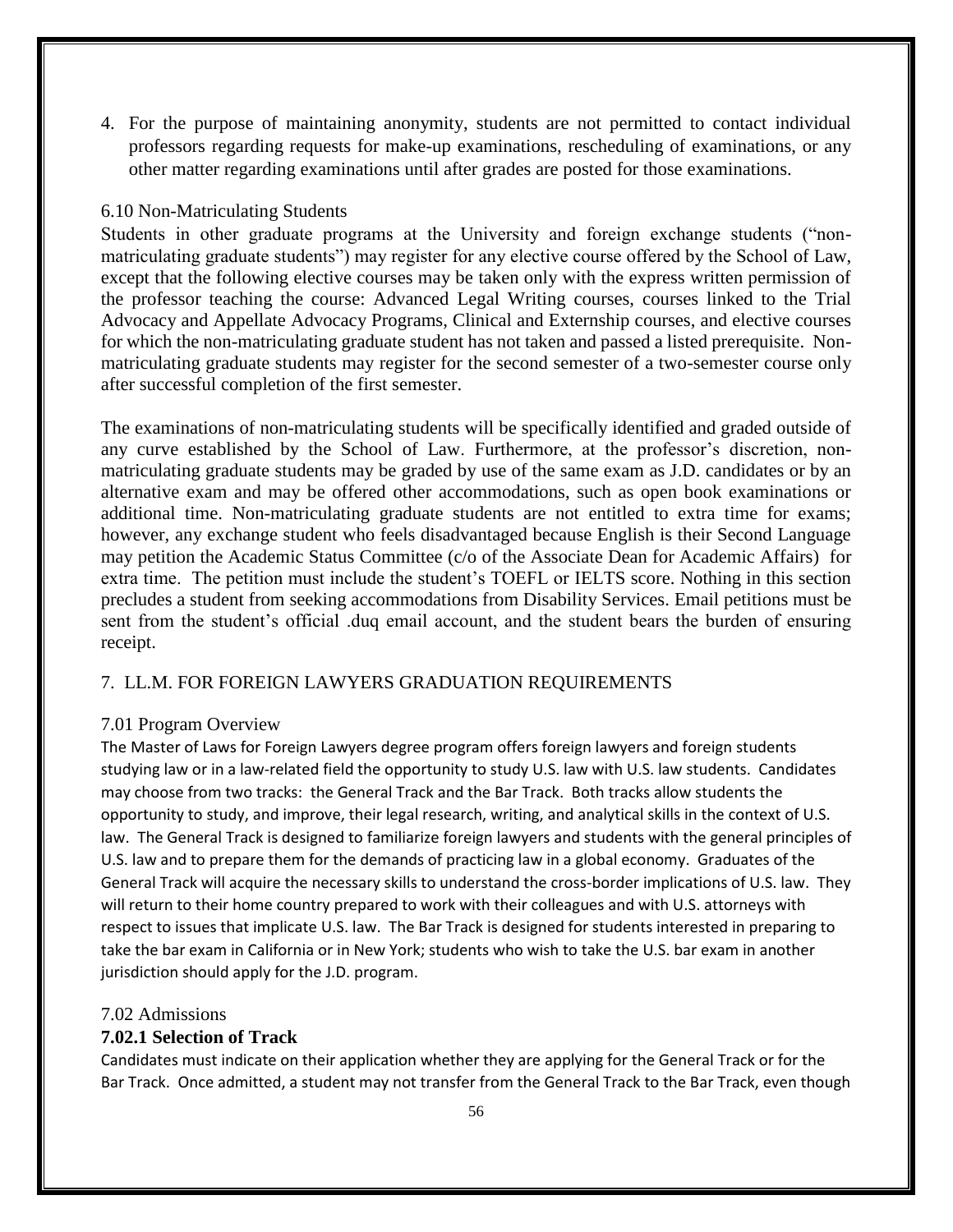4. For the purpose of maintaining anonymity, students are not permitted to contact individual professors regarding requests for make-up examinations, rescheduling of examinations, or any other matter regarding examinations until after grades are posted for those examinations.

### 6.10 Non-Matriculating Students

Students in other graduate programs at the University and foreign exchange students ("non-matriculating graduate students") may register for any elective course offered by the School of Law, except that the following elective courses may be taken only with the express written permission of the professor teaching the course: Advanced Legal Writing courses, courses linked to the Trial Advocacy and Appellate Advocacy Programs, Clinical and Externship courses, and elective courses for which the non-matriculating graduate student has not taken and passed a listed prerequisite. Non-matriculating graduate students may register for the second semester of a two-semester course only after successful completion of the first semester.

The examinations of non-matriculating students will be specifically identified and graded outside of any curve established by the School of Law. Furthermore, at the professor's discretion, non-matriculating graduate students may be graded by use of the same exam as J.D. candidates or by an alternative exam and may be offered other accommodations, such as open book examinations or additional time. Non-matriculating graduate students are not entitled to extra time for exams; however, any exchange student who feels disadvantaged because English is their Second Language may petition the Academic Status Committee (c/o of the Associate Dean for Academic Affairs) for extra time. The petition must include the student's TOEFL or IELTS score. Nothing in this section precludes a student from seeking accommodations from Disability Services. Email petitions must be sent from the student's official .duq email account, and the student bears the burden of ensuring receipt.

## 7. LL.M. FOR FOREIGN LAWYERS GRADUATION REQUIREMENTS

### 7.01 Program Overview

The Master of Laws for Foreign Lawyers degree program offers foreign lawyers and foreign students studying law or in a law-related field the opportunity to study U.S. law with U.S. law students. Candidates may choose from two tracks: the General Track and the Bar Track. Both tracks allow students the opportunity to study, and improve, their legal research, writing, and analytical skills in the context of U.S. law. The General Track is designed to familiarize foreign lawyers and students with the general principles of U.S. law and to prepare them for the demands of practicing law in a global economy. Graduates of the General Track will acquire the necessary skills to understand the cross-border implications of U.S. law. They will return to their home country prepared to work with their colleagues and with U.S. attorneys with respect to issues that implicate U.S. law. The Bar Track is designed for students interested in preparing to take the bar exam in California or in New York; students who wish to take the U.S. bar exam in another jurisdiction should apply for the J.D. program.

### 7.02 Admissions

#### 7.02.1 Selection of Track

Candidates must indicate on their application whether they are applying for the General Track or for the Bar Track. Once admitted, a student may not transfer from the General Track to the Bar Track, even though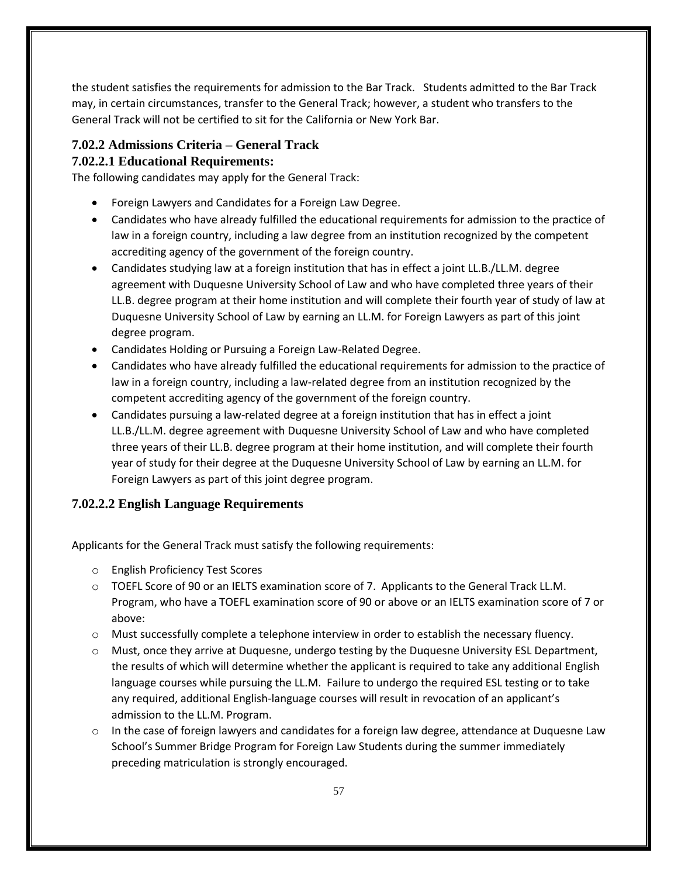the student satisfies the requirements for admission to the Bar Track. Students admitted to the Bar Track may, in certain circumstances, transfer to the General Track; however, a student who transfers to the General Track will not be certified to sit for the California or New York Bar.

### 7.02.2 Admissions Criteria – General Track

#### 7.02.2.1 Educational Requirements:

The following candidates may apply for the General Track:

- Foreign Lawyers and Candidates for a Foreign Law Degree.
- Candidates who have already fulfilled the educational requirements for admission to the practice of law in a foreign country, including a law degree from an institution recognized by the competent accrediting agency of the government of the foreign country.
- Candidates studying law at a foreign institution that has in effect a joint LL.B./LL.M. degree agreement with Duquesne University School of Law and who have completed three years of their LL.B. degree program at their home institution and will complete their fourth year of study of law at Duquesne University School of Law by earning an LL.M. for Foreign Lawyers as part of this joint degree program.
- Candidates Holding or Pursuing a Foreign Law-Related Degree.
- Candidates who have already fulfilled the educational requirements for admission to the practice of law in a foreign country, including a law-related degree from an institution recognized by the competent accrediting agency of the government of the foreign country.
- Candidates pursuing a law-related degree at a foreign institution that has in effect a joint LL.B./LL.M. degree agreement with Duquesne University School of Law and who have completed three years of their LL.B. degree program at their home institution, and will complete their fourth year of study for their degree at the Duquesne University School of Law by earning an LL.M. for Foreign Lawyers as part of this joint degree program.

#### 7.02.2.2 English Language Requirements

Applicants for the General Track must satisfy the following requirements:

- English Proficiency Test Scores
- TOEFL Score of 90 or an IELTS examination score of 7. Applicants to the General Track LL.M. Program, who have a TOEFL examination score of 90 or above or an IELTS examination score of 7 or above:
- Must successfully complete a telephone interview in order to establish the necessary fluency.
- Must, once they arrive at Duquesne, undergo testing by the Duquesne University ESL Department, the results of which will determine whether the applicant is required to take any additional English language courses while pursuing the LL.M. Failure to undergo the required ESL testing or to take any required, additional English-language courses will result in revocation of an applicant's admission to the LL.M. Program.
- In the case of foreign lawyers and candidates for a foreign law degree, attendance at Duquesne Law School's Summer Bridge Program for Foreign Law Students during the summer immediately preceding matriculation is strongly encouraged.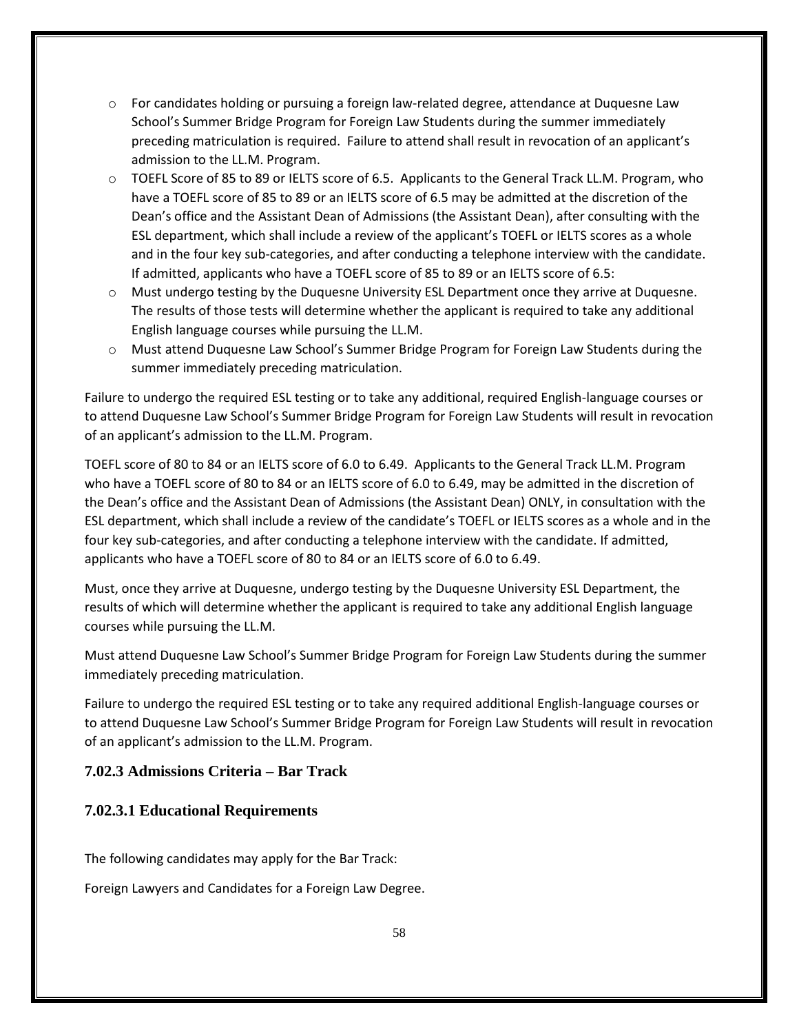- For candidates holding or pursuing a foreign law-related degree, attendance at Duquesne Law School's Summer Bridge Program for Foreign Law Students during the summer immediately preceding matriculation is required. Failure to attend shall result in revocation of an applicant's admission to the LL.M. Program.
- TOEFL Score of 85 to 89 or IELTS score of 6.5. Applicants to the General Track LL.M. Program, who have a TOEFL score of 85 to 89 or an IELTS score of 6.5 may be admitted at the discretion of the Dean's office and the Assistant Dean of Admissions (the Assistant Dean), after consulting with the ESL department, which shall include a review of the applicant's TOEFL or IELTS scores as a whole and in the four key sub-categories, and after conducting a telephone interview with the candidate. If admitted, applicants who have a TOEFL score of 85 to 89 or an IELTS score of 6.5:
- Must undergo testing by the Duquesne University ESL Department once they arrive at Duquesne. The results of those tests will determine whether the applicant is required to take any additional English language courses while pursuing the LL.M.
- Must attend Duquesne Law School's Summer Bridge Program for Foreign Law Students during the summer immediately preceding matriculation.

Failure to undergo the required ESL testing or to take any additional, required English-language courses or to attend Duquesne Law School's Summer Bridge Program for Foreign Law Students will result in revocation of an applicant's admission to the LL.M. Program.

TOEFL score of 80 to 84 or an IELTS score of 6.0 to 6.49. Applicants to the General Track LL.M. Program who have a TOEFL score of 80 to 84 or an IELTS score of 6.0 to 6.49, may be admitted in the discretion of the Dean's office and the Assistant Dean of Admissions (the Assistant Dean) ONLY, in consultation with the ESL department, which shall include a review of the candidate's TOEFL or IELTS scores as a whole and in the four key sub-categories, and after conducting a telephone interview with the candidate. If admitted, applicants who have a TOEFL score of 80 to 84 or an IELTS score of 6.0 to 6.49.

Must, once they arrive at Duquesne, undergo testing by the Duquesne University ESL Department, the results of which will determine whether the applicant is required to take any additional English language courses while pursuing the LL.M.

Must attend Duquesne Law School's Summer Bridge Program for Foreign Law Students during the summer immediately preceding matriculation.

Failure to undergo the required ESL testing or to take any required additional English-language courses or to attend Duquesne Law School's Summer Bridge Program for Foreign Law Students will result in revocation of an applicant's admission to the LL.M. Program.

### 7.02.3 Admissions Criteria – Bar Track

#### 7.02.3.1 Educational Requirements

The following candidates may apply for the Bar Track:

Foreign Lawyers and Candidates for a Foreign Law Degree.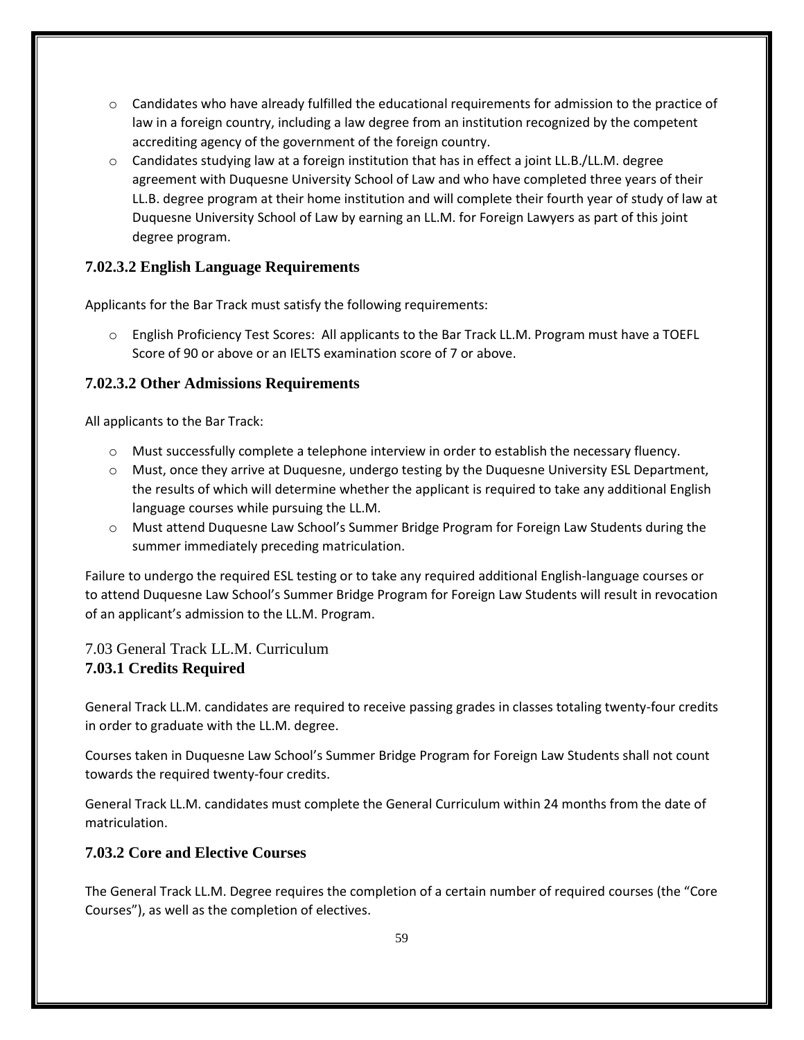- Candidates who have already fulfilled the educational requirements for admission to the practice of law in a foreign country, including a law degree from an institution recognized by the competent accrediting agency of the government of the foreign country.
- Candidates studying law at a foreign institution that has in effect a joint LL.B./LL.M. degree agreement with Duquesne University School of Law and who have completed three years of their LL.B. degree program at their home institution and will complete their fourth year of study of law at Duquesne University School of Law by earning an LL.M. for Foreign Lawyers as part of this joint degree program.

### 7.02.3.2 English Language Requirements

Applicants for the Bar Track must satisfy the following requirements:

- English Proficiency Test Scores: All applicants to the Bar Track LL.M. Program must have a TOEFL Score of 90 or above or an IELTS examination score of 7 or above.

### 7.02.3.2 Other Admissions Requirements

All applicants to the Bar Track:

- Must successfully complete a telephone interview in order to establish the necessary fluency.
- Must, once they arrive at Duquesne, undergo testing by the Duquesne University ESL Department, the results of which will determine whether the applicant is required to take any additional English language courses while pursuing the LL.M.
- Must attend Duquesne Law School's Summer Bridge Program for Foreign Law Students during the summer immediately preceding matriculation.

Failure to undergo the required ESL testing or to take any required additional English-language courses or to attend Duquesne Law School's Summer Bridge Program for Foreign Law Students will result in revocation of an applicant's admission to the LL.M. Program.

## 7.03 General Track LL.M. Curriculum

### 7.03.1 Credits Required

General Track LL.M. candidates are required to receive passing grades in classes totaling twenty-four credits in order to graduate with the LL.M. degree.

Courses taken in Duquesne Law School's Summer Bridge Program for Foreign Law Students shall not count towards the required twenty-four credits.

General Track LL.M. candidates must complete the General Curriculum within 24 months from the date of matriculation.

### 7.03.2 Core and Elective Courses

The General Track LL.M. Degree requires the completion of a certain number of required courses (the "Core Courses"), as well as the completion of electives.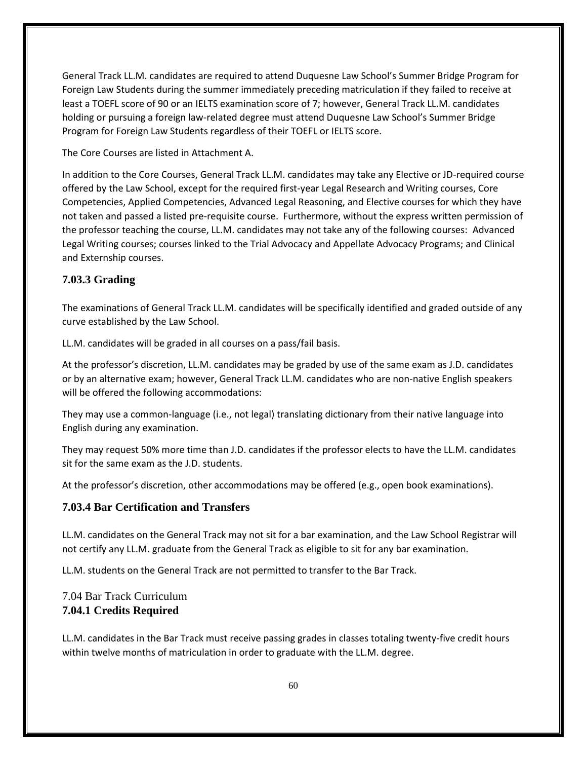General Track LL.M. candidates are required to attend Duquesne Law School's Summer Bridge Program for Foreign Law Students during the summer immediately preceding matriculation if they failed to receive at least a TOEFL score of 90 or an IELTS examination score of 7; however, General Track LL.M. candidates holding or pursuing a foreign law-related degree must attend Duquesne Law School's Summer Bridge Program for Foreign Law Students regardless of their TOEFL or IELTS score.

The Core Courses are listed in Attachment A.

In addition to the Core Courses, General Track LL.M. candidates may take any Elective or JD-required course offered by the Law School, except for the required first-year Legal Research and Writing courses, Core Competencies, Applied Competencies, Advanced Legal Reasoning, and Elective courses for which they have not taken and passed a listed pre-requisite course. Furthermore, without the express written permission of the professor teaching the course, LL.M. candidates may not take any of the following courses: Advanced Legal Writing courses; courses linked to the Trial Advocacy and Appellate Advocacy Programs; and Clinical and Externship courses.

### 7.03.3 Grading

The examinations of General Track LL.M. candidates will be specifically identified and graded outside of any curve established by the Law School.

LL.M. candidates will be graded in all courses on a pass/fail basis.

At the professor's discretion, LL.M. candidates may be graded by use of the same exam as J.D. candidates or by an alternative exam; however, General Track LL.M. candidates who are non-native English speakers will be offered the following accommodations:

They may use a common-language (i.e., not legal) translating dictionary from their native language into English during any examination.

They may request 50% more time than J.D. candidates if the professor elects to have the LL.M. candidates sit for the same exam as the J.D. students.

At the professor's discretion, other accommodations may be offered (e.g., open book examinations).

### 7.03.4 Bar Certification and Transfers

LL.M. candidates on the General Track may not sit for a bar examination, and the Law School Registrar will not certify any LL.M. graduate from the General Track as eligible to sit for any bar examination.

LL.M. students on the General Track are not permitted to transfer to the Bar Track.

## 7.04 Bar Track Curriculum

### 7.04.1 Credits Required

LL.M. candidates in the Bar Track must receive passing grades in classes totaling twenty-five credit hours within twelve months of matriculation in order to graduate with the LL.M. degree.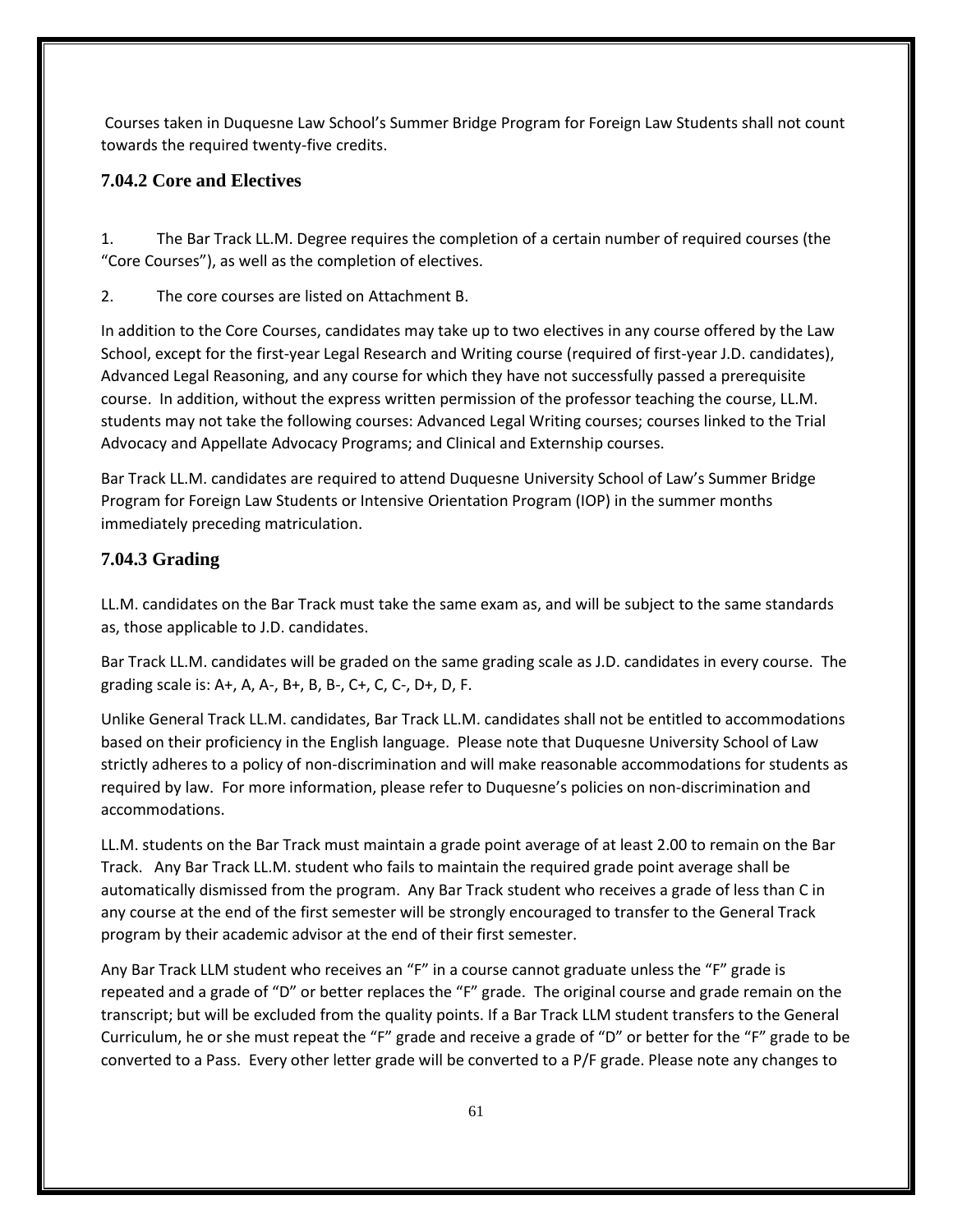Courses taken in Duquesne Law School's Summer Bridge Program for Foreign Law Students shall not count towards the required twenty-five credits.

### 7.04.2 Core and Electives

1. The Bar Track LL.M. Degree requires the completion of a certain number of required courses (the "Core Courses"), as well as the completion of electives.

2. The core courses are listed on Attachment B.

In addition to the Core Courses, candidates may take up to two electives in any course offered by the Law School, except for the first-year Legal Research and Writing course (required of first-year J.D. candidates), Advanced Legal Reasoning, and any course for which they have not successfully passed a prerequisite course. In addition, without the express written permission of the professor teaching the course, LL.M. students may not take the following courses: Advanced Legal Writing courses; courses linked to the Trial Advocacy and Appellate Advocacy Programs; and Clinical and Externship courses.

Bar Track LL.M. candidates are required to attend Duquesne University School of Law's Summer Bridge Program for Foreign Law Students or Intensive Orientation Program (IOP) in the summer months immediately preceding matriculation.

### 7.04.3 Grading

LL.M. candidates on the Bar Track must take the same exam as, and will be subject to the same standards as, those applicable to J.D. candidates.

Bar Track LL.M. candidates will be graded on the same grading scale as J.D. candidates in every course. The grading scale is: A+, A, A-, B+, B, B-, C+, C, C-, D+, D, F.

Unlike General Track LL.M. candidates, Bar Track LL.M. candidates shall not be entitled to accommodations based on their proficiency in the English language. Please note that Duquesne University School of Law strictly adheres to a policy of non-discrimination and will make reasonable accommodations for students as required by law. For more information, please refer to Duquesne's policies on non-discrimination and accommodations.

LL.M. students on the Bar Track must maintain a grade point average of at least 2.00 to remain on the Bar Track. Any Bar Track LL.M. student who fails to maintain the required grade point average shall be automatically dismissed from the program. Any Bar Track student who receives a grade of less than C in any course at the end of the first semester will be strongly encouraged to transfer to the General Track program by their academic advisor at the end of their first semester.

Any Bar Track LLM student who receives an "F" in a course cannot graduate unless the "F" grade is repeated and a grade of "D" or better replaces the "F" grade. The original course and grade remain on the transcript; but will be excluded from the quality points. If a Bar Track LLM student transfers to the General Curriculum, he or she must repeat the "F" grade and receive a grade of "D" or better for the "F" grade to be converted to a Pass. Every other letter grade will be converted to a P/F grade. Please note any changes to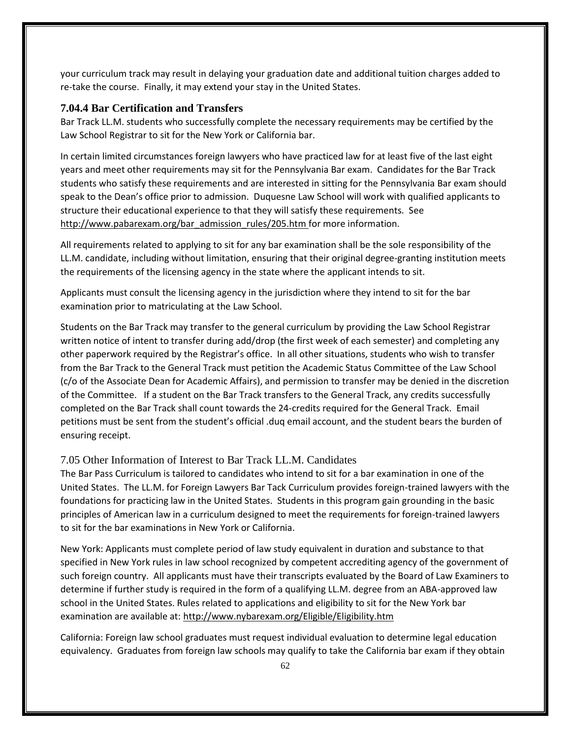your curriculum track may result in delaying your graduation date and additional tuition charges added to re-take the course. Finally, it may extend your stay in the United States.

### 7.04.4 Bar Certification and Transfers

Bar Track LL.M. students who successfully complete the necessary requirements may be certified by the Law School Registrar to sit for the New York or California bar.

In certain limited circumstances foreign lawyers who have practiced law for at least five of the last eight years and meet other requirements may sit for the Pennsylvania Bar exam. Candidates for the Bar Track students who satisfy these requirements and are interested in sitting for the Pennsylvania Bar exam should speak to the Dean's office prior to admission. Duquesne Law School will work with qualified applicants to structure their educational experience to that they will satisfy these requirements. See http://www.pabarexam.org/bar_admission_rules/205.htm for more information.

All requirements related to applying to sit for any bar examination shall be the sole responsibility of the LL.M. candidate, including without limitation, ensuring that their original degree-granting institution meets the requirements of the licensing agency in the state where the applicant intends to sit.

Applicants must consult the licensing agency in the jurisdiction where they intend to sit for the bar examination prior to matriculating at the Law School.

Students on the Bar Track may transfer to the general curriculum by providing the Law School Registrar written notice of intent to transfer during add/drop (the first week of each semester) and completing any other paperwork required by the Registrar's office. In all other situations, students who wish to transfer from the Bar Track to the General Track must petition the Academic Status Committee of the Law School (c/o of the Associate Dean for Academic Affairs), and permission to transfer may be denied in the discretion of the Committee. If a student on the Bar Track transfers to the General Track, any credits successfully completed on the Bar Track shall count towards the 24-credits required for the General Track. Email petitions must be sent from the student's official .duq email account, and the student bears the burden of ensuring receipt.

## 7.05 Other Information of Interest to Bar Track LL.M. Candidates

The Bar Pass Curriculum is tailored to candidates who intend to sit for a bar examination in one of the United States. The LL.M. for Foreign Lawyers Bar Tack Curriculum provides foreign-trained lawyers with the foundations for practicing law in the United States. Students in this program gain grounding in the basic principles of American law in a curriculum designed to meet the requirements for foreign-trained lawyers to sit for the bar examinations in New York or California.

New York: Applicants must complete period of law study equivalent in duration and substance to that specified in New York rules in law school recognized by competent accrediting agency of the government of such foreign country. All applicants must have their transcripts evaluated by the Board of Law Examiners to determine if further study is required in the form of a qualifying LL.M. degree from an ABA-approved law school in the United States. Rules related to applications and eligibility to sit for the New York bar examination are available at: http://www.nybarexam.org/Eligible/Eligibility.htm

California: Foreign law school graduates must request individual evaluation to determine legal education equivalency. Graduates from foreign law schools may qualify to take the California bar exam if they obtain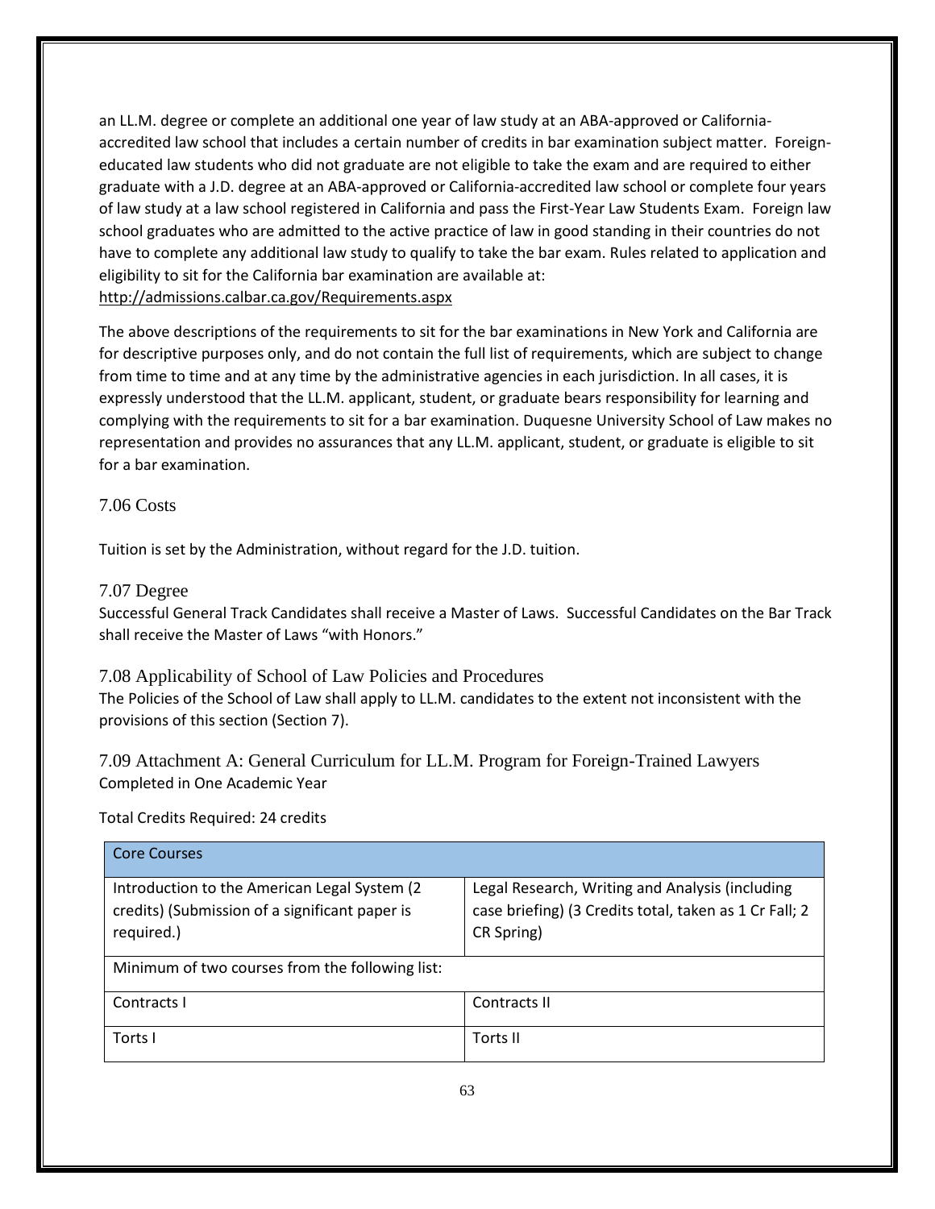an LL.M. degree or complete an additional one year of law study at an ABA-approved or California-accredited law school that includes a certain number of credits in bar examination subject matter. Foreign-educated law students who did not graduate are not eligible to take the exam and are required to either graduate with a J.D. degree at an ABA-approved or California-accredited law school or complete four years of law study at a law school registered in California and pass the First-Year Law Students Exam. Foreign law school graduates who are admitted to the active practice of law in good standing in their countries do not have to complete any additional law study to qualify to take the bar exam. Rules related to application and eligibility to sit for the California bar examination are available at: http://admissions.calbar.ca.gov/Requirements.aspx

The above descriptions of the requirements to sit for the bar examinations in New York and California are for descriptive purposes only, and do not contain the full list of requirements, which are subject to change from time to time and at any time by the administrative agencies in each jurisdiction. In all cases, it is expressly understood that the LL.M. applicant, student, or graduate bears responsibility for learning and complying with the requirements to sit for a bar examination. Duquesne University School of Law makes no representation and provides no assurances that any LL.M. applicant, student, or graduate is eligible to sit for a bar examination.

### 7.06 Costs

Tuition is set by the Administration, without regard for the J.D. tuition.

### 7.07 Degree

Successful General Track Candidates shall receive a Master of Laws. Successful Candidates on the Bar Track shall receive the Master of Laws "with Honors."

### 7.08 Applicability of School of Law Policies and Procedures

The Policies of the School of Law shall apply to LL.M. candidates to the extent not inconsistent with the provisions of this section (Section 7).

### 7.09 Attachment A: General Curriculum for LL.M. Program for Foreign-Trained Lawyers

Completed in One Academic Year

Total Credits Required: 24 credits

| Core Courses | |
|---|---|
| Introduction to the American Legal System (2 credits) (Submission of a significant paper is required.) | Legal Research, Writing and Analysis (including case briefing) (3 Credits total, taken as 1 Cr Fall; 2 CR Spring) |
| Minimum of two courses from the following list: | |
| Contracts I | Contracts II |
| Torts I | Torts II |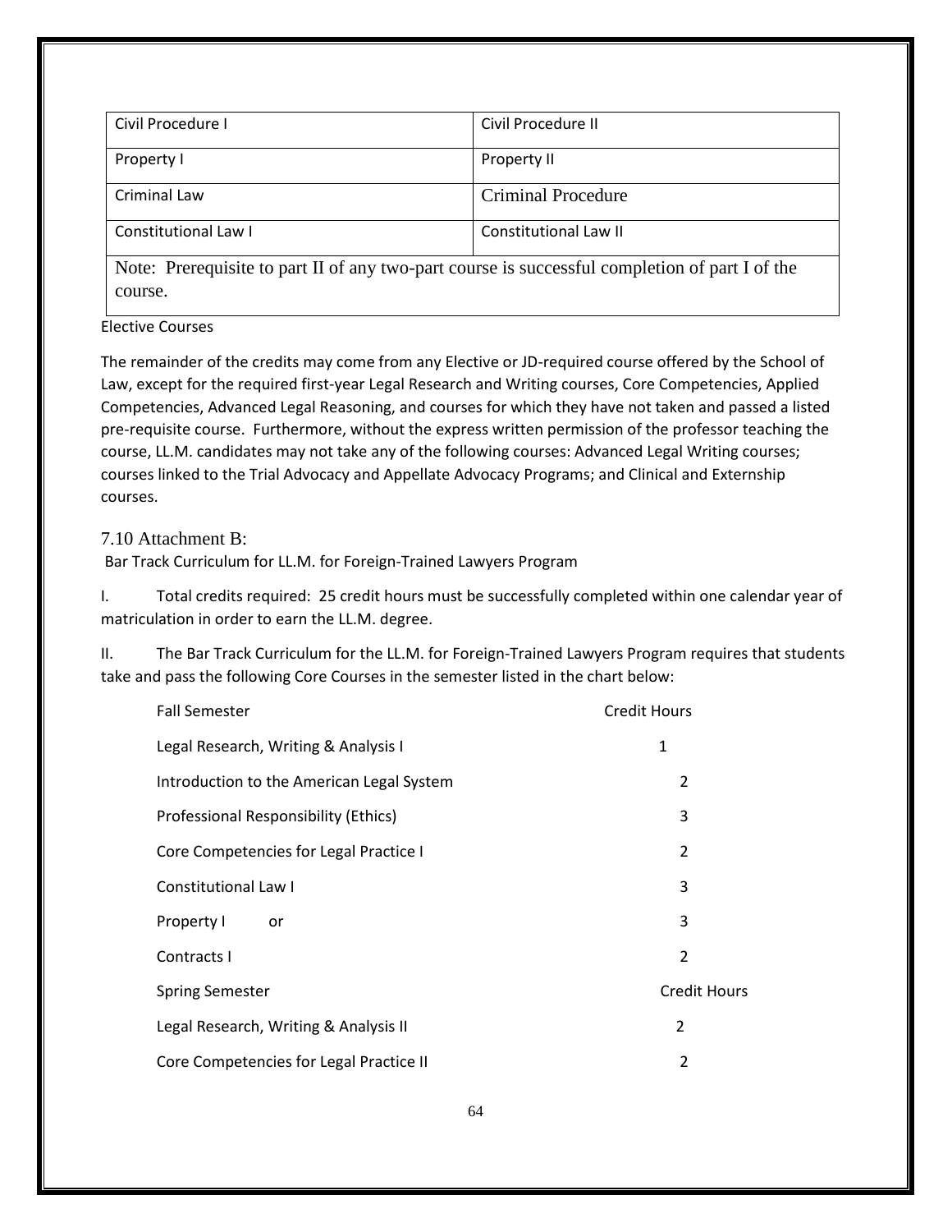| Civil Procedure I | Civil Procedure II |
|---|---|
| Property I | Property II |
| Criminal Law | Criminal Procedure |
| Constitutional Law I | Constitutional Law II |
| Note: Prerequisite to part II of any two-part course is successful completion of part I of the course. | |

Elective Courses

The remainder of the credits may come from any Elective or JD-required course offered by the School of Law, except for the required first-year Legal Research and Writing courses, Core Competencies, Applied Competencies, Advanced Legal Reasoning, and courses for which they have not taken and passed a listed pre-requisite course. Furthermore, without the express written permission of the professor teaching the course, LL.M. candidates may not take any of the following courses: Advanced Legal Writing courses; courses linked to the Trial Advocacy and Appellate Advocacy Programs; and Clinical and Externship courses.

## 7.10 Attachment B:

Bar Track Curriculum for LL.M. for Foreign-Trained Lawyers Program

I. Total credits required: 25 credit hours must be successfully completed within one calendar year of matriculation in order to earn the LL.M. degree.

II. The Bar Track Curriculum for the LL.M. for Foreign-Trained Lawyers Program requires that students take and pass the following Core Courses in the semester listed in the chart below:

| Fall Semester | Credit Hours |
|---|---|
| Legal Research, Writing & Analysis I | 1 |
| Introduction to the American Legal System | 2 |
| Professional Responsibility (Ethics) | 3 |
| Core Competencies for Legal Practice I | 2 |
| Constitutional Law I | 3 |
| Property I or | 3 |
| Contracts I | 2 |
| **Spring Semester** | **Credit Hours** |
| Legal Research, Writing & Analysis II | 2 |
| Core Competencies for Legal Practice II | 2 |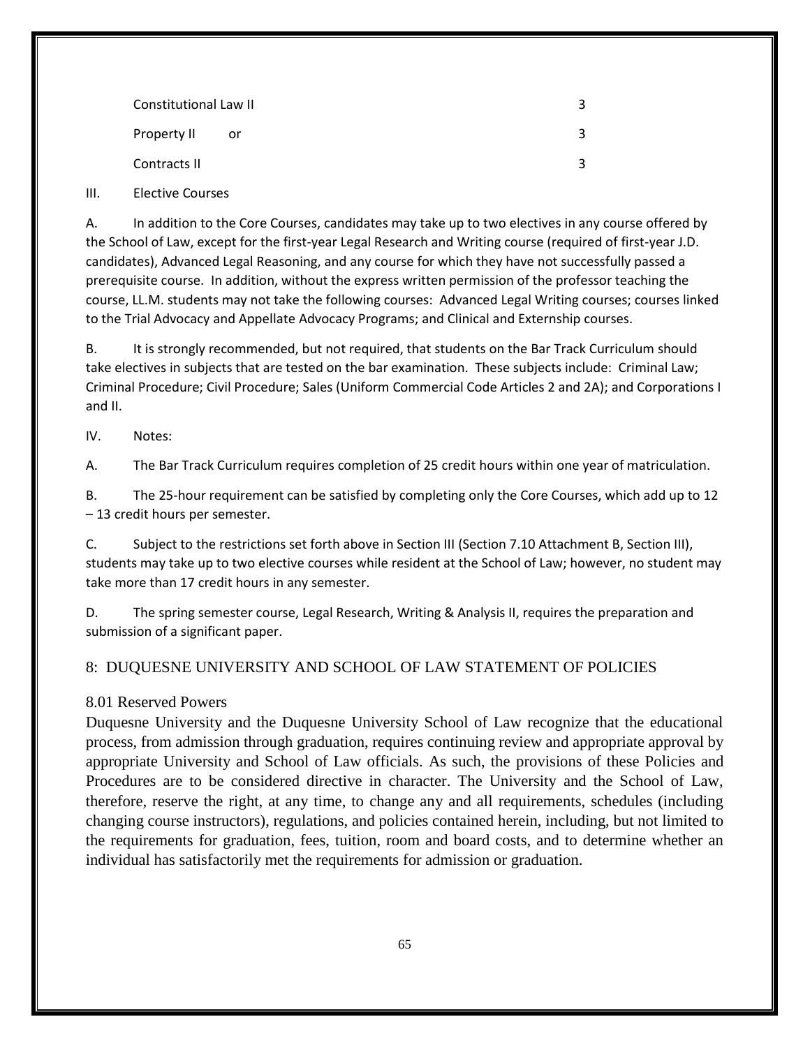| | |
|---|---|
| Constitutional Law II | 3 |
| Property II or | 3 |
| Contracts II | 3 |

III. Elective Courses

A. In addition to the Core Courses, candidates may take up to two electives in any course offered by the School of Law, except for the first-year Legal Research and Writing course (required of first-year J.D. candidates), Advanced Legal Reasoning, and any course for which they have not successfully passed a prerequisite course. In addition, without the express written permission of the professor teaching the course, LL.M. students may not take the following courses: Advanced Legal Writing courses; courses linked to the Trial Advocacy and Appellate Advocacy Programs; and Clinical and Externship courses.

B. It is strongly recommended, but not required, that students on the Bar Track Curriculum should take electives in subjects that are tested on the bar examination. These subjects include: Criminal Law; Criminal Procedure; Civil Procedure; Sales (Uniform Commercial Code Articles 2 and 2A); and Corporations I and II.

IV. Notes:

A. The Bar Track Curriculum requires completion of 25 credit hours within one year of matriculation.

B. The 25-hour requirement can be satisfied by completing only the Core Courses, which add up to 12 – 13 credit hours per semester.

C. Subject to the restrictions set forth above in Section III (Section 7.10 Attachment B, Section III), students may take up to two elective courses while resident at the School of Law; however, no student may take more than 17 credit hours in any semester.

D. The spring semester course, Legal Research, Writing & Analysis II, requires the preparation and submission of a significant paper.

## 8: DUQUESNE UNIVERSITY AND SCHOOL OF LAW STATEMENT OF POLICIES

### 8.01 Reserved Powers

Duquesne University and the Duquesne University School of Law recognize that the educational process, from admission through graduation, requires continuing review and appropriate approval by appropriate University and School of Law officials. As such, the provisions of these Policies and Procedures are to be considered directive in character. The University and the School of Law, therefore, reserve the right, at any time, to change any and all requirements, schedules (including changing course instructors), regulations, and policies contained herein, including, but not limited to the requirements for graduation, fees, tuition, room and board costs, and to determine whether an individual has satisfactorily met the requirements for admission or graduation.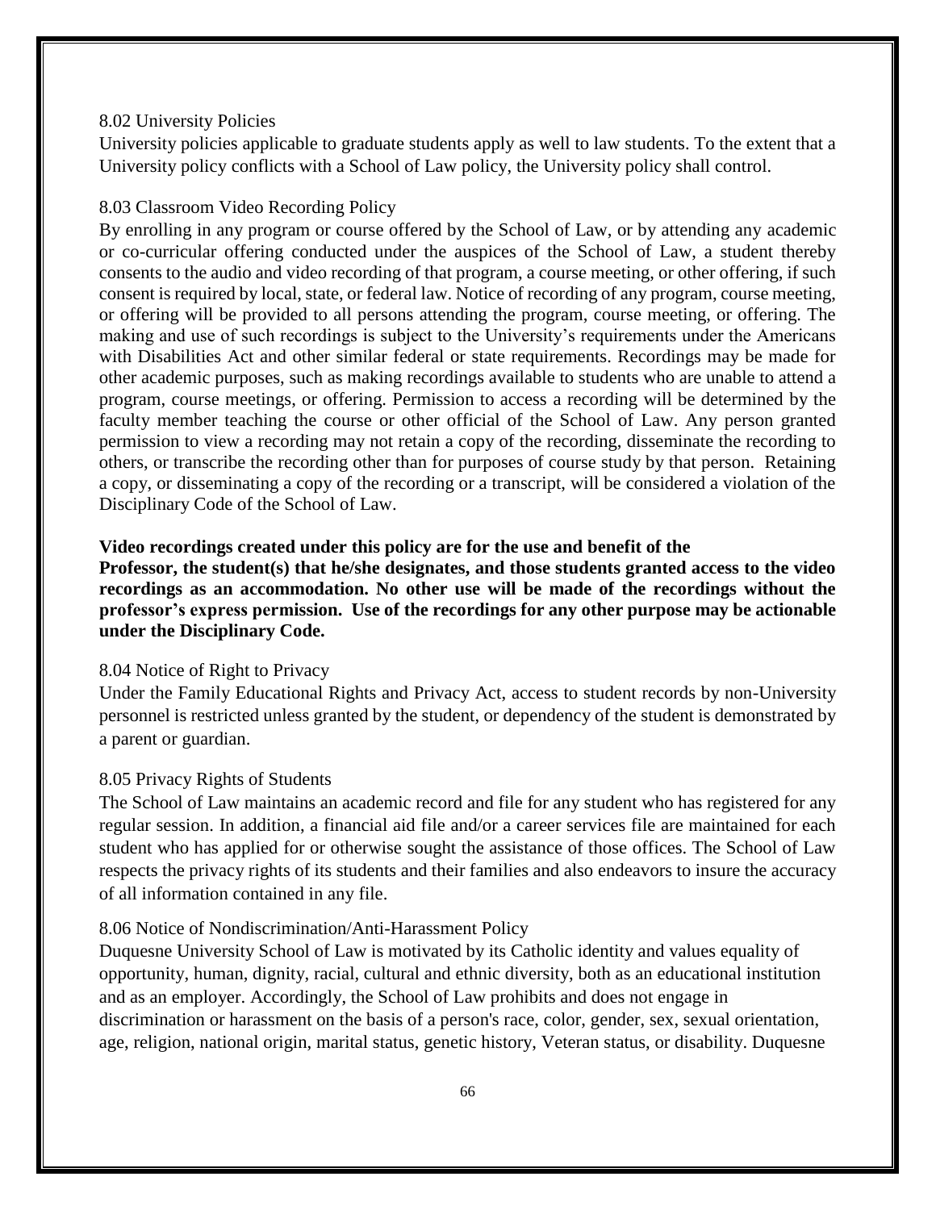### 8.02 University Policies

University policies applicable to graduate students apply as well to law students. To the extent that a University policy conflicts with a School of Law policy, the University policy shall control.

### 8.03 Classroom Video Recording Policy

By enrolling in any program or course offered by the School of Law, or by attending any academic or co-curricular offering conducted under the auspices of the School of Law, a student thereby consents to the audio and video recording of that program, a course meeting, or other offering, if such consent is required by local, state, or federal law. Notice of recording of any program, course meeting, or offering will be provided to all persons attending the program, course meeting, or offering. The making and use of such recordings is subject to the University's requirements under the Americans with Disabilities Act and other similar federal or state requirements. Recordings may be made for other academic purposes, such as making recordings available to students who are unable to attend a program, course meetings, or offering. Permission to access a recording will be determined by the faculty member teaching the course or other official of the School of Law. Any person granted permission to view a recording may not retain a copy of the recording, disseminate the recording to others, or transcribe the recording other than for purposes of course study by that person. Retaining a copy, or disseminating a copy of the recording or a transcript, will be considered a violation of the Disciplinary Code of the School of Law.

**Video recordings created under this policy are for the use and benefit of the Professor, the student(s) that he/she designates, and those students granted access to the video recordings as an accommodation. No other use will be made of the recordings without the professor's express permission. Use of the recordings for any other purpose may be actionable under the Disciplinary Code.**

### 8.04 Notice of Right to Privacy

Under the Family Educational Rights and Privacy Act, access to student records by non-University personnel is restricted unless granted by the student, or dependency of the student is demonstrated by a parent or guardian.

### 8.05 Privacy Rights of Students

The School of Law maintains an academic record and file for any student who has registered for any regular session. In addition, a financial aid file and/or a career services file are maintained for each student who has applied for or otherwise sought the assistance of those offices. The School of Law respects the privacy rights of its students and their families and also endeavors to insure the accuracy of all information contained in any file.

### 8.06 Notice of Nondiscrimination/Anti-Harassment Policy

Duquesne University School of Law is motivated by its Catholic identity and values equality of opportunity, human, dignity, racial, cultural and ethnic diversity, both as an educational institution and as an employer. Accordingly, the School of Law prohibits and does not engage in discrimination or harassment on the basis of a person's race, color, gender, sex, sexual orientation, age, religion, national origin, marital status, genetic history, Veteran status, or disability. Duquesne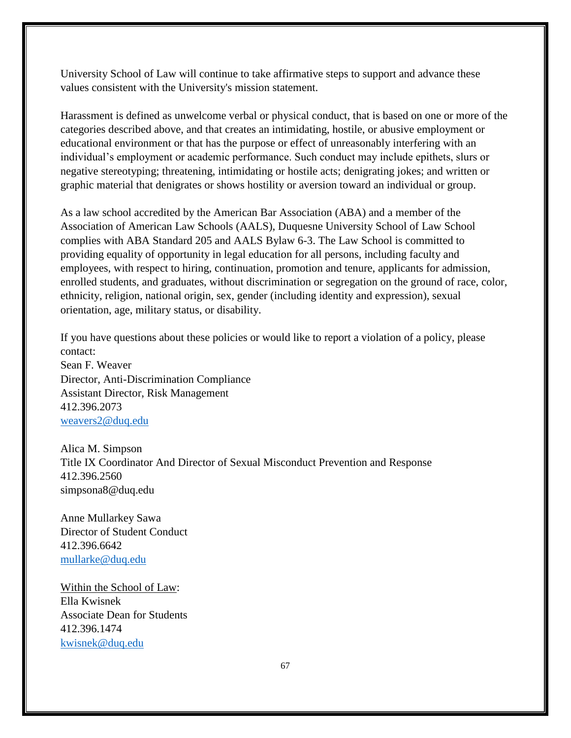University School of Law will continue to take affirmative steps to support and advance these values consistent with the University's mission statement.

Harassment is defined as unwelcome verbal or physical conduct, that is based on one or more of the categories described above, and that creates an intimidating, hostile, or abusive employment or educational environment or that has the purpose or effect of unreasonably interfering with an individual's employment or academic performance. Such conduct may include epithets, slurs or negative stereotyping; threatening, intimidating or hostile acts; denigrating jokes; and written or graphic material that denigrates or shows hostility or aversion toward an individual or group.

As a law school accredited by the American Bar Association (ABA) and a member of the Association of American Law Schools (AALS), Duquesne University School of Law School complies with ABA Standard 205 and AALS Bylaw 6-3. The Law School is committed to providing equality of opportunity in legal education for all persons, including faculty and employees, with respect to hiring, continuation, promotion and tenure, applicants for admission, enrolled students, and graduates, without discrimination or segregation on the ground of race, color, ethnicity, religion, national origin, sex, gender (including identity and expression), sexual orientation, age, military status, or disability.

If you have questions about these policies or would like to report a violation of a policy, please contact:
Sean F. Weaver
Director, Anti-Discrimination Compliance
Assistant Director, Risk Management
412.396.2073
weavers2@duq.edu

Alica M. Simpson
Title IX Coordinator And Director of Sexual Misconduct Prevention and Response
412.396.2560
simpsona8@duq.edu

Anne Mullarkey Sawa
Director of Student Conduct
412.396.6642
mullarke@duq.edu

Within the School of Law:
Ella Kwisnek
Associate Dean for Students
412.396.1474
kwisnek@duq.edu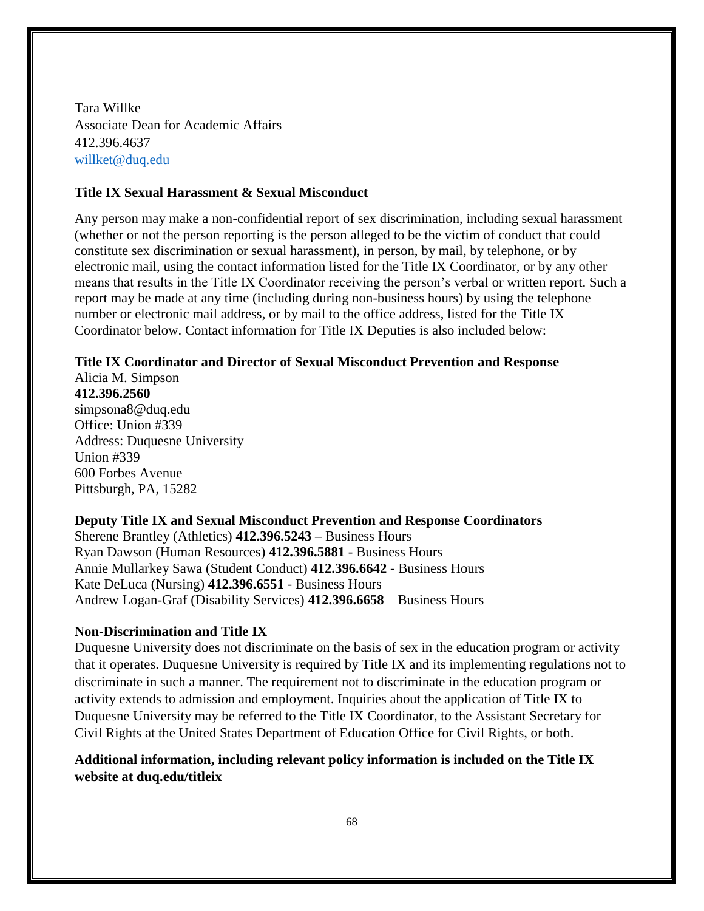Tara Willke
Associate Dean for Academic Affairs
412.396.4637
[willket@duq.edu](mailto:willket@duq.edu)

**Title IX Sexual Harassment & Sexual Misconduct**

Any person may make a non-confidential report of sex discrimination, including sexual harassment (whether or not the person reporting is the person alleged to be the victim of conduct that could constitute sex discrimination or sexual harassment), in person, by mail, by telephone, or by electronic mail, using the contact information listed for the Title IX Coordinator, or by any other means that results in the Title IX Coordinator receiving the person's verbal or written report. Such a report may be made at any time (including during non-business hours) by using the telephone number or electronic mail address, or by mail to the office address, listed for the Title IX Coordinator below. Contact information for Title IX Deputies is also included below:

**Title IX Coordinator and Director of Sexual Misconduct Prevention and Response**
Alicia M. Simpson
**412.396.2560**
simpsona8@duq.edu
Office: Union #339
Address: Duquesne University
Union #339
600 Forbes Avenue
Pittsburgh, PA, 15282

**Deputy Title IX and Sexual Misconduct Prevention and Response Coordinators**
Sherene Brantley (Athletics) **412.396.5243 –** Business Hours
Ryan Dawson (Human Resources) **412.396.5881** - Business Hours
Annie Mullarkey Sawa (Student Conduct) **412.396.6642** - Business Hours
Kate DeLuca (Nursing) **412.396.6551** - Business Hours
Andrew Logan-Graf (Disability Services) **412.396.6658** – Business Hours

**Non-Discrimination and Title IX**
Duquesne University does not discriminate on the basis of sex in the education program or activity that it operates. Duquesne University is required by Title IX and its implementing regulations not to discriminate in such a manner. The requirement not to discriminate in the education program or activity extends to admission and employment. Inquiries about the application of Title IX to Duquesne University may be referred to the Title IX Coordinator, to the Assistant Secretary for Civil Rights at the United States Department of Education Office for Civil Rights, or both.

**Additional information, including relevant policy information is included on the Title IX website at duq.edu/titleix**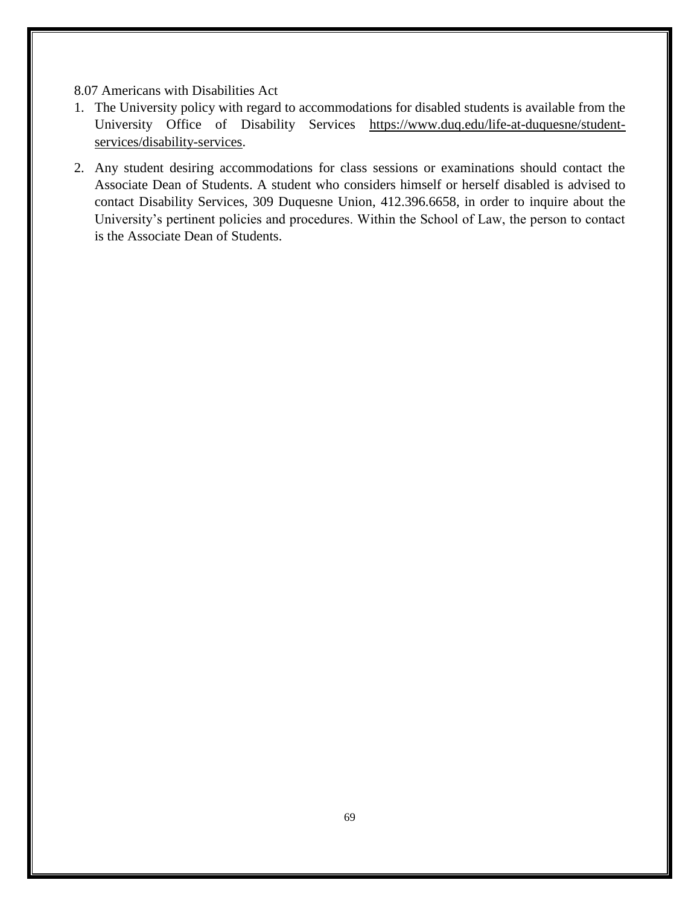8.07 Americans with Disabilities Act

1. The University policy with regard to accommodations for disabled students is available from the University Office of Disability Services https://www.duq.edu/life-at-duquesne/student-services/disability-services.
2. Any student desiring accommodations for class sessions or examinations should contact the Associate Dean of Students. A student who considers himself or herself disabled is advised to contact Disability Services, 309 Duquesne Union, 412.396.6658, in order to inquire about the University's pertinent policies and procedures. Within the School of Law, the person to contact is the Associate Dean of Students.